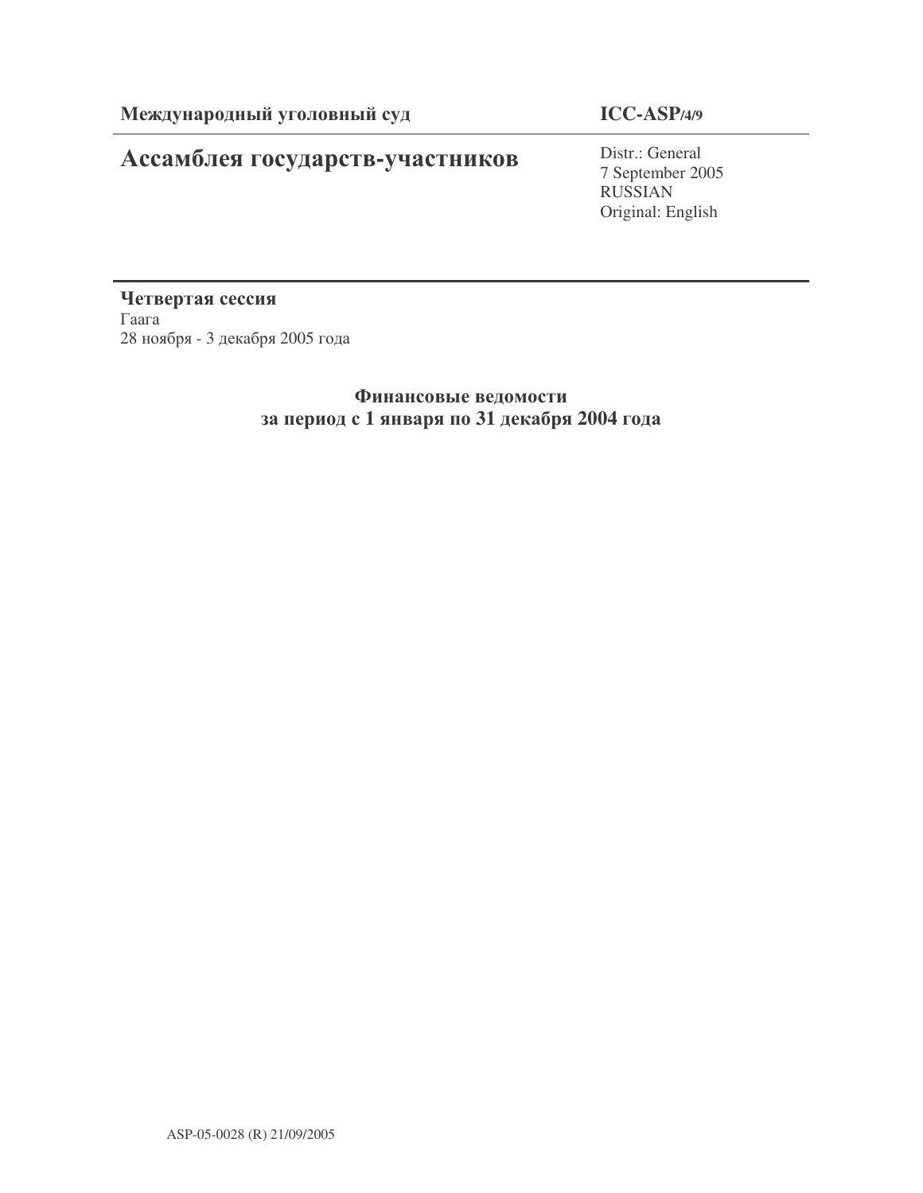**Международный уголовный суд** | **ICC-ASP/4/9**

# Ассамблея государств-участников

Distr.: General
7 September 2005
RUSSIAN
Original: English

**Четвертая сессия**
Гаага
28 ноября - 3 декабря 2005 года

## Финансовые ведомости за период с 1 января по 31 декабря 2004 года

ASP-05-0028 (R) 21/09/2005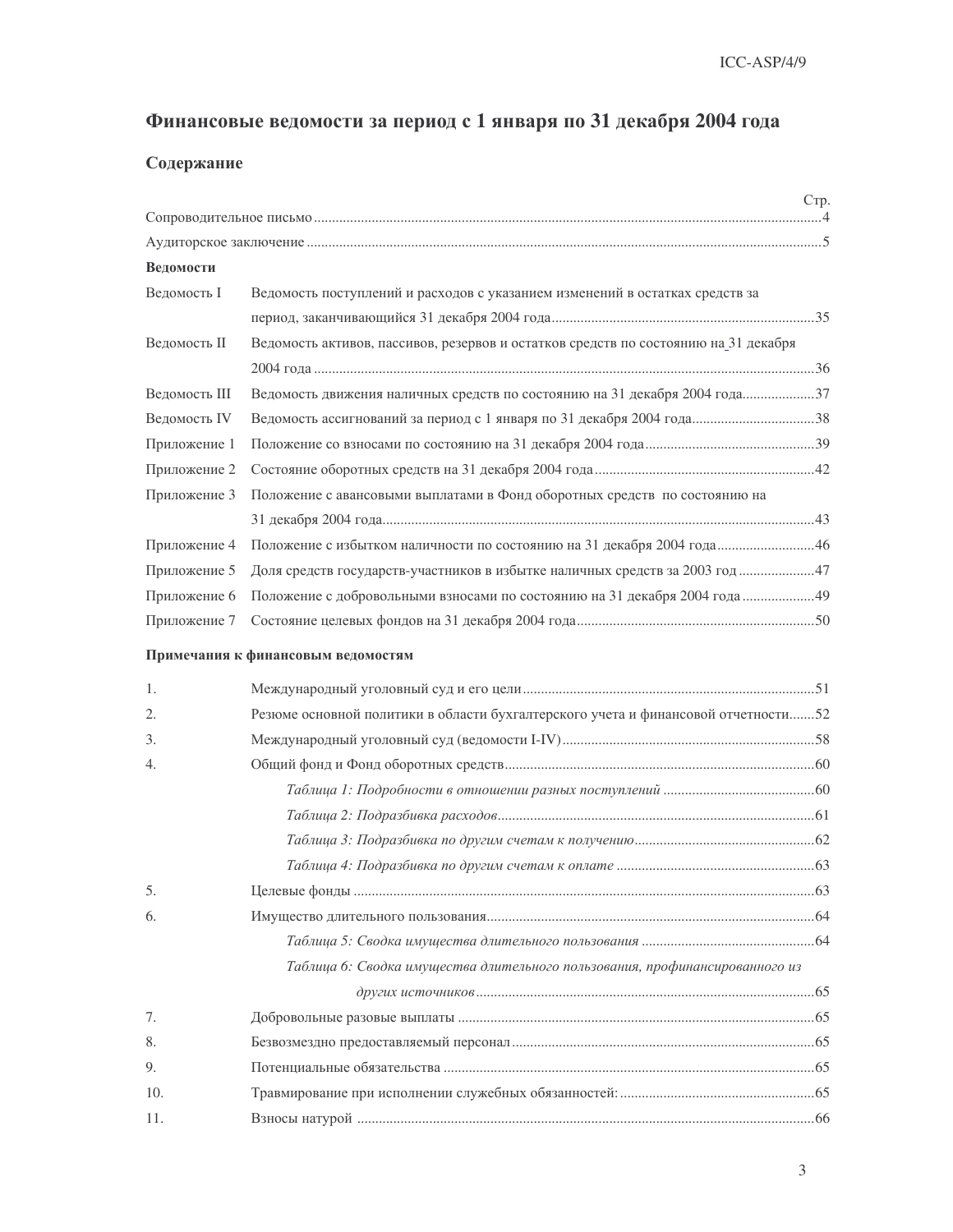# Финансовые ведомости за период с 1 января по 31 декабря 2004 года

## Содержание

| | | Стр. |
|---|---|---|
| Сопроводительное письмо | | 4 |
| Аудиторское заключение | | 5 |
| **Ведомости** | | |
| Ведомость I | Ведомость поступлений и расходов с указанием изменений в остатках средств за период, заканчивающийся 31 декабря 2004 года | 35 |
| Ведомость II | Ведомость активов, пассивов, резервов и остатков средств по состоянию на 31 декабря 2004 года | 36 |
| Ведомость III | Ведомость движения наличных средств по состоянию на 31 декабря 2004 года | 37 |
| Ведомость IV | Ведомость ассигнований за период с 1 января по 31 декабря 2004 года | 38 |
| Приложение 1 | Положение со взносами по состоянию на 31 декабря 2004 года | 39 |
| Приложение 2 | Состояние оборотных средств на 31 декабря 2004 года | 42 |
| Приложение 3 | Положение с авансовыми выплатами в Фонд оборотных средств по состоянию на 31 декабря 2004 года | 43 |
| Приложение 4 | Положение с избытком наличности по состоянию на 31 декабря 2004 года | 46 |
| Приложение 5 | Доля средств государств-участников в избытке наличных средств за 2003 год | 47 |
| Приложение 6 | Положение с добровольными взносами по состоянию на 31 декабря 2004 года | 49 |
| Приложение 7 | Состояние целевых фондов на 31 декабря 2004 года | 50 |

**Примечания к финансовым ведомостям**

| | | |
|---|---|---|
| 1. | Международный уголовный суд и его цели | 51 |
| 2. | Резюме основной политики в области бухгалтерского учета и финансовой отчетности | 52 |
| 3. | Международный уголовный суд (ведомости I-IV) | 58 |
| 4. | Общий фонд и Фонд оборотных средств | 60 |
| | *Таблица 1: Подробности в отношении разных поступлений* | 60 |
| | *Таблица 2: Подразбивка расходов* | 61 |
| | *Таблица 3: Подразбивка по другим счетам к получению* | 62 |
| | *Таблица 4: Подразбивка по другим счетам к оплате* | 63 |
| 5. | Целевые фонды | 63 |
| 6. | Имущество длительного пользования | 64 |
| | *Таблица 5: Сводка имущества длительного пользования* | 64 |
| | *Таблица 6: Сводка имущества длительного пользования, профинансированного из других источников* | 65 |
| 7. | Добровольные разовые выплаты | 65 |
| 8. | Безвозмездно предоставляемый персонал | 65 |
| 9. | Потенциальные обязательства | 65 |
| 10. | Травмирование при исполнении служебных обязанностей: | 65 |
| 11. | Взносы натурой | 66 |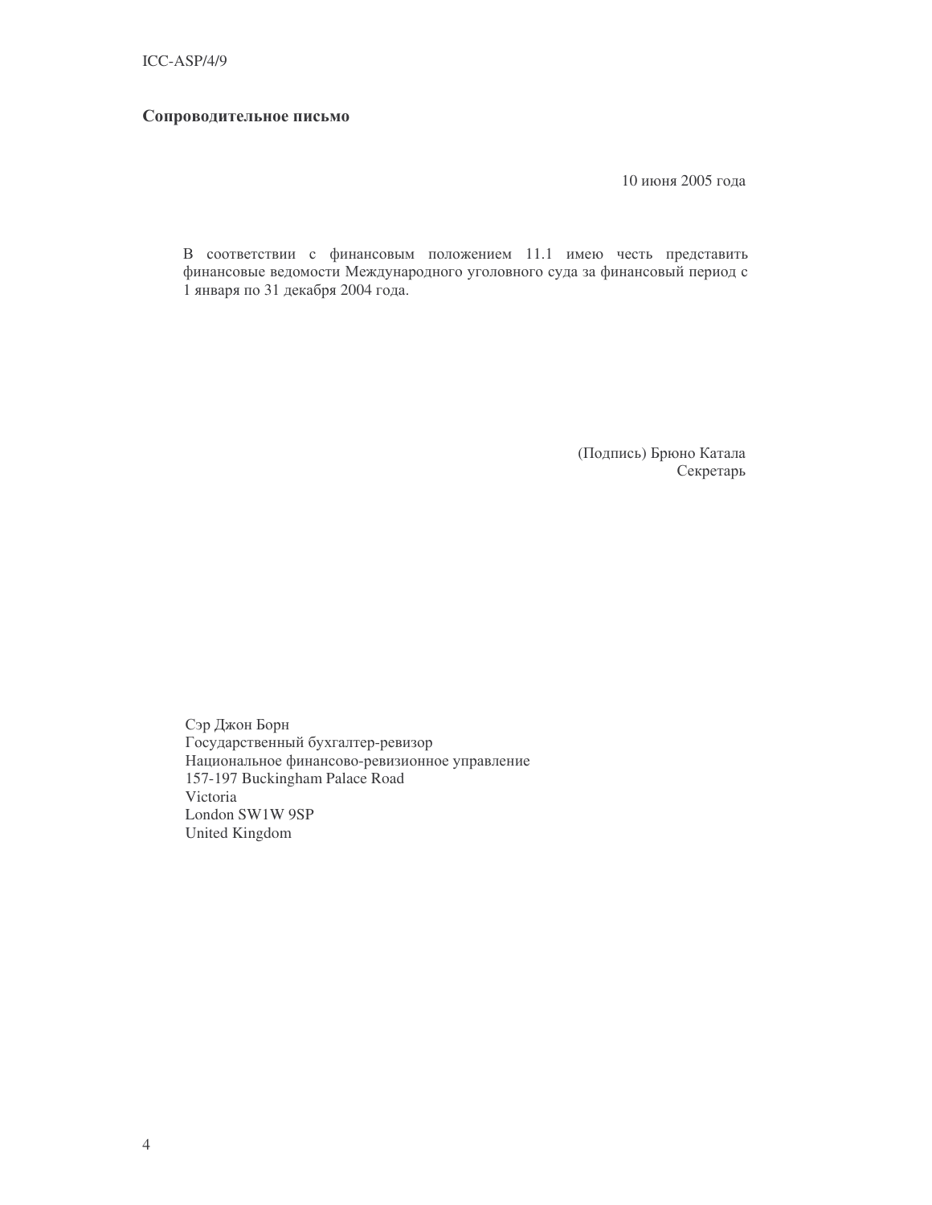## Сопроводительное письмо

10 июня 2005 года

В соответствии с финансовым положением 11.1 имею честь представить финансовые ведомости Международного уголовного суда за финансовый период с 1 января по 31 декабря 2004 года.

(Подпись) Брюно Катала
Секретарь

Сэр Джон Борн
Государственный бухгалтер-ревизор
Национальное финансово-ревизионное управление
157-197 Buckingham Palace Road
Victoria
London SW1W 9SP
United Kingdom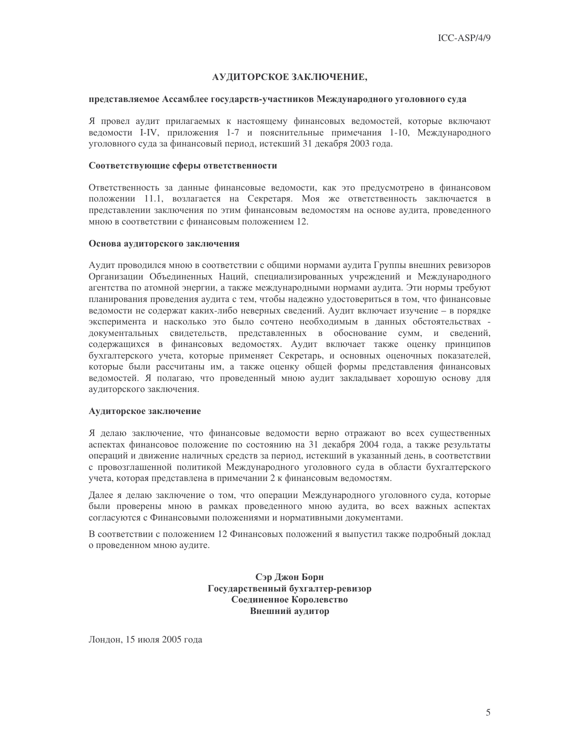# АУДИТОРСКОЕ ЗАКЛЮЧЕНИЕ,

**представляемое Ассамблее государств-участников Международного уголовного суда**

Я провел аудит прилагаемых к настоящему финансовых ведомостей, которые включают ведомости I-IV, приложения 1-7 и пояснительные примечания 1-10, Международного уголовного суда за финансовый период, истекший 31 декабря 2003 года.

### Соответствующие сферы ответственности

Ответственность за данные финансовые ведомости, как это предусмотрено в финансовом положении 11.1, возлагается на Секретаря. Моя же ответственность заключается в представлении заключения по этим финансовым ведомостям на основе аудита, проведенного мною в соответствии с финансовым положением 12.

### Основа аудиторского заключения

Аудит проводился мною в соответствии с общими нормами аудита Группы внешних ревизоров Организации Объединенных Наций, специализированных учреждений и Международного агентства по атомной энергии, а также международными нормами аудита. Эти нормы требуют планирования проведения аудита с тем, чтобы надежно удостовериться в том, что финансовые ведомости не содержат каких-либо неверных сведений. Аудит включает изучение – в порядке эксперимента и насколько это было сочтено необходимым в данных обстоятельствах - документальных свидетельств, представленных в обоснование сумм, и сведений, содержащихся в финансовых ведомостях. Аудит включает также оценку принципов бухгалтерского учета, которые применяет Секретарь, и основных оценочных показателей, которые были рассчитаны им, а также оценку общей формы представления финансовых ведомостей. Я полагаю, что проведенный мною аудит закладывает хорошую основу для аудиторского заключения.

### Аудиторское заключение

Я делаю заключение, что финансовые ведомости верно отражают во всех существенных аспектах финансовое положение по состоянию на 31 декабря 2004 года, а также результаты операций и движение наличных средств за период, истекший в указанный день, в соответствии с провозглашенной политикой Международного уголовного суда в области бухгалтерского учета, которая представлена в примечании 2 к финансовым ведомостям.

Далее я делаю заключение о том, что операции Международного уголовного суда, которые были проверены мною в рамках проведенного мною аудита, во всех важных аспектах согласуются с Финансовыми положениями и нормативными документами.

В соответствии с положением 12 Финансовых положений я выпустил также подробный доклад о проведенном мною аудите.

**Сэр Джон Борн**
**Государственный бухгалтер-ревизор**
**Соединенное Королевство**
**Внешний аудитор**

Лондон, 15 июля 2005 года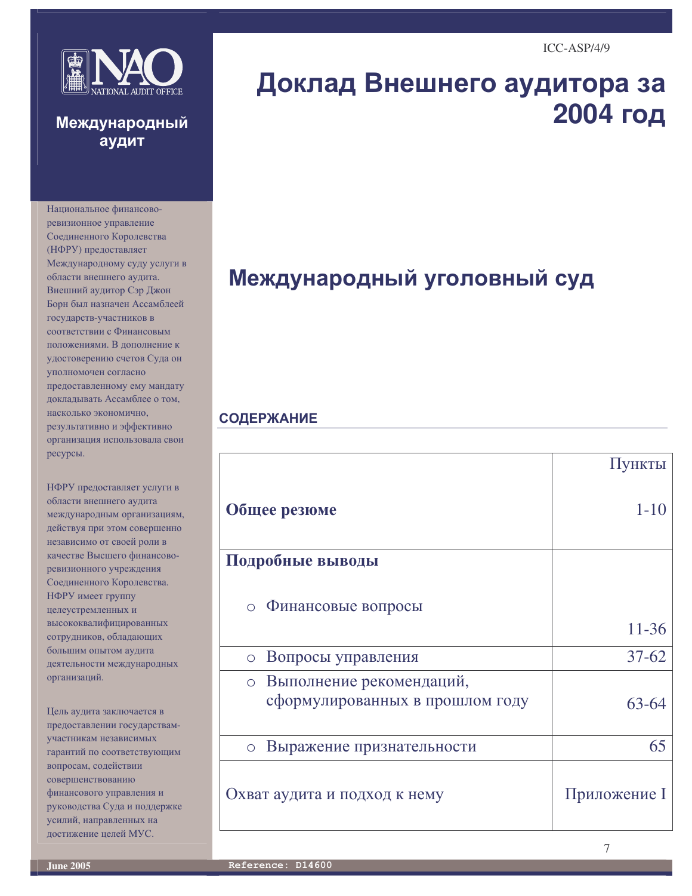ICC-ASP/4/9

# Доклад Внешнего аудитора за 2004 год

NAO NATIONAL AUDIT OFFICE

**Международный аудит**

Национальное финансово-ревизионное управление Соединенного Королевства (НФРУ) предоставляет Международному суду услуги в области внешнего аудита. Внешний аудитор Сэр Джон Борн был назначен Ассамблеей государств-участников в соответствии с Финансовым положениями. В дополнение к удостоверению счетов Суда он уполномочен согласно предоставленному ему мандату докладывать Ассамблее о том, насколько экономично, результативно и эффективно организация использовала свои ресурсы.

НФРУ предоставляет услуги в области внешнего аудита международным организациям, действуя при этом совершенно независимо от своей роли в качестве Высшего финансово-ревизионного учреждения Соединенного Королевства. НФРУ имеет группу целеустремленных и высококвалифицированных сотрудников, обладающих большим опытом аудита деятельности международных организаций.

Цель аудита заключается в предоставлении государствам-участникам независимых гарантий по соответствующим вопросам, содействии совершенствованию финансового управления и руководства Суда и поддержке усилий, направленных на достижение целей МУС.

## Международный уголовный суд

### СОДЕРЖАНИЕ

| | Пункты |
|---|---|
| **Общее резюме** | 1-10 |
| **Подробные выводы** | |
| ○ Финансовые вопросы | 11-36 |
| ○ Вопросы управления | 37-62 |
| ○ Выполнение рекомендаций, сформулированных в прошлом году | 63-64 |
| ○ Выражение признательности | 65 |
| Охват аудита и подход к нему | Приложение I |

June 2005 Reference: D14600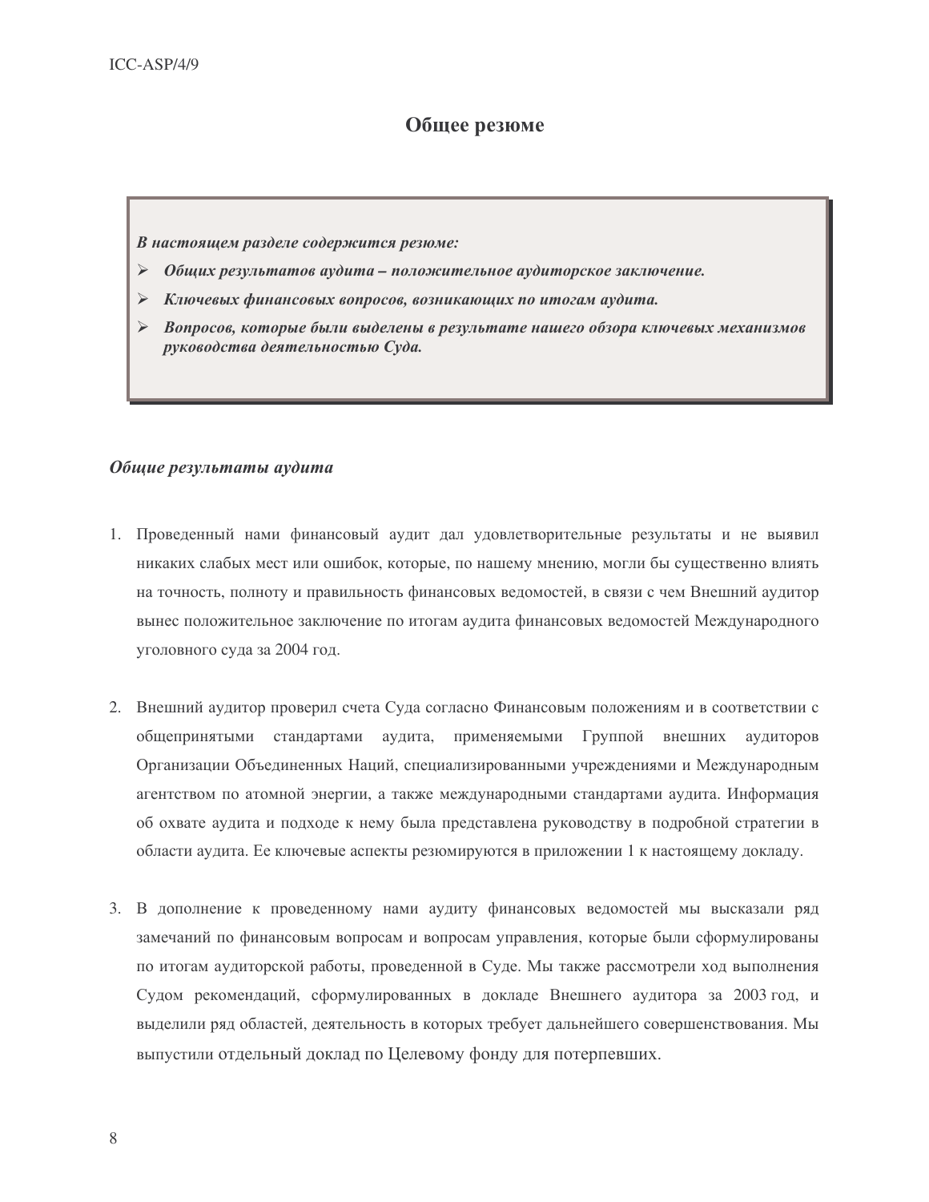## Общее резюме

> ***В настоящем разделе содержится резюме:***
>
> - ***Общих результатов аудита – положительное аудиторское заключение.***
> - ***Ключевых финансовых вопросов, возникающих по итогам аудита.***
> - ***Вопросов, которые были выделены в результате нашего обзора ключевых механизмов руководства деятельностью Суда.***

### *Общие результаты аудита*

1. Проведенный нами финансовый аудит дал удовлетворительные результаты и не выявил никаких слабых мест или ошибок, которые, по нашему мнению, могли бы существенно влиять на точность, полноту и правильность финансовых ведомостей, в связи с чем Внешний аудитор вынес положительное заключение по итогам аудита финансовых ведомостей Международного уголовного суда за 2004 год.

2. Внешний аудитор проверил счета Суда согласно Финансовым положениям и в соответствии с общепринятыми стандартами аудита, применяемыми Группой внешних аудиторов Организации Объединенных Наций, специализированными учреждениями и Международным агентством по атомной энергии, а также международными стандартами аудита. Информация об охвате аудита и подходе к нему была представлена руководству в подробной стратегии в области аудита. Ее ключевые аспекты резюмируются в приложении 1 к настоящему докладу.

3. В дополнение к проведенному нами аудиту финансовых ведомостей мы высказали ряд замечаний по финансовым вопросам и вопросам управления, которые были сформулированы по итогам аудиторской работы, проведенной в Суде. Мы также рассмотрели ход выполнения Судом рекомендаций, сформулированных в докладе Внешнего аудитора за 2003 год, и выделили ряд областей, деятельность в которых требует дальнейшего совершенствования. Мы выпустили отдельный доклад по Целевому фонду для потерпевших.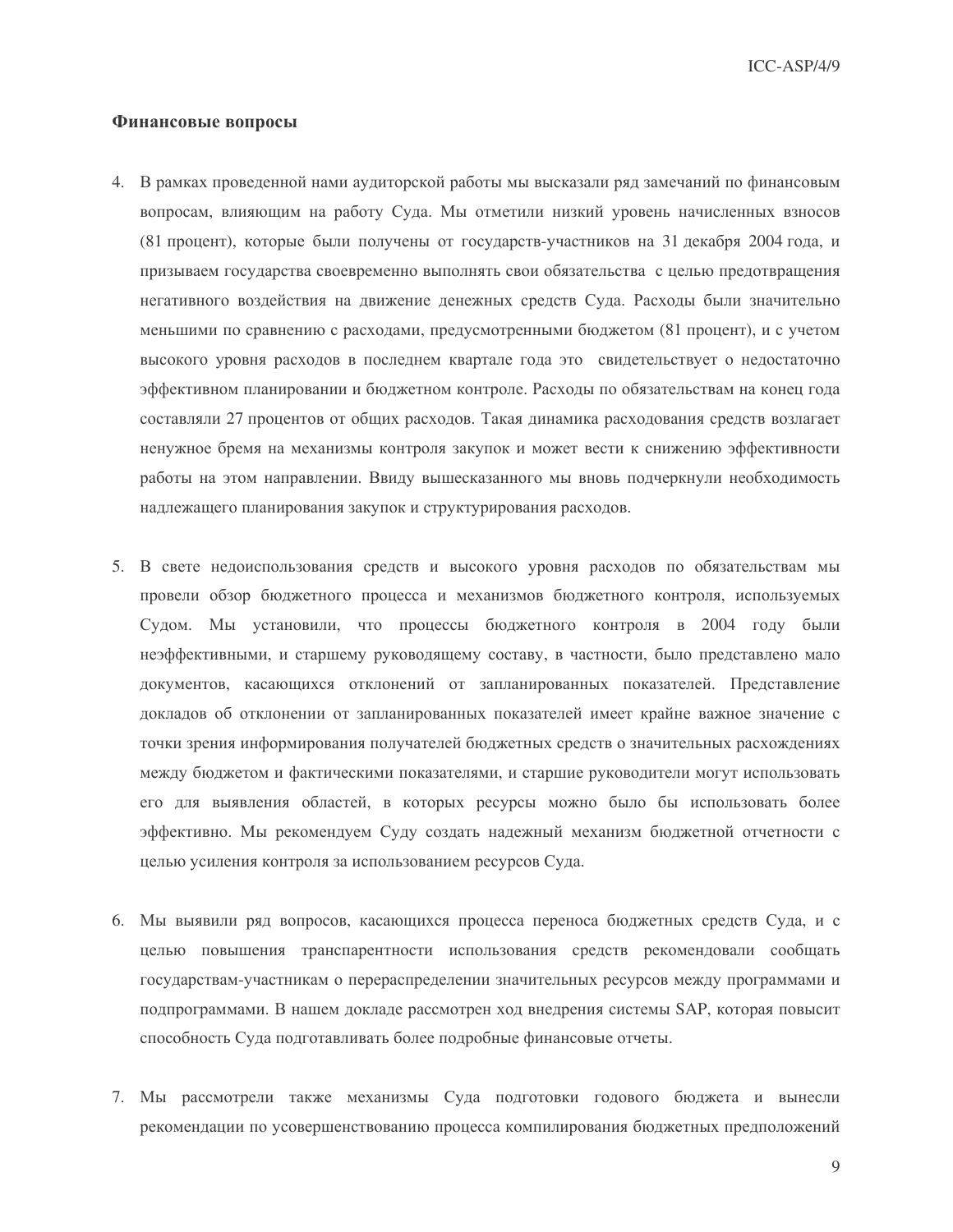### Финансовые вопросы

4. В рамках проведенной нами аудиторской работы мы высказали ряд замечаний по финансовым вопросам, влияющим на работу Суда. Мы отметили низкий уровень начисленных взносов (81 процент), которые были получены от государств-участников на 31 декабря 2004 года, и призываем государства своевременно выполнять свои обязательства с целью предотвращения негативного воздействия на движение денежных средств Суда. Расходы были значительно меньшими по сравнению с расходами, предусмотренными бюджетом (81 процент), и с учетом высокого уровня расходов в последнем квартале года это свидетельствует о недостаточно эффективном планировании и бюджетном контроле. Расходы по обязательствам на конец года составляли 27 процентов от общих расходов. Такая динамика расходования средств возлагает ненужное бремя на механизмы контроля закупок и может вести к снижению эффективности работы на этом направлении. Ввиду вышесказанного мы вновь подчеркнули необходимость надлежащего планирования закупок и структурирования расходов.

5. В свете недоиспользования средств и высокого уровня расходов по обязательствам мы провели обзор бюджетного процесса и механизмов бюджетного контроля, используемых Судом. Мы установили, что процессы бюджетного контроля в 2004 году были неэффективными, и старшему руководящему составу, в частности, было представлено мало документов, касающихся отклонений от запланированных показателей. Представление докладов об отклонении от запланированных показателей имеет крайне важное значение с точки зрения информирования получателей бюджетных средств о значительных расхождениях между бюджетом и фактическими показателями, и старшие руководители могут использовать его для выявления областей, в которых ресурсы можно было бы использовать более эффективно. Мы рекомендуем Суду создать надежный механизм бюджетной отчетности с целью усиления контроля за использованием ресурсов Суда.

6. Мы выявили ряд вопросов, касающихся процесса переноса бюджетных средств Суда, и с целью повышения транспарентности использования средств рекомендовали сообщать государствам-участникам о перераспределении значительных ресурсов между программами и подпрограммами. В нашем докладе рассмотрен ход внедрения системы SAP, которая повысит способность Суда подготавливать более подробные финансовые отчеты.

7. Мы рассмотрели также механизмы Суда подготовки годового бюджета и вынесли рекомендации по усовершенствованию процесса компилирования бюджетных предположений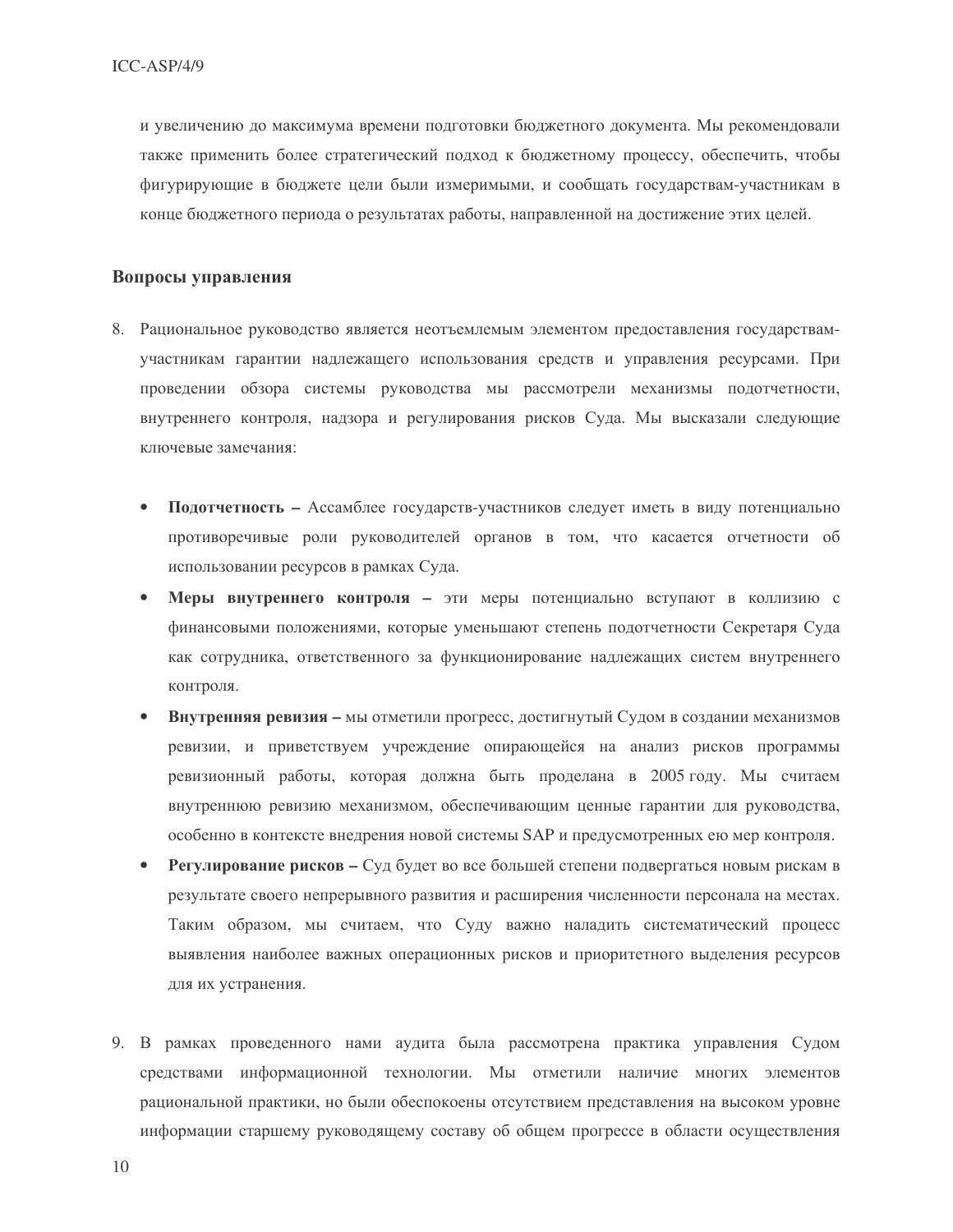и увеличению до максимума времени подготовки бюджетного документа. Мы рекомендовали также применить более стратегический подход к бюджетному процессу, обеспечить, чтобы фигурирующие в бюджете цели были измеримыми, и сообщать государствам-участникам в конце бюджетного периода о результатах работы, направленной на достижение этих целей.

## Вопросы управления

8. Рациональное руководство является неотъемлемым элементом предоставления государствам-участникам гарантии надлежащего использования средств и управления ресурсами. При проведении обзора системы руководства мы рассмотрели механизмы подотчетности, внутреннего контроля, надзора и регулирования рисков Суда. Мы высказали следующие ключевые замечания:

   - **Подотчетность –** Ассамблее государств-участников следует иметь в виду потенциально противоречивые роли руководителей органов в том, что касается отчетности об использовании ресурсов в рамках Суда.
   - **Меры внутреннего контроля –** эти меры потенциально вступают в коллизию с финансовыми положениями, которые уменьшают степень подотчетности Секретаря Суда как сотрудника, ответственного за функционирование надлежащих систем внутреннего контроля.
   - **Внутренняя ревизия –** мы отметили прогресс, достигнутый Судом в создании механизмов ревизии, и приветствуем учреждение опирающейся на анализ рисков программы ревизионный работы, которая должна быть проделана в 2005 году. Мы считаем внутреннюю ревизию механизмом, обеспечивающим ценные гарантии для руководства, особенно в контексте внедрения новой системы SAP и предусмотренных ею мер контроля.
   - **Регулирование рисков –** Суд будет во все большей степени подвергаться новым рискам в результате своего непрерывного развития и расширения численности персонала на местах. Таким образом, мы считаем, что Суду важно наладить систематический процесс выявления наиболее важных операционных рисков и приоритетного выделения ресурсов для их устранения.

9. В рамках проведенного нами аудита была рассмотрена практика управления Судом средствами информационной технологии. Мы отметили наличие многих элементов рациональной практики, но были обеспокоены отсутствием представления на высоком уровне информации старшему руководящему составу об общем прогрессе в области осуществления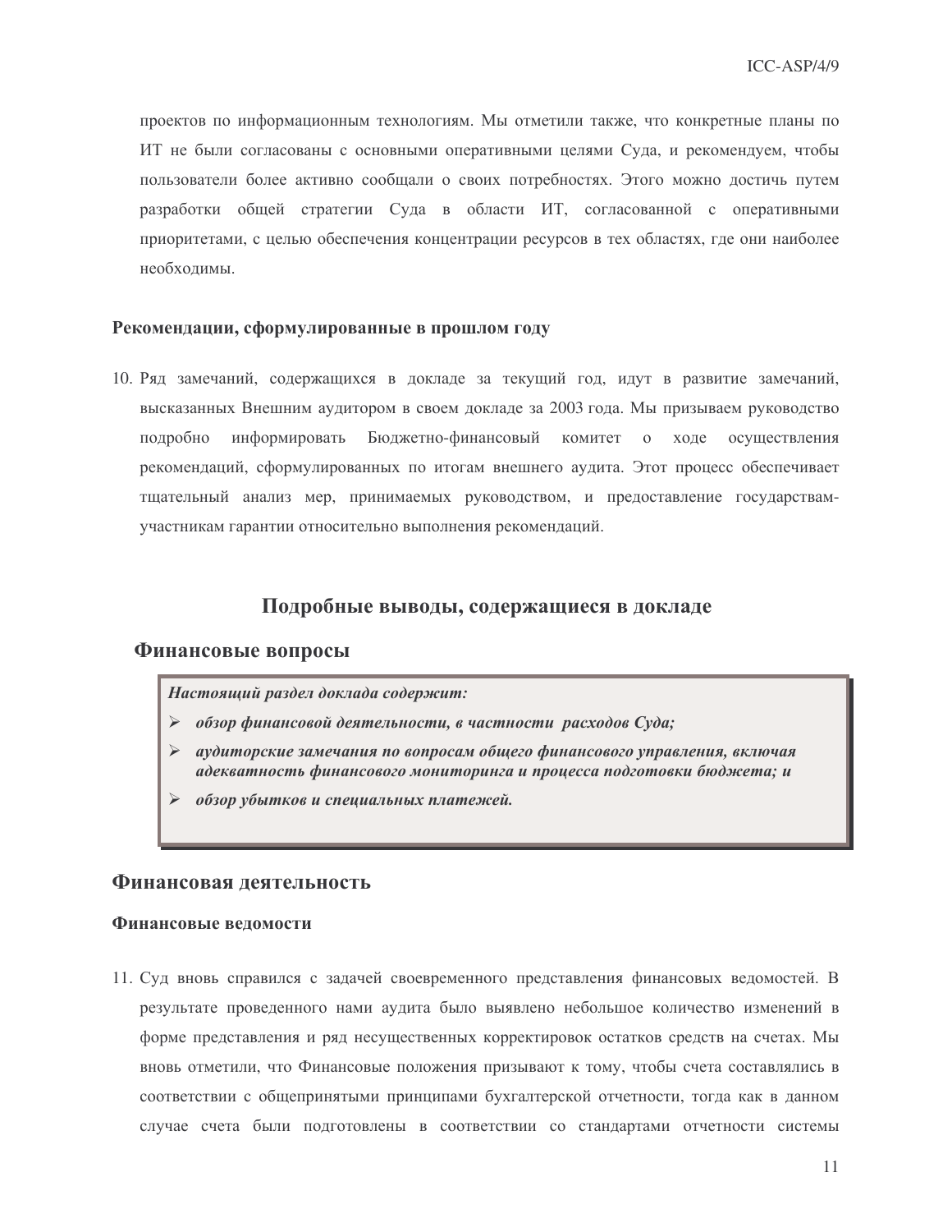проектов по информационным технологиям. Мы отметили также, что конкретные планы по ИТ не были согласованы с основными оперативными целями Суда, и рекомендуем, чтобы пользователи более активно сообщали о своих потребностях. Этого можно достичь путем разработки общей стратегии Суда в области ИТ, согласованной с оперативными приоритетами, с целью обеспечения концентрации ресурсов в тех областях, где они наиболее необходимы.

### Рекомендации, сформулированные в прошлом году

10. Ряд замечаний, содержащихся в докладе за текущий год, идут в развитие замечаний, высказанных Внешним аудитором в своем докладе за 2003 года. Мы призываем руководство подробно информировать Бюджетно-финансовый комитет о ходе осуществления рекомендаций, сформулированных по итогам внешнего аудита. Этот процесс обеспечивает тщательный анализ мер, принимаемых руководством, и предоставление государствам-участникам гарантии относительно выполнения рекомендаций.

## Подробные выводы, содержащиеся в докладе

## Финансовые вопросы

***Настоящий раздел доклада содержит:***

- ***обзор финансовой деятельности, в частности расходов Суда;***
- ***аудиторские замечания по вопросам общего финансового управления, включая адекватность финансового мониторинга и процесса подготовки бюджета; и***
- ***обзор убытков и специальных платежей.***

## Финансовая деятельность

### Финансовые ведомости

11. Суд вновь справился с задачей своевременного представления финансовых ведомостей. В результате проведенного нами аудита было выявлено небольшое количество изменений в форме представления и ряд несущественных корректировок остатков средств на счетах. Мы вновь отметили, что Финансовые положения призывают к тому, чтобы счета составлялись в соответствии с общепринятыми принципами бухгалтерской отчетности, тогда как в данном случае счета были подготовлены в соответствии со стандартами отчетности системы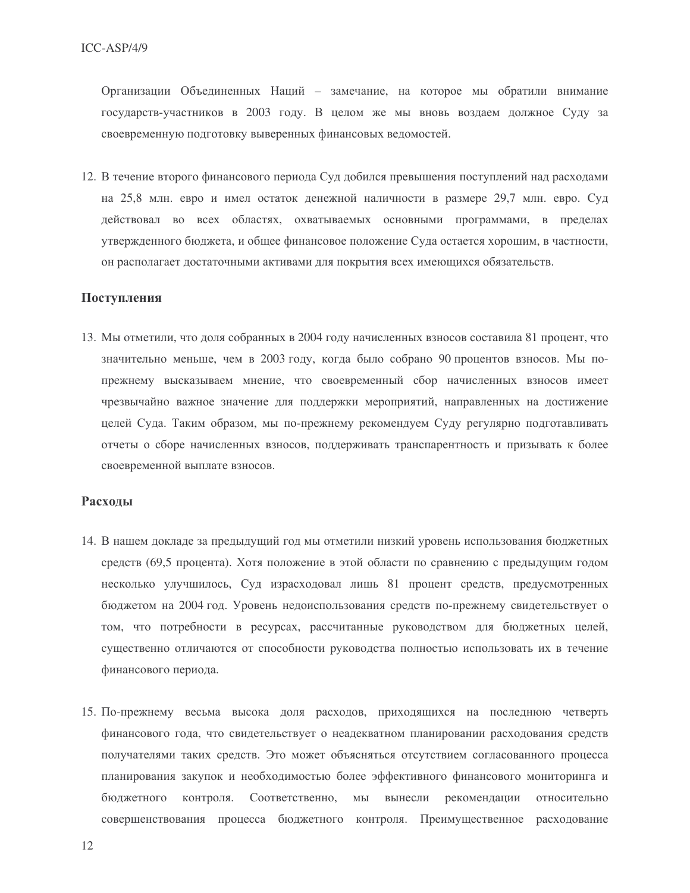Организации Объединенных Наций – замечание, на которое мы обратили внимание государств-участников в 2003 году. В целом же мы вновь воздаем должное Суду за своевременную подготовку выверенных финансовых ведомостей.

12. В течение второго финансового периода Суд добился превышения поступлений над расходами на 25,8 млн. евро и имел остаток денежной наличности в размере 29,7 млн. евро. Суд действовал во всех областях, охватываемых основными программами, в пределах утвержденного бюджета, и общее финансовое положение Суда остается хорошим, в частности, он располагает достаточными активами для покрытия всех имеющихся обязательств.

### Поступления

13. Мы отметили, что доля собранных в 2004 году начисленных взносов составила 81 процент, что значительно меньше, чем в 2003 году, когда было собрано 90 процентов взносов. Мы по-прежнему высказываем мнение, что своевременный сбор начисленных взносов имеет чрезвычайно важное значение для поддержки мероприятий, направленных на достижение целей Суда. Таким образом, мы по-прежнему рекомендуем Суду регулярно подготавливать отчеты о сборе начисленных взносов, поддерживать транспарентность и призывать к более своевременной выплате взносов.

### Расходы

14. В нашем докладе за предыдущий год мы отметили низкий уровень использования бюджетных средств (69,5 процента). Хотя положение в этой области по сравнению с предыдущим годом несколько улучшилось, Суд израсходовал лишь 81 процент средств, предусмотренных бюджетом на 2004 год. Уровень недоиспользования средств по-прежнему свидетельствует о том, что потребности в ресурсах, рассчитанные руководством для бюджетных целей, существенно отличаются от способности руководства полностью использовать их в течение финансового периода.

15. По-прежнему весьма высока доля расходов, приходящихся на последнюю четверть финансового года, что свидетельствует о неадекватном планировании расходования средств получателями таких средств. Это может объясняться отсутствием согласованного процесса планирования закупок и необходимостью более эффективного финансового мониторинга и бюджетного контроля. Соответственно, мы вынесли рекомендации относительно совершенствования процесса бюджетного контроля. Преимущественное расходование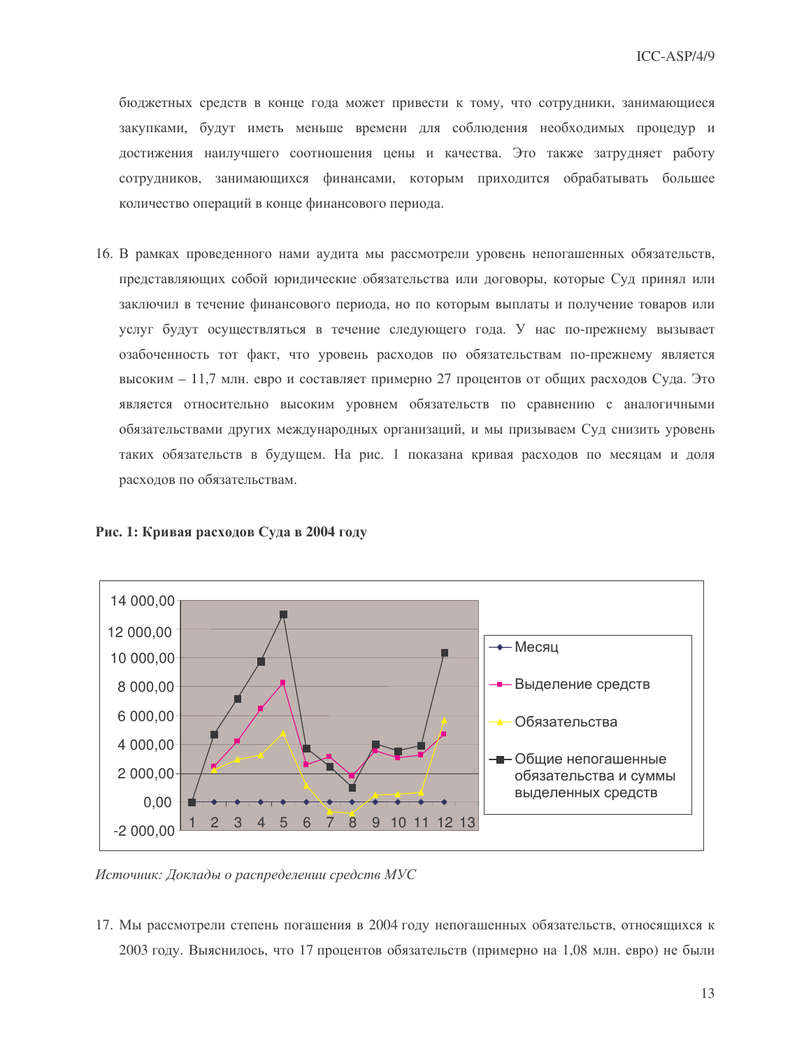бюджетных средств в конце года может привести к тому, что сотрудники, занимающиеся закупками, будут иметь меньше времени для соблюдения необходимых процедур и достижения наилучшего соотношения цены и качества. Это также затрудняет работу сотрудников, занимающихся финансами, которым приходится обрабатывать большее количество операций в конце финансового периода.

16. В рамках проведенного нами аудита мы рассмотрели уровень непогашенных обязательств, представляющих собой юридические обязательства или договоры, которые Суд принял или заключил в течение финансового периода, но по которым выплаты и получение товаров или услуг будут осуществляться в течение следующего года. У нас по-прежнему вызывает озабоченность тот факт, что уровень расходов по обязательствам по-прежнему является высоким – 11,7 млн. евро и составляет примерно 27 процентов от общих расходов Суда. Это является относительно высоким уровнем обязательств по сравнению с аналогичными обязательствами других международных организаций, и мы призываем Суд снизить уровень таких обязательств в будущем. На рис. 1 показана кривая расходов по месяцам и доля расходов по обязательствам.

**Рис. 1: Кривая расходов Суда в 2004 году**

*Источник: Доклады о распределении средств МУС*

17. Мы рассмотрели степень погашения в 2004 году непогашенных обязательств, относящихся к 2003 году. Выяснилось, что 17 процентов обязательств (примерно на 1,08 млн. евро) не были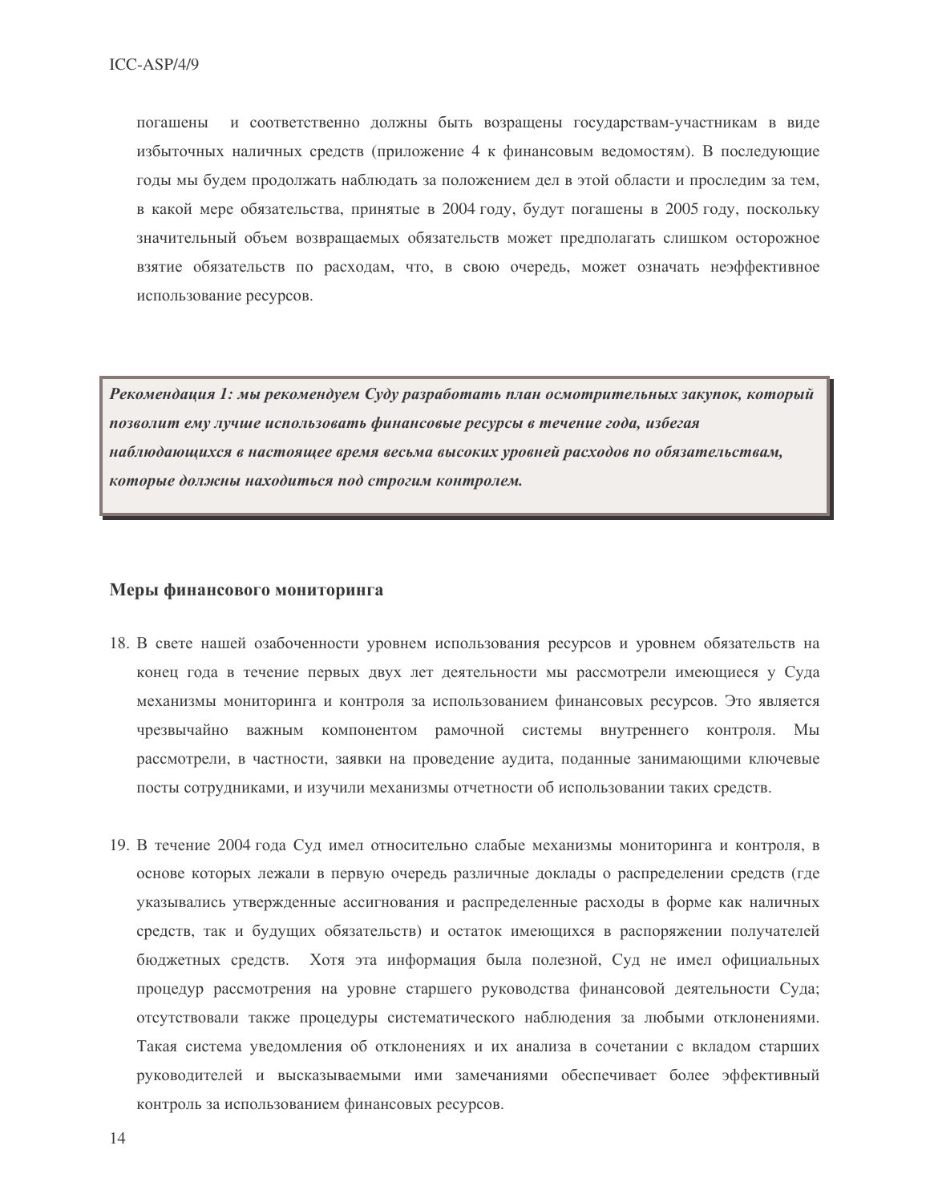погашены и соответственно должны быть возращены государствам-участникам в виде избыточных наличных средств (приложение 4 к финансовым ведомостям). В последующие годы мы будем продолжать наблюдать за положением дел в этой области и проследим за тем, в какой мере обязательства, принятые в 2004 году, будут погашены в 2005 году, поскольку значительный объем возвращаемых обязательств может предполагать слишком осторожное взятие обязательств по расходам, что, в свою очередь, может означать неэффективное использование ресурсов.

***Рекомендация 1: мы рекомендуем Суду разработать план осмотрительных закупок, который позволит ему лучше использовать финансовые ресурсы в течение года, избегая наблюдающихся в настоящее время весьма высоких уровней расходов по обязательствам, которые должны находиться под строгим контролем.***

## Меры финансового мониторинга

18. В свете нашей озабоченности уровнем использования ресурсов и уровнем обязательств на конец года в течение первых двух лет деятельности мы рассмотрели имеющиеся у Суда механизмы мониторинга и контроля за использованием финансовых ресурсов. Это является чрезвычайно важным компонентом рамочной системы внутреннего контроля. Мы рассмотрели, в частности, заявки на проведение аудита, поданные занимающими ключевые посты сотрудниками, и изучили механизмы отчетности об использовании таких средств.

19. В течение 2004 года Суд имел относительно слабые механизмы мониторинга и контроля, в основе которых лежали в первую очередь различные доклады о распределении средств (где указывались утвержденные ассигнования и распределенные расходы в форме как наличных средств, так и будущих обязательств) и остаток имеющихся в распоряжении получателей бюджетных средств. Хотя эта информация была полезной, Суд не имел официальных процедур рассмотрения на уровне старшего руководства финансовой деятельности Суда; отсутствовали также процедуры систематического наблюдения за любыми отклонениями. Такая система уведомления об отклонениях и их анализа в сочетании с вкладом старших руководителей и высказываемыми ими замечаниями обеспечивает более эффективный контроль за использованием финансовых ресурсов.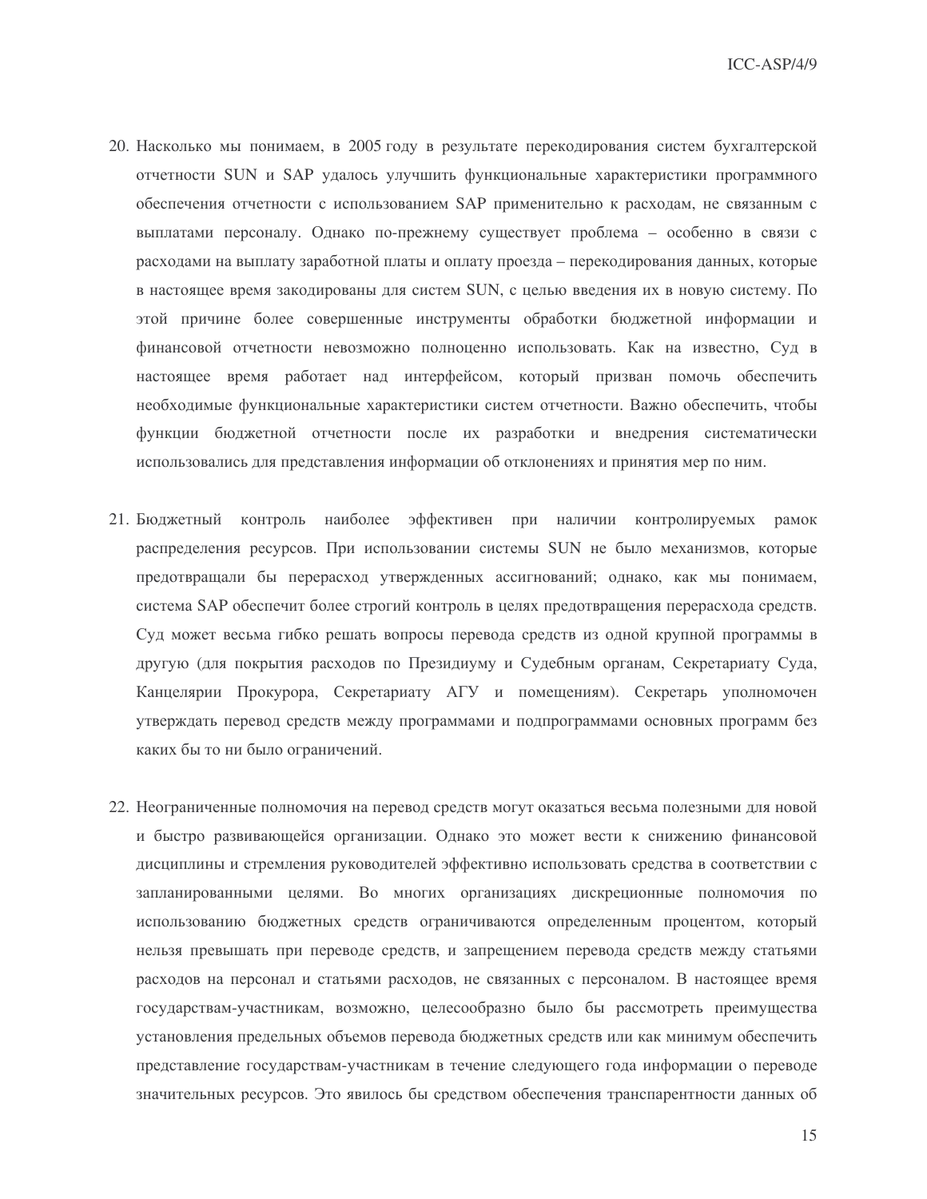20. Насколько мы понимаем, в 2005 году в результате перекодирования систем бухгалтерской отчетности SUN и SAP удалось улучшить функциональные характеристики программного обеспечения отчетности с использованием SAP применительно к расходам, не связанным с выплатами персоналу. Однако по-прежнему существует проблема – особенно в связи с расходами на выплату заработной платы и оплату проезда – перекодирования данных, которые в настоящее время закодированы для систем SUN, с целью введения их в новую систему. По этой причине более совершенные инструменты обработки бюджетной информации и финансовой отчетности невозможно полноценно использовать. Как на известно, Суд в настоящее время работает над интерфейсом, который призван помочь обеспечить необходимые функциональные характеристики систем отчетности. Важно обеспечить, чтобы функции бюджетной отчетности после их разработки и внедрения систематически использовались для представления информации об отклонениях и принятия мер по ним.

21. Бюджетный контроль наиболее эффективен при наличии контролируемых рамок распределения ресурсов. При использовании системы SUN не было механизмов, которые предотвращали бы перерасход утвержденных ассигнований; однако, как мы понимаем, система SAP обеспечит более строгий контроль в целях предотвращения перерасхода средств. Суд может весьма гибко решать вопросы перевода средств из одной крупной программы в другую (для покрытия расходов по Президиуму и Судебным органам, Секретариату Суда, Канцелярии Прокурора, Секретариату АГУ и помещениям). Секретарь уполномочен утверждать перевод средств между программами и подпрограммами основных программ без каких бы то ни было ограничений.

22. Неограниченные полномочия на перевод средств могут оказаться весьма полезными для новой и быстро развивающейся организации. Однако это может вести к снижению финансовой дисциплины и стремления руководителей эффективно использовать средства в соответствии с запланированными целями. Во многих организациях дискреционные полномочия по использованию бюджетных средств ограничиваются определенным процентом, который нельзя превышать при переводе средств, и запрещением перевода средств между статьями расходов на персонал и статьями расходов, не связанных с персоналом. В настоящее время государствам-участникам, возможно, целесообразно было бы рассмотреть преимущества установления предельных объемов перевода бюджетных средств или как минимум обеспечить представление государствам-участникам в течение следующего года информации о переводе значительных ресурсов. Это явилось бы средством обеспечения транспарентности данных об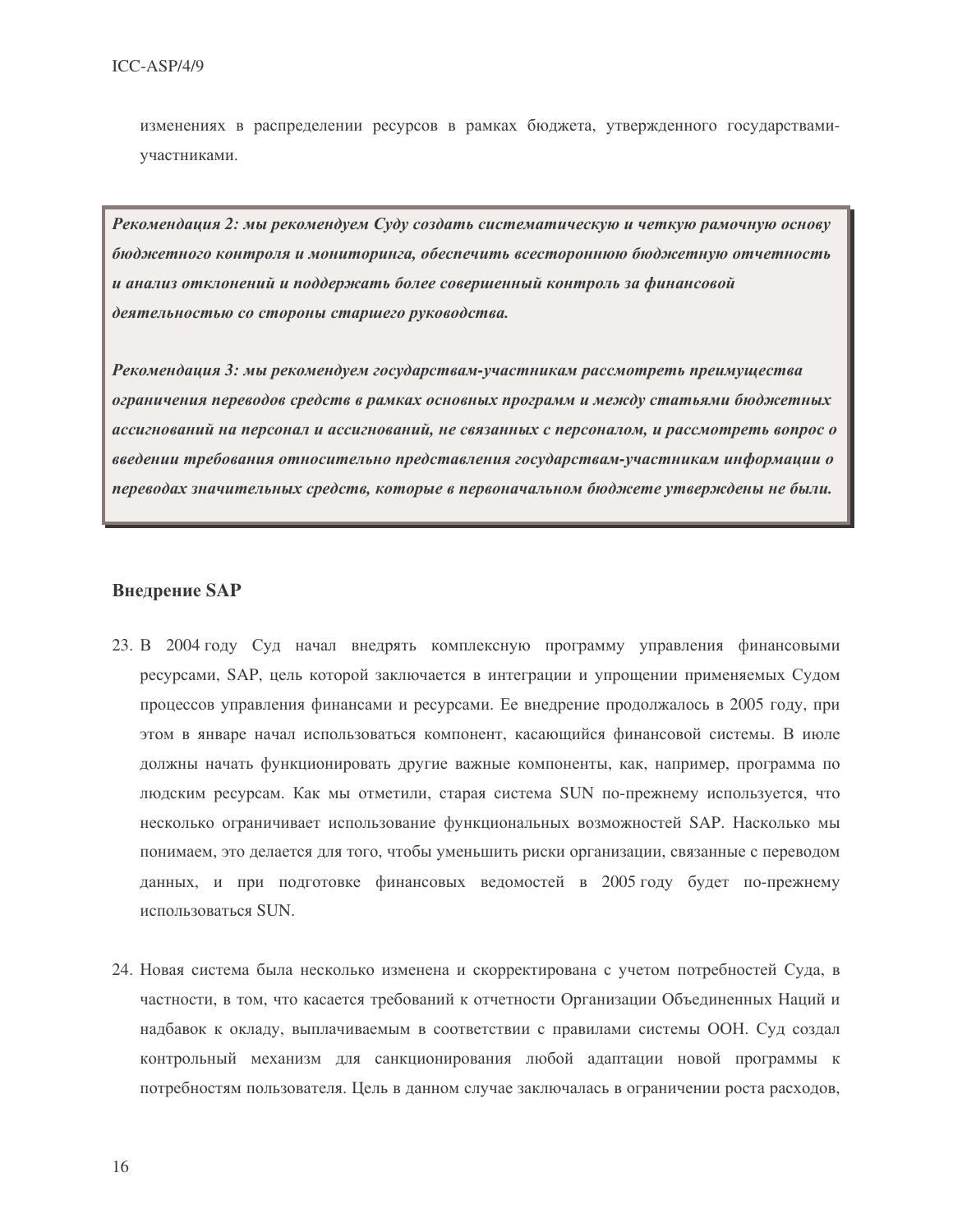изменениях в распределении ресурсов в рамках бюджета, утвержденного государствами-участниками.

> ***Рекомендация 2: мы рекомендуем Суду создать систематическую и четкую рамочную основу бюджетного контроля и мониторинга, обеспечить всестороннюю бюджетную отчетность и анализ отклонений и поддержать более совершенный контроль за финансовой деятельностью со стороны старшего руководства.***
>
> ***Рекомендация 3: мы рекомендуем государствам-участникам рассмотреть преимущества ограничения переводов средств в рамках основных программ и между статьями бюджетных ассигнований на персонал и ассигнований, не связанных с персоналом, и рассмотреть вопрос о введении требования относительно представления государствам-участникам информации о переводах значительных средств, которые в первоначальном бюджете утверждены не были.***

**Внедрение SAP**

23. В 2004 году Суд начал внедрять комплексную программу управления финансовыми ресурсами, SAP, цель которой заключается в интеграции и упрощении применяемых Судом процессов управления финансами и ресурсами. Ее внедрение продолжалось в 2005 году, при этом в январе начал использоваться компонент, касающийся финансовой системы. В июле должны начать функционировать другие важные компоненты, как, например, программа по людским ресурсам. Как мы отметили, старая система SUN по-прежнему используется, что несколько ограничивает использование функциональных возможностей SAP. Насколько мы понимаем, это делается для того, чтобы уменьшить риски организации, связанные с переводом данных, и при подготовке финансовых ведомостей в 2005 году будет по-прежнему использоваться SUN.

24. Новая система была несколько изменена и скорректирована с учетом потребностей Суда, в частности, в том, что касается требований к отчетности Организации Объединенных Наций и надбавок к окладу, выплачиваемым в соответствии с правилами системы ООН. Суд создал контрольный механизм для санкционирования любой адаптации новой программы к потребностям пользователя. Цель в данном случае заключалась в ограничении роста расходов,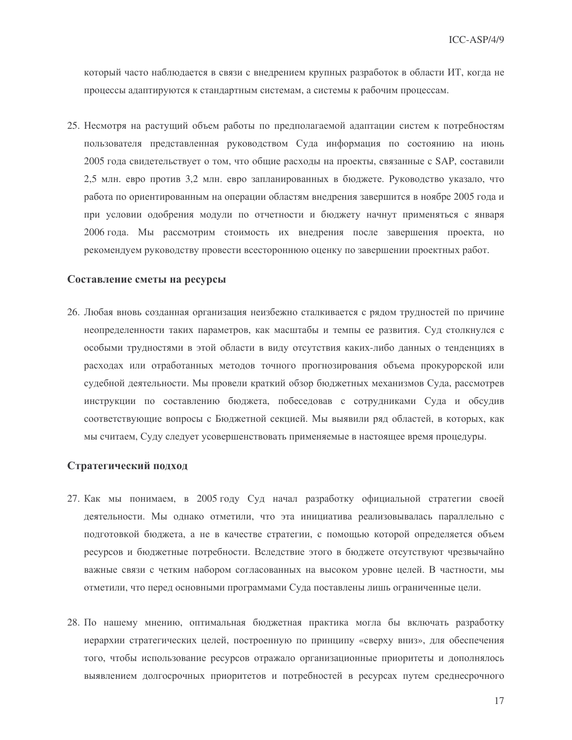который часто наблюдается в связи с внедрением крупных разработок в области ИТ, когда не процессы адаптируются к стандартным системам, а системы к рабочим процессам.

25. Несмотря на растущий объем работы по предполагаемой адаптации систем к потребностям пользователя представленная руководством Суда информация по состоянию на июнь 2005 года свидетельствует о том, что общие расходы на проекты, связанные с SAP, составили 2,5 млн. евро против 3,2 млн. евро запланированных в бюджете. Руководство указало, что работа по ориентированным на операции областям внедрения завершится в ноябре 2005 года и при условии одобрения модули по отчетности и бюджету начнут применяться с января 2006 года. Мы рассмотрим стоимость их внедрения после завершения проекта, но рекомендуем руководству провести всестороннюю оценку по завершении проектных работ.

### Составление сметы на ресурсы

26. Любая вновь созданная организация неизбежно сталкивается с рядом трудностей по причине неопределенности таких параметров, как масштабы и темпы ее развития. Суд столкнулся с особыми трудностями в этой области в виду отсутствия каких-либо данных о тенденциях в расходах или отработанных методов точного прогнозирования объема прокурорской или судебной деятельности. Мы провели краткий обзор бюджетных механизмов Суда, рассмотрев инструкции по составлению бюджета, побеседовав с сотрудниками Суда и обсудив соответствующие вопросы с Бюджетной секцией. Мы выявили ряд областей, в которых, как мы считаем, Суду следует усовершенствовать применяемые в настоящее время процедуры.

### Стратегический подход

27. Как мы понимаем, в 2005 году Суд начал разработку официальной стратегии своей деятельности. Мы однако отметили, что эта инициатива реализовывалась параллельно с подготовкой бюджета, а не в качестве стратегии, с помощью которой определяется объем ресурсов и бюджетные потребности. Вследствие этого в бюджете отсутствуют чрезвычайно важные связи с четким набором согласованных на высоком уровне целей. В частности, мы отметили, что перед основными программами Суда поставлены лишь ограниченные цели.

28. По нашему мнению, оптимальная бюджетная практика могла бы включать разработку иерархии стратегических целей, построенную по принципу «сверху вниз», для обеспечения того, чтобы использование ресурсов отражало организационные приоритеты и дополнялось выявлением долгосрочных приоритетов и потребностей в ресурсах путем среднесрочного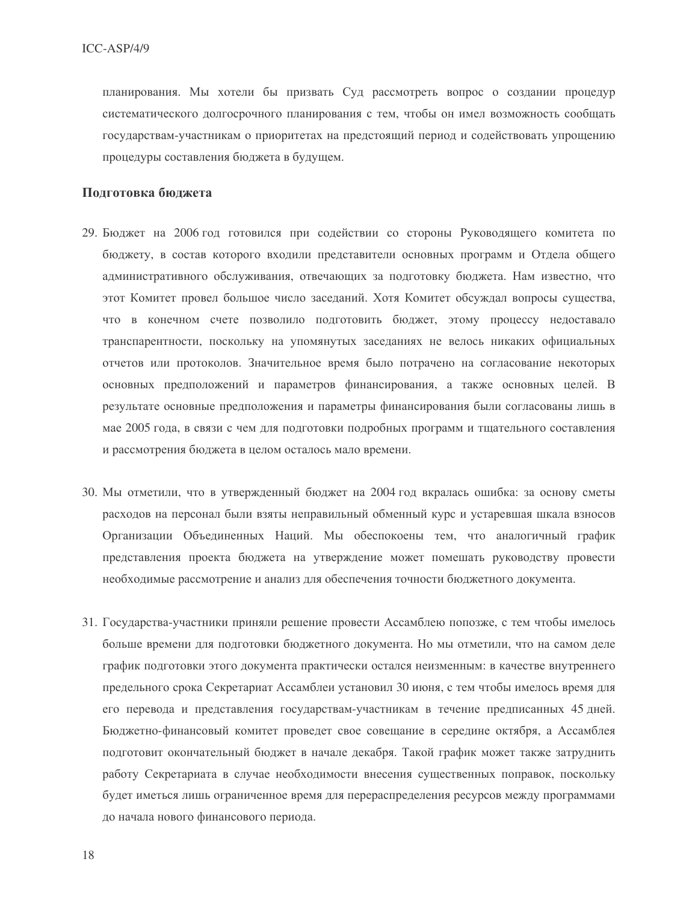планирования. Мы хотели бы призвать Суд рассмотреть вопрос о создании процедур систематического долгосрочного планирования с тем, чтобы он имел возможность сообщать государствам-участникам о приоритетах на предстоящий период и содействовать упрощению процедуры составления бюджета в будущем.

**Подготовка бюджета**

29. Бюджет на 2006 год готовился при содействии со стороны Руководящего комитета по бюджету, в состав которого входили представители основных программ и Отдела общего административного обслуживания, отвечающих за подготовку бюджета. Нам известно, что этот Комитет провел большое число заседаний. Хотя Комитет обсуждал вопросы существа, что в конечном счете позволило подготовить бюджет, этому процессу недоставало транспарентности, поскольку на упомянутых заседаниях не велось никаких официальных отчетов или протоколов. Значительное время было потрачено на согласование некоторых основных предположений и параметров финансирования, а также основных целей. В результате основные предположения и параметры финансирования были согласованы лишь в мае 2005 года, в связи с чем для подготовки подробных программ и тщательного составления и рассмотрения бюджета в целом осталось мало времени.

30. Мы отметили, что в утвержденный бюджет на 2004 год вкралась ошибка: за основу сметы расходов на персонал были взяты неправильный обменный курс и устаревшая шкала взносов Организации Объединенных Наций. Мы обеспокоены тем, что аналогичный график представления проекта бюджета на утверждение может помешать руководству провести необходимые рассмотрение и анализ для обеспечения точности бюджетного документа.

31. Государства-участники приняли решение провести Ассамблею попозже, с тем чтобы имелось больше времени для подготовки бюджетного документа. Но мы отметили, что на самом деле график подготовки этого документа практически остался неизменным: в качестве внутреннего предельного срока Секретариат Ассамблеи установил 30 июня, с тем чтобы имелось время для его перевода и представления государствам-участникам в течение предписанных 45 дней. Бюджетно-финансовый комитет проведет свое совещание в середине октября, а Ассамблея подготовит окончательный бюджет в начале декабря. Такой график может также затруднить работу Секретариата в случае необходимости внесения существенных поправок, поскольку будет иметься лишь ограниченное время для перераспределения ресурсов между программами до начала нового финансового периода.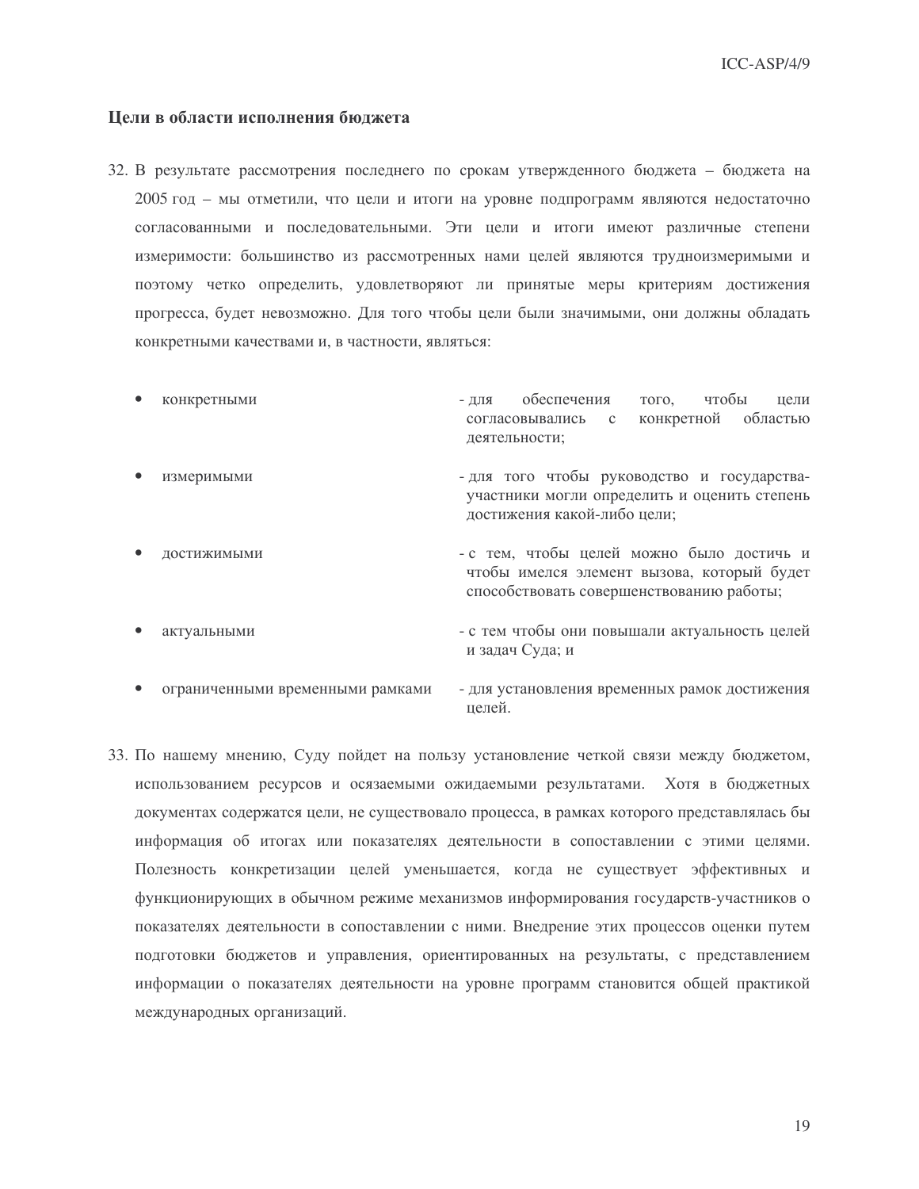### Цели в области исполнения бюджета

32. В результате рассмотрения последнего по срокам утвержденного бюджета – бюджета на 2005 год – мы отметили, что цели и итоги на уровне подпрограмм являются недостаточно согласованными и последовательными. Эти цели и итоги имеют различные степени измеримости: большинство из рассмотренных нами целей являются трудноизмеримыми и поэтому четко определить, удовлетворяют ли принятые меры критериям достижения прогресса, будет невозможно. Для того чтобы цели были значимыми, они должны обладать конкретными качествами и, в частности, являться:

- конкретными – для обеспечения того, чтобы цели согласовывались с конкретной областью деятельности;
- измеримыми – для того чтобы руководство и государства-участники могли определить и оценить степень достижения какой-либо цели;
- достижимыми – с тем, чтобы целей можно было достичь и чтобы имелся элемент вызова, который будет способствовать совершенствованию работы;
- актуальными – с тем чтобы они повышали актуальность целей и задач Суда; и
- ограниченными временными рамками – для установления временных рамок достижения целей.

33. По нашему мнению, Суду пойдет на пользу установление четкой связи между бюджетом, использованием ресурсов и осязаемыми ожидаемыми результатами. Хотя в бюджетных документах содержатся цели, не существовало процесса, в рамках которого представлялась бы информация об итогах или показателях деятельности в сопоставлении с этими целями. Полезность конкретизации целей уменьшается, когда не существует эффективных и функционирующих в обычном режиме механизмов информирования государств-участников о показателях деятельности в сопоставлении с ними. Внедрение этих процессов оценки путем подготовки бюджетов и управления, ориентированных на результаты, с представлением информации о показателях деятельности на уровне программ становится общей практикой международных организаций.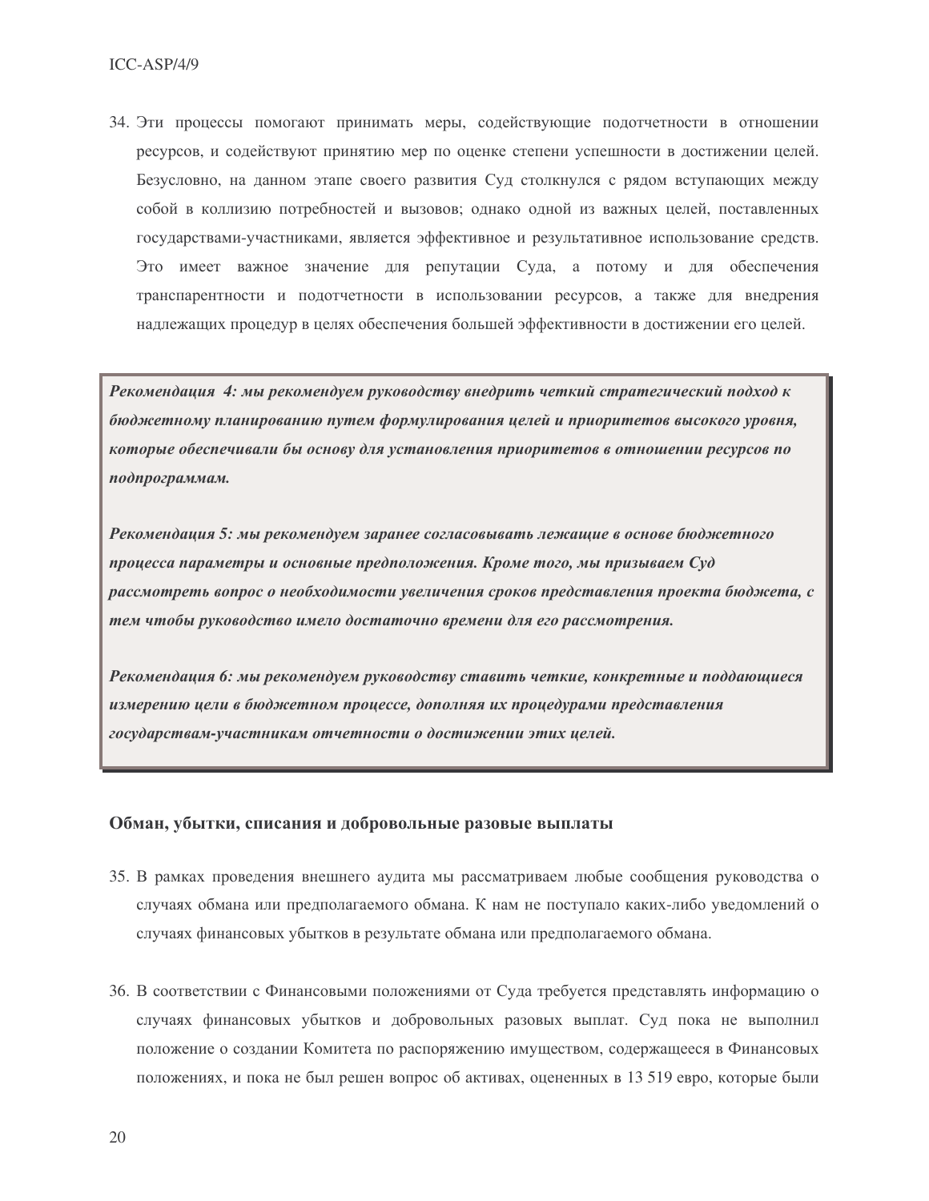34. Эти процессы помогают принимать меры, содействующие подотчетности в отношении ресурсов, и содействуют принятию мер по оценке степени успешности в достижении целей. Безусловно, на данном этапе своего развития Суд столкнулся с рядом вступающих между собой в коллизию потребностей и вызовов; однако одной из важных целей, поставленных государствами-участниками, является эффективное и результативное использование средств. Это имеет важное значение для репутации Суда, а потому и для обеспечения транспарентности и подотчетности в использовании ресурсов, а также для внедрения надлежащих процедур в целях обеспечения большей эффективности в достижении его целей.

***Рекомендация 4: мы рекомендуем руководству внедрить четкий стратегический подход к бюджетному планированию путем формулирования целей и приоритетов высокого уровня, которые обеспечивали бы основу для установления приоритетов в отношении ресурсов по подпрограммам.***

***Рекомендация 5: мы рекомендуем заранее согласовывать лежащие в основе бюджетного процесса параметры и основные предположения. Кроме того, мы призываем Суд рассмотреть вопрос о необходимости увеличения сроков представления проекта бюджета, с тем чтобы руководство имело достаточно времени для его рассмотрения.***

***Рекомендация 6: мы рекомендуем руководству ставить четкие, конкретные и поддающиеся измерению цели в бюджетном процессе, дополняя их процедурами представления государствам-участникам отчетности о достижении этих целей.***

### Обман, убытки, списания и добровольные разовые выплаты

35. В рамках проведения внешнего аудита мы рассматриваем любые сообщения руководства о случаях обмана или предполагаемого обмана. К нам не поступало каких-либо уведомлений о случаях финансовых убытков в результате обмана или предполагаемого обмана.

36. В соответствии с Финансовыми положениями от Суда требуется представлять информацию о случаях финансовых убытков и добровольных разовых выплат. Суд пока не выполнил положение о создании Комитета по распоряжению имуществом, содержащееся в Финансовых положениях, и пока не был решен вопрос об активах, оцененных в 13 519 евро, которые были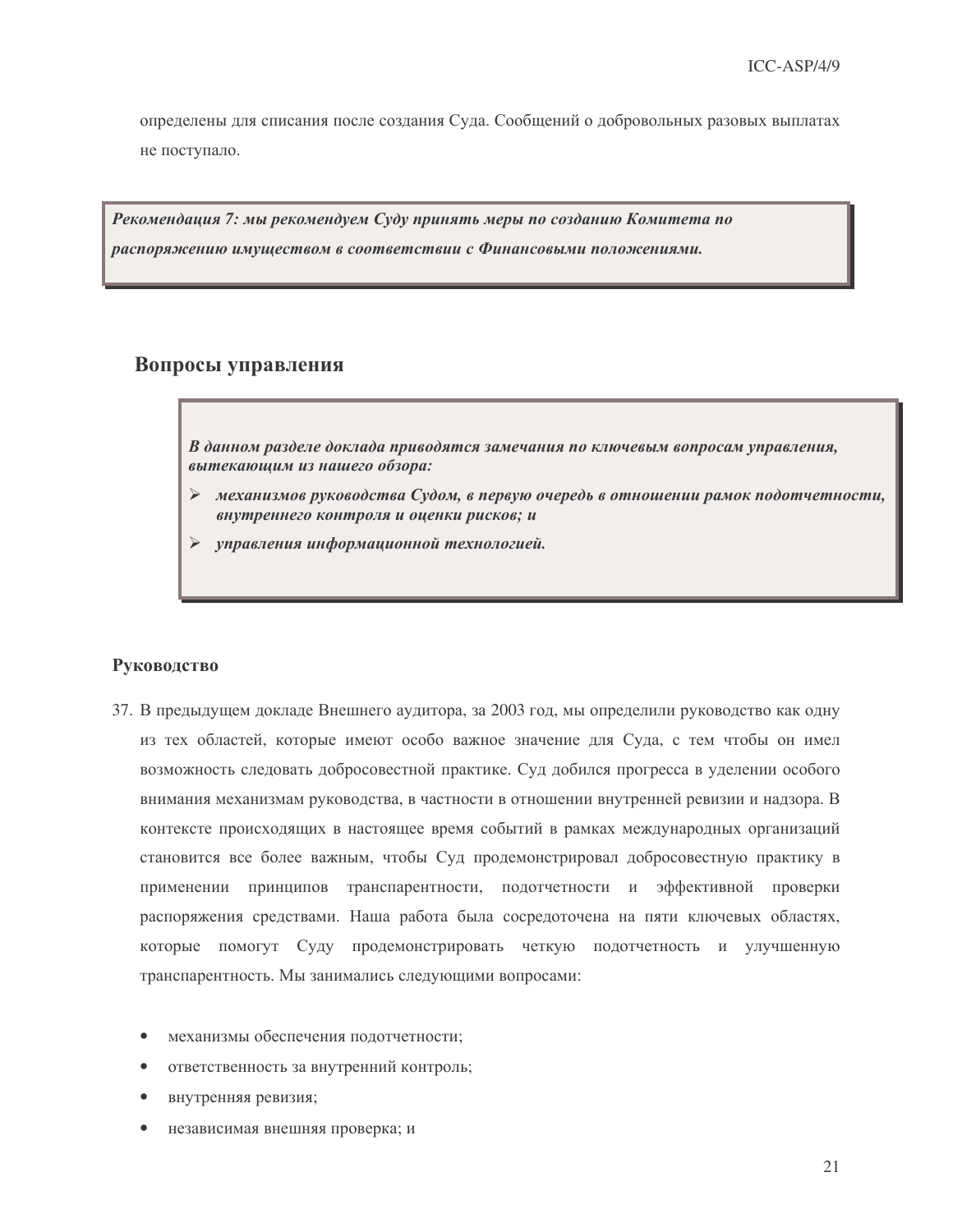определены для списания после создания Суда. Сообщений о добровольных разовых выплатах не поступало.

> ***Рекомендация 7: мы рекомендуем Суду принять меры по созданию Комитета по распоряжению имуществом в соответствии с Финансовыми положениями.***

## Вопросы управления

> ***В данном разделе доклада приводятся замечания по ключевым вопросам управления, вытекающим из нашего обзора:***
>
> - ***механизмов руководства Судом, в первую очередь в отношении рамок подотчетности, внутреннего контроля и оценки рисков; и***
> - ***управления информационной технологией.***

### Руководство

37. В предыдущем докладе Внешнего аудитора, за 2003 год, мы определили руководство как одну из тех областей, которые имеют особо важное значение для Суда, с тем чтобы он имел возможность следовать добросовестной практике. Суд добился прогресса в уделении особого внимания механизмам руководства, в частности в отношении внутренней ревизии и надзора. В контексте происходящих в настоящее время событий в рамках международных организаций становится все более важным, чтобы Суд продемонстрировал добросовестную практику в применении принципов транспарентности, подотчетности и эффективной проверки распоряжения средствами. Наша работа была сосредоточена на пяти ключевых областях, которые помогут Суду продемонстрировать четкую подотчетность и улучшенную транспарентность. Мы занимались следующими вопросами:

- механизмы обеспечения подотчетности;
- ответственность за внутренний контроль;
- внутренняя ревизия;
- независимая внешняя проверка; и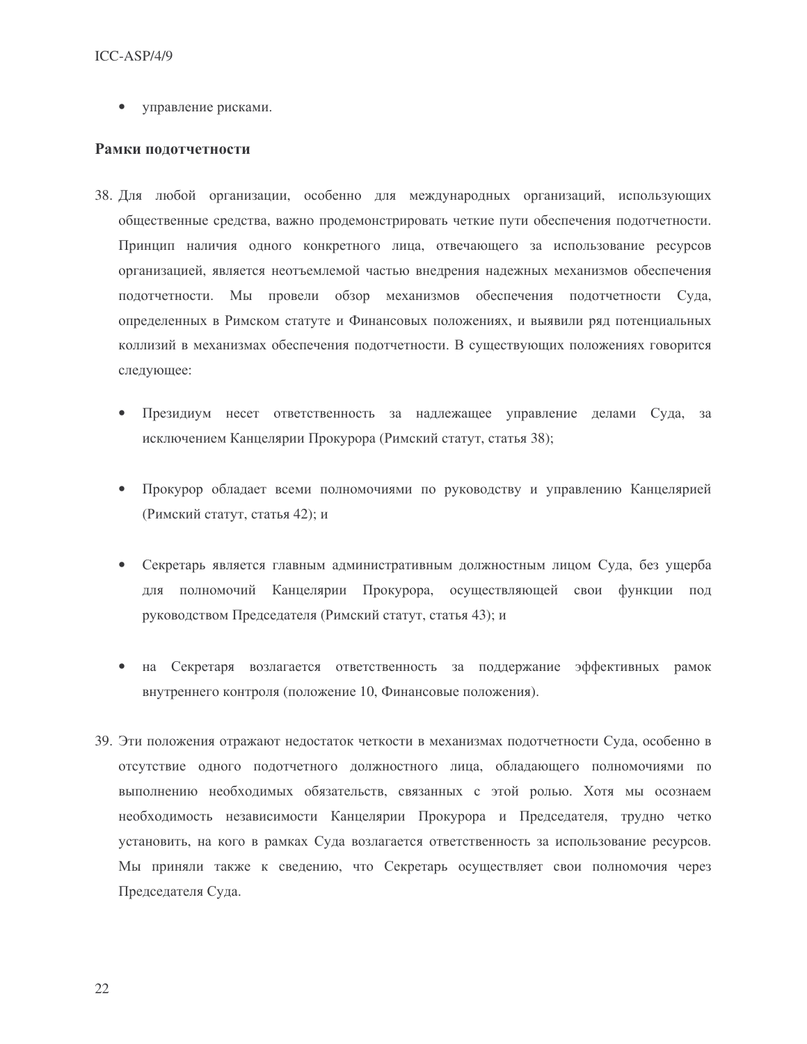- управление рисками.

**Рамки подотчетности**

38. Для любой организации, особенно для международных организаций, использующих общественные средства, важно продемонстрировать четкие пути обеспечения подотчетности. Принцип наличия одного конкретного лица, отвечающего за использование ресурсов организацией, является неотъемлемой частью внедрения надежных механизмов обеспечения подотчетности. Мы провели обзор механизмов обеспечения подотчетности Суда, определенных в Римском статуте и Финансовых положениях, и выявили ряд потенциальных коллизий в механизмах обеспечения подотчетности. В существующих положениях говорится следующее:

    - Президиум несет ответственность за надлежащее управление делами Суда, за исключением Канцелярии Прокурора (Римский статут, статья 38);

    - Прокурор обладает всеми полномочиями по руководству и управлению Канцелярией (Римский статут, статья 42); и

    - Секретарь является главным административным должностным лицом Суда, без ущерба для полномочий Канцелярии Прокурора, осуществляющей свои функции под руководством Председателя (Римский статут, статья 43); и

    - на Секретаря возлагается ответственность за поддержание эффективных рамок внутреннего контроля (положение 10, Финансовые положения).

39. Эти положения отражают недостаток четкости в механизмах подотчетности Суда, особенно в отсутствие одного подотчетного должностного лица, обладающего полномочиями по выполнению необходимых обязательств, связанных с этой ролью. Хотя мы осознаем необходимость независимости Канцелярии Прокурора и Председателя, трудно четко установить, на кого в рамках Суда возлагается ответственность за использование ресурсов. Мы приняли также к сведению, что Секретарь осуществляет свои полномочия через Председателя Суда.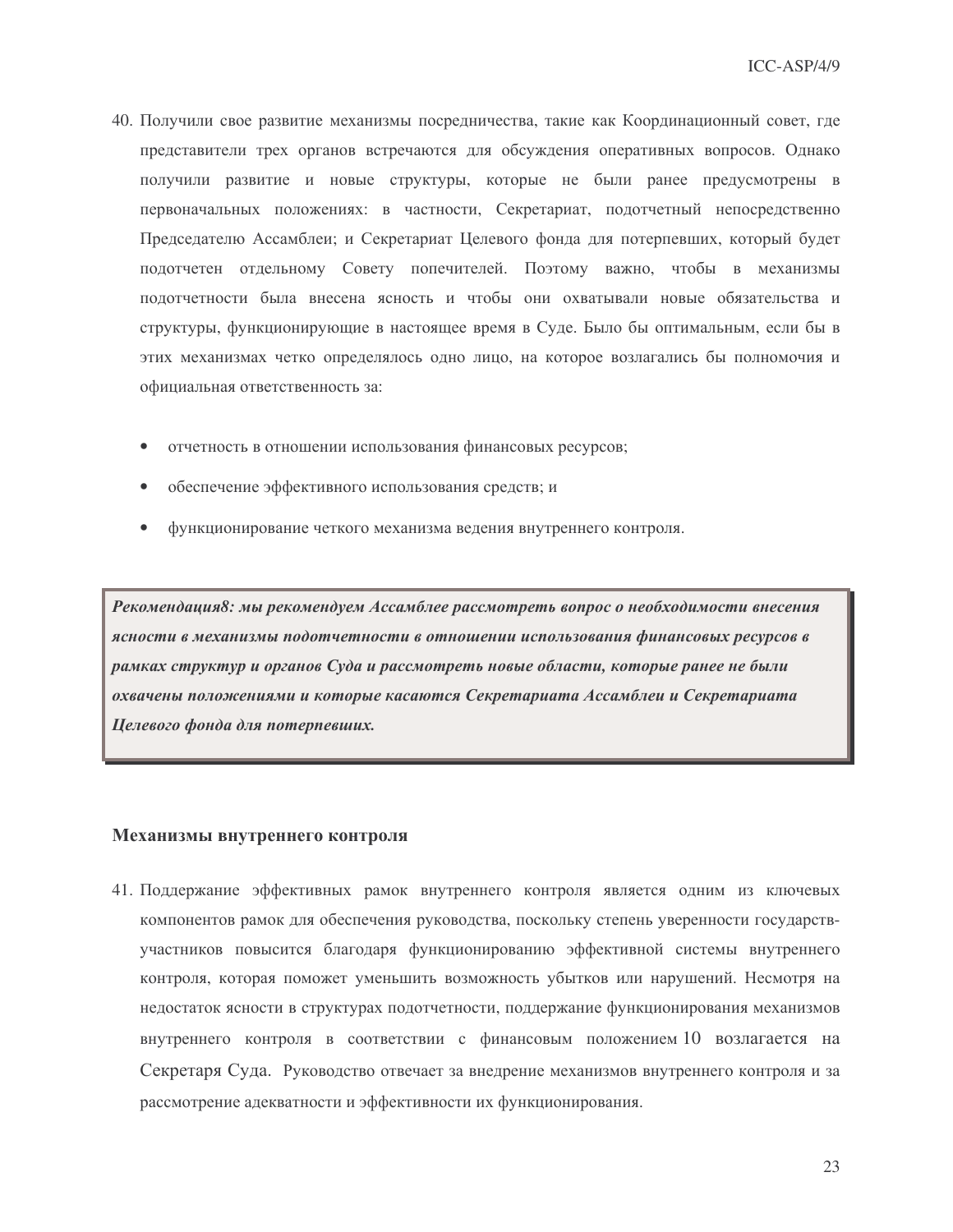40. Получили свое развитие механизмы посредничества, такие как Координационный совет, где представители трех органов встречаются для обсуждения оперативных вопросов. Однако получили развитие и новые структуры, которые не были ранее предусмотрены в первоначальных положениях: в частности, Секретариат, подотчетный непосредственно Председателю Ассамблеи; и Секретариат Целевого фонда для потерпевших, который будет подотчетен отдельному Совету попечителей. Поэтому важно, чтобы в механизмы подотчетности была внесена ясность и чтобы они охватывали новые обязательства и структуры, функционирующие в настоящее время в Суде. Было бы оптимальным, если бы в этих механизмах четко определялось одно лицо, на которое возлагались бы полномочия и официальная ответственность за:

- отчетность в отношении использования финансовых ресурсов;
- обеспечение эффективного использования средств; и
- функционирование четкого механизма ведения внутреннего контроля.

***Рекомендация8: мы рекомендуем Ассамблее рассмотреть вопрос о необходимости внесения ясности в механизмы подотчетности в отношении использования финансовых ресурсов в рамках структур и органов Суда и рассмотреть новые области, которые ранее не были охвачены положениями и которые касаются Секретариата Ассамблеи и Секретариата Целевого фонда для потерпевших.***

## Механизмы внутреннего контроля

41. Поддержание эффективных рамок внутреннего контроля является одним из ключевых компонентов рамок для обеспечения руководства, поскольку степень уверенности государств-участников повысится благодаря функционированию эффективной системы внутреннего контроля, которая поможет уменьшить возможность убытков или нарушений. Несмотря на недостаток ясности в структурах подотчетности, поддержание функционирования механизмов внутреннего контроля в соответствии с финансовым положением 10 возлагается на Секретаря Суда. Руководство отвечает за внедрение механизмов внутреннего контроля и за рассмотрение адекватности и эффективности их функционирования.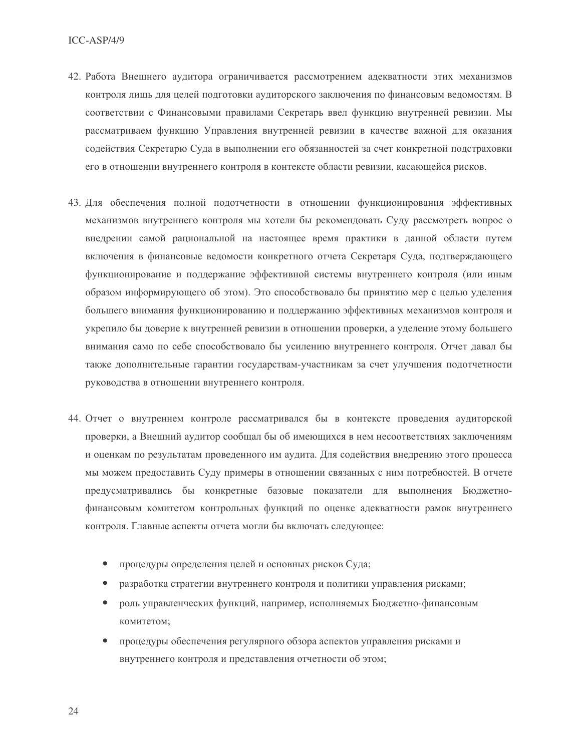42. Работа Внешнего аудитора ограничивается рассмотрением адекватности этих механизмов контроля лишь для целей подготовки аудиторского заключения по финансовым ведомостям. В соответствии с Финансовыми правилами Секретарь ввел функцию внутренней ревизии. Мы рассматриваем функцию Управления внутренней ревизии в качестве важной для оказания содействия Секретарю Суда в выполнении его обязанностей за счет конкретной подстраховки его в отношении внутреннего контроля в контексте области ревизии, касающейся рисков.

43. Для обеспечения полной подотчетности в отношении функционирования эффективных механизмов внутреннего контроля мы хотели бы рекомендовать Суду рассмотреть вопрос о внедрении самой рациональной на настоящее время практики в данной области путем включения в финансовые ведомости конкретного отчета Секретаря Суда, подтверждающего функционирование и поддержание эффективной системы внутреннего контроля (или иным образом информирующего об этом). Это способствовало бы принятию мер с целью уделения большего внимания функционированию и поддержанию эффективных механизмов контроля и укрепило бы доверие к внутренней ревизии в отношении проверки, а уделение этому большего внимания само по себе способствовало бы усилению внутреннего контроля. Отчет давал бы также дополнительные гарантии государствам-участникам за счет улучшения подотчетности руководства в отношении внутреннего контроля.

44. Отчет о внутреннем контроле рассматривался бы в контексте проведения аудиторской проверки, а Внешний аудитор сообщал бы об имеющихся в нем несоответствиях заключениям и оценкам по результатам проведенного им аудита. Для содействия внедрению этого процесса мы можем предоставить Суду примеры в отношении связанных с ним потребностей. В отчете предусматривались бы конкретные базовые показатели для выполнения Бюджетно-финансовым комитетом контрольных функций по оценке адекватности рамок внутреннего контроля. Главные аспекты отчета могли бы включать следующее:

    - процедуры определения целей и основных рисков Суда;
    - разработка стратегии внутреннего контроля и политики управления рисками;
    - роль управленческих функций, например, исполняемых Бюджетно-финансовым комитетом;
    - процедуры обеспечения регулярного обзора аспектов управления рисками и внутреннего контроля и представления отчетности об этом;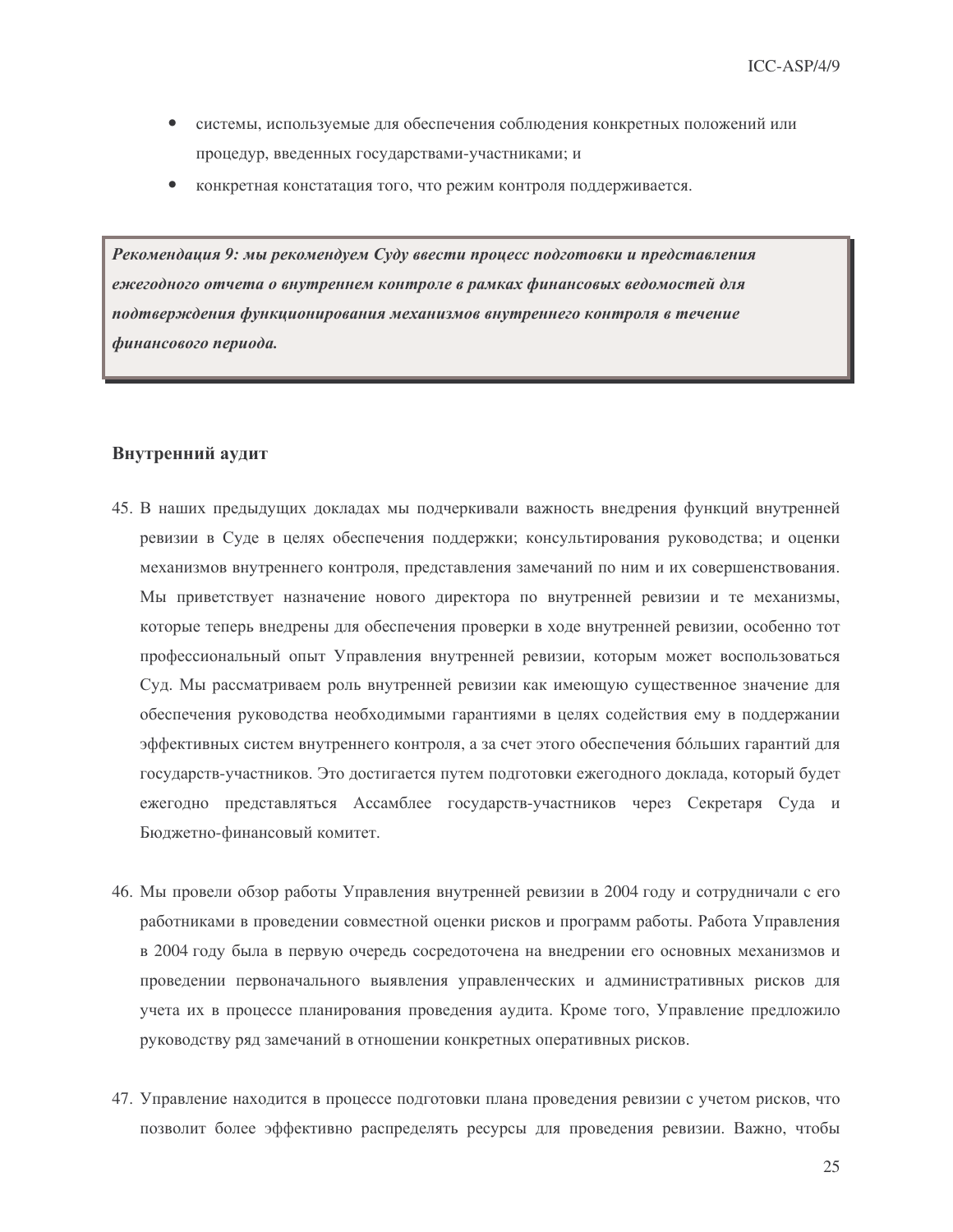- системы, используемые для обеспечения соблюдения конкретных положений или процедур, введенных государствами-участниками; и
- конкретная констатация того, что режим контроля поддерживается.

> ***Рекомендация 9: мы рекомендуем Суду ввести процесс подготовки и представления ежегодного отчета о внутреннем контроле в рамках финансовых ведомостей для подтверждения функционирования механизмов внутреннего контроля в течение финансового периода.***

### Внутренний аудит

45. В наших предыдущих докладах мы подчеркивали важность внедрения функций внутренней ревизии в Суде в целях обеспечения поддержки; консультирования руководства; и оценки механизмов внутреннего контроля, представления замечаний по ним и их совершенствования. Мы приветствует назначение нового директора по внутренней ревизии и те механизмы, которые теперь внедрены для обеспечения проверки в ходе внутренней ревизии, особенно тот профессиональный опыт Управления внутренней ревизии, которым может воспользоваться Суд. Мы рассматриваем роль внутренней ревизии как имеющую существенное значение для обеспечения руководства необходимыми гарантиями в целях содействия ему в поддержании эффективных систем внутреннего контроля, а за счет этого обеспечения бóльших гарантий для государств-участников. Это достигается путем подготовки ежегодного доклада, который будет ежегодно представляться Ассамблее государств-участников через Секретаря Суда и Бюджетно-финансовый комитет.

46. Мы провели обзор работы Управления внутренней ревизии в 2004 году и сотрудничали с его работниками в проведении совместной оценки рисков и программ работы. Работа Управления в 2004 году была в первую очередь сосредоточена на внедрении его основных механизмов и проведении первоначального выявления управленческих и административных рисков для учета их в процессе планирования проведения аудита. Кроме того, Управление предложило руководству ряд замечаний в отношении конкретных оперативных рисков.

47. Управление находится в процессе подготовки плана проведения ревизии с учетом рисков, что позволит более эффективно распределять ресурсы для проведения ревизии. Важно, чтобы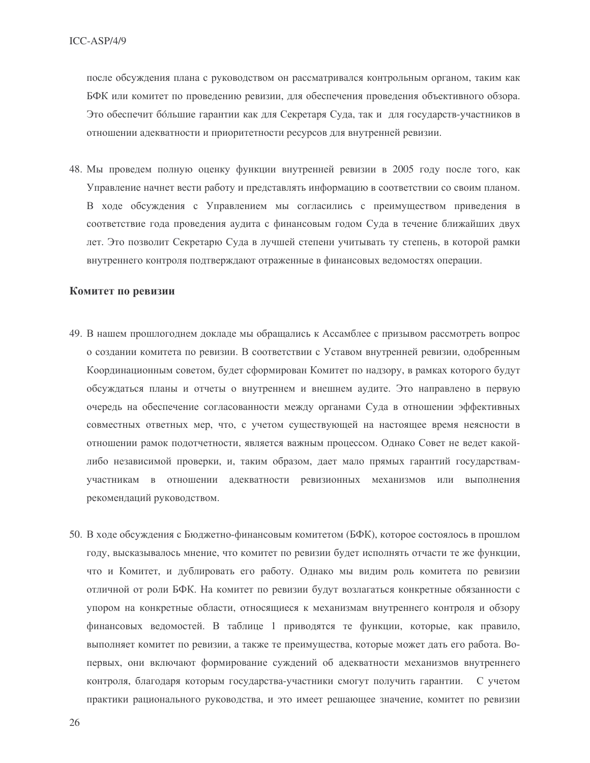после обсуждения плана с руководством он рассматривался контрольным органом, таким как БФК или комитет по проведению ревизии, для обеспечения проведения объективного обзора. Это обеспечит бо́льшие гарантии как для Секретаря Суда, так и для государств-участников в отношении адекватности и приоритетности ресурсов для внутренней ревизии.

48. Мы проведем полную оценку функции внутренней ревизии в 2005 году после того, как Управление начнет вести работу и представлять информацию в соответствии со своим планом. В ходе обсуждения с Управлением мы согласились с преимуществом приведения в соответствие года проведения аудита с финансовым годом Суда в течение ближайших двух лет. Это позволит Секретарю Суда в лучшей степени учитывать ту степень, в которой рамки внутреннего контроля подтверждают отраженные в финансовых ведомостях операции.

### Комитет по ревизии

49. В нашем прошлогоднем докладе мы обращались к Ассамблее с призывом рассмотреть вопрос о создании комитета по ревизии. В соответствии с Уставом внутренней ревизии, одобренным Координационным советом, будет сформирован Комитет по надзору, в рамках которого будут обсуждаться планы и отчеты о внутреннем и внешнем аудите. Это направлено в первую очередь на обеспечение согласованности между органами Суда в отношении эффективных совместных ответных мер, что, с учетом существующей на настоящее время неясности в отношении рамок подотчетности, является важным процессом. Однако Совет не ведет какой-либо независимой проверки, и, таким образом, дает мало прямых гарантий государствам-участникам в отношении адекватности ревизионных механизмов или выполнения рекомендаций руководством.

50. В ходе обсуждения с Бюджетно-финансовым комитетом (БФК), которое состоялось в прошлом году, высказывалось мнение, что комитет по ревизии будет исполнять отчасти те же функции, что и Комитет, и дублировать его работу. Однако мы видим роль комитета по ревизии отличной от роли БФК. На комитет по ревизии будут возлагаться конкретные обязанности с упором на конкретные области, относящиеся к механизмам внутреннего контроля и обзору финансовых ведомостей. В таблице 1 приводятся те функции, которые, как правило, выполняет комитет по ревизии, а также те преимущества, которые может дать его работа. Во-первых, они включают формирование суждений об адекватности механизмов внутреннего контроля, благодаря которым государства-участники смогут получить гарантии. С учетом практики рационального руководства, и это имеет решающее значение, комитет по ревизии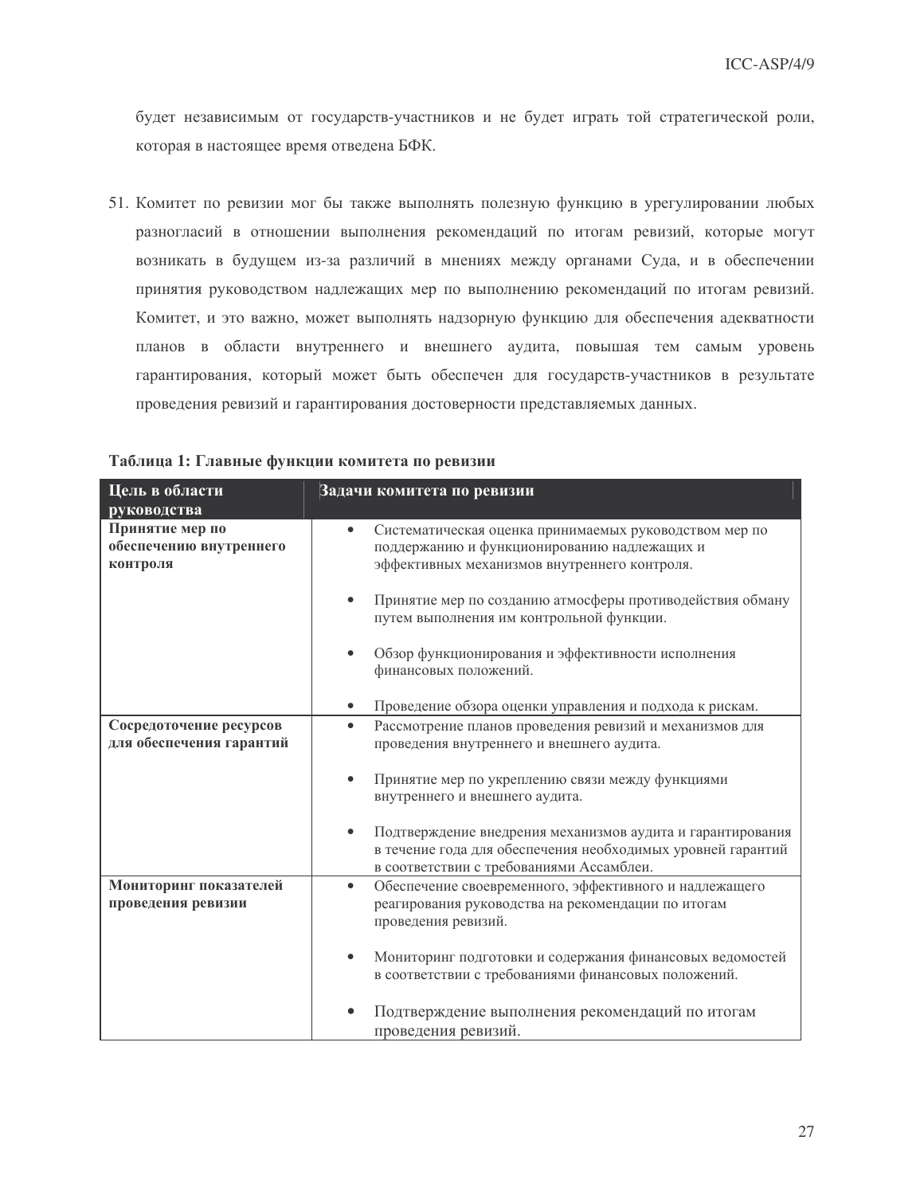будет независимым от государств-участников и не будет играть той стратегической роли, которая в настоящее время отведена БФК.

51. Комитет по ревизии мог бы также выполнять полезную функцию в урегулировании любых разногласий в отношении выполнения рекомендаций по итогам ревизий, которые могут возникать в будущем из-за различий в мнениях между органами Суда, и в обеспечении принятия руководством надлежащих мер по выполнению рекомендаций по итогам ревизий. Комитет, и это важно, может выполнять надзорную функцию для обеспечения адекватности планов в области внутреннего и внешнего аудита, повышая тем самым уровень гарантирования, который может быть обеспечен для государств-участников в результате проведения ревизий и гарантирования достоверности представляемых данных.

**Таблица 1: Главные функции комитета по ревизии**

| Цель в области руководства | Задачи комитета по ревизии |
|---|---|
| **Принятие мер по обеспечению внутреннего контроля** | • Систематическая оценка принимаемых руководством мер по поддержанию и функционированию надлежащих и эффективных механизмов внутреннего контроля.<br>• Принятие мер по созданию атмосферы противодействия обману путем выполнения им контрольной функции.<br>• Обзор функционирования и эффективности исполнения финансовых положений.<br>• Проведение обзора оценки управления и подхода к рискам. |
| **Сосредоточение ресурсов для обеспечения гарантий** | • Рассмотрение планов проведения ревизий и механизмов для проведения внутреннего и внешнего аудита.<br>• Принятие мер по укреплению связи между функциями внутреннего и внешнего аудита.<br>• Подтверждение внедрения механизмов аудита и гарантирования в течение года для обеспечения необходимых уровней гарантий в соответствии с требованиями Ассамблеи. |
| **Мониторинг показателей проведения ревизии** | • Обеспечение своевременного, эффективного и надлежащего реагирования руководства на рекомендации по итогам проведения ревизий.<br>• Мониторинг подготовки и содержания финансовых ведомостей в соответствии с требованиями финансовых положений.<br>• Подтверждение выполнения рекомендаций по итогам проведения ревизий. |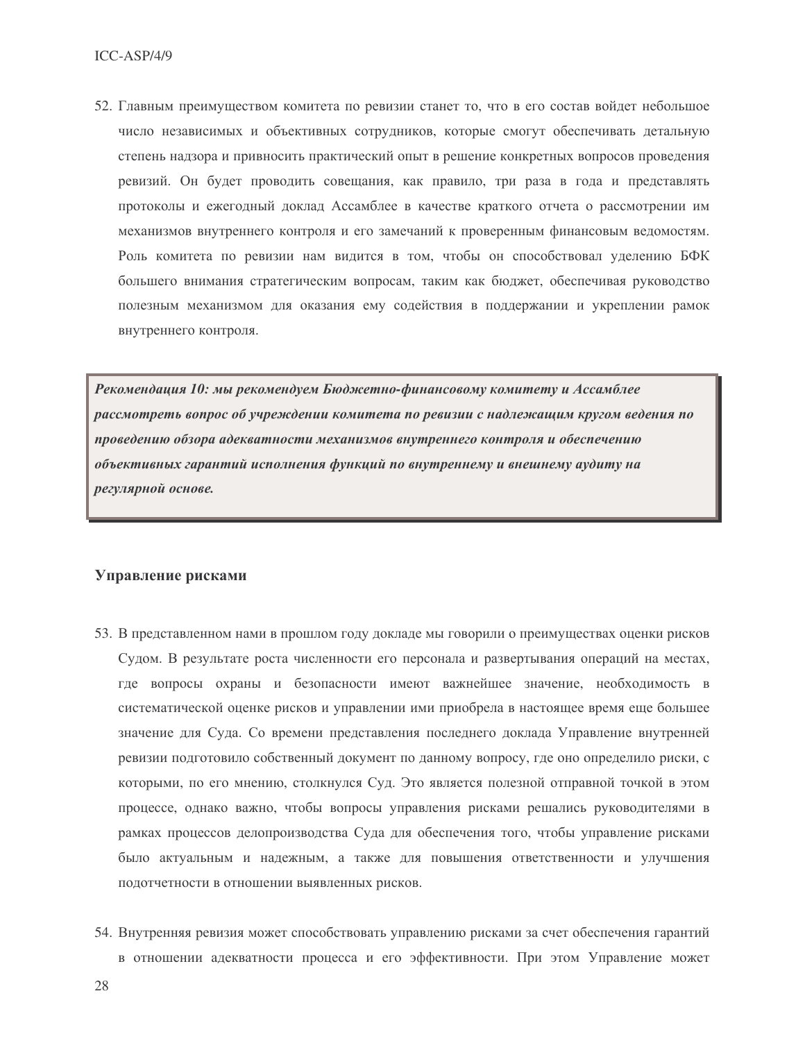52. Главным преимуществом комитета по ревизии станет то, что в его состав войдет небольшое число независимых и объективных сотрудников, которые смогут обеспечивать детальную степень надзора и привносить практический опыт в решение конкретных вопросов проведения ревизий. Он будет проводить совещания, как правило, три раза в года и представлять протоколы и ежегодный доклад Ассамблее в качестве краткого отчета о рассмотрении им механизмов внутреннего контроля и его замечаний к проверенным финансовым ведомостям. Роль комитета по ревизии нам видится в том, чтобы он способствовал уделению БФК большего внимания стратегическим вопросам, таким как бюджет, обеспечивая руководство полезным механизмом для оказания ему содействия в поддержании и укреплении рамок внутреннего контроля.

> ***Рекомендация 10: мы рекомендуем Бюджетно-финансовому комитету и Ассамблее рассмотреть вопрос об учреждении комитета по ревизии с надлежащим кругом ведения по проведению обзора адекватности механизмов внутреннего контроля и обеспечению объективных гарантий исполнения функций по внутреннему и внешнему аудиту на регулярной основе.***

## Управление рисками

53. В представленном нами в прошлом году докладе мы говорили о преимуществах оценки рисков Судом. В результате роста численности его персонала и развертывания операций на местах, где вопросы охраны и безопасности имеют важнейшее значение, необходимость в систематической оценке рисков и управлении ими приобрела в настоящее время еще большее значение для Суда. Со времени представления последнего доклада Управление внутренней ревизии подготовило собственный документ по данному вопросу, где оно определило риски, с которыми, по его мнению, столкнулся Суд. Это является полезной отправной точкой в этом процессе, однако важно, чтобы вопросы управления рисками решались руководителями в рамках процессов делопроизводства Суда для обеспечения того, чтобы управление рисками было актуальным и надежным, а также для повышения ответственности и улучшения подотчетности в отношении выявленных рисков.

54. Внутренняя ревизия может способствовать управлению рисками за счет обеспечения гарантий в отношении адекватности процесса и его эффективности. При этом Управление может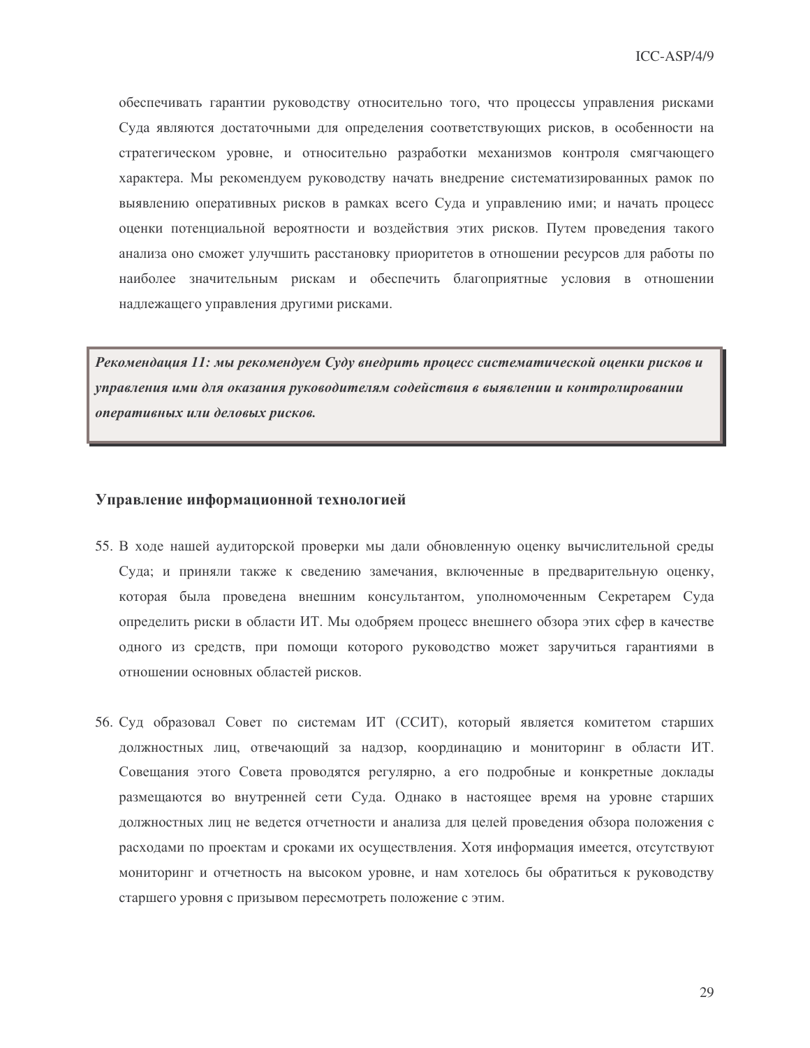обеспечивать гарантии руководству относительно того, что процессы управления рисками Суда являются достаточными для определения соответствующих рисков, в особенности на стратегическом уровне, и относительно разработки механизмов контроля смягчающего характера. Мы рекомендуем руководству начать внедрение систематизированных рамок по выявлению оперативных рисков в рамках всего Суда и управлению ими; и начать процесс оценки потенциальной вероятности и воздействия этих рисков. Путем проведения такого анализа оно сможет улучшить расстановку приоритетов в отношении ресурсов для работы по наиболее значительным рискам и обеспечить благоприятные условия в отношении надлежащего управления другими рисками.

***Рекомендация 11: мы рекомендуем Суду внедрить процесс систематической оценки рисков и управления ими для оказания руководителям содействия в выявлении и контролировании оперативных или деловых рисков.***

### Управление информационной технологией

55. В ходе нашей аудиторской проверки мы дали обновленную оценку вычислительной среды Суда; и приняли также к сведению замечания, включенные в предварительную оценку, которая была проведена внешним консультантом, уполномоченным Секретарем Суда определить риски в области ИТ. Мы одобряем процесс внешнего обзора этих сфер в качестве одного из средств, при помощи которого руководство может заручиться гарантиями в отношении основных областей рисков.

56. Суд образовал Совет по системам ИТ (ССИТ), который является комитетом старших должностных лиц, отвечающий за надзор, координацию и мониторинг в области ИТ. Совещания этого Совета проводятся регулярно, а его подробные и конкретные доклады размещаются во внутренней сети Суда. Однако в настоящее время на уровне старших должностных лиц не ведется отчетности и анализа для целей проведения обзора положения с расходами по проектам и сроками их осуществления. Хотя информация имеется, отсутствуют мониторинг и отчетность на высоком уровне, и нам хотелось бы обратиться к руководству старшего уровня с призывом пересмотреть положение с этим.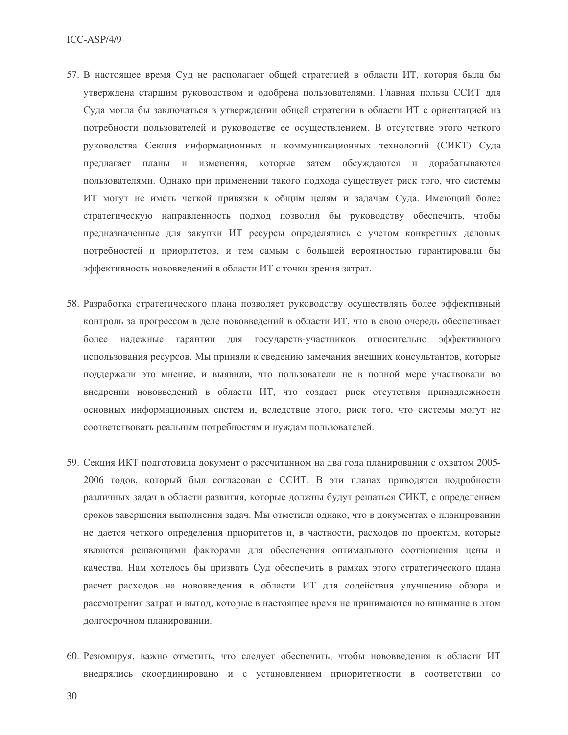57. В настоящее время Суд не располагает общей стратегией в области ИТ, которая была бы утверждена старшим руководством и одобрена пользователями. Главная польза ССИТ для Суда могла бы заключаться в утверждении общей стратегии в области ИТ с ориентацией на потребности пользователей и руководстве ее осуществлением. В отсутствие этого четкого руководства Секция информационных и коммуникационных технологий (СИКТ) Суда предлагает планы и изменения, которые затем обсуждаются и дорабатываются пользователями. Однако при применении такого подхода существует риск того, что системы ИТ могут не иметь четкой привязки к общим целям и задачам Суда. Имеющий более стратегическую направленность подход позволил бы руководству обеспечить, чтобы предназначенные для закупки ИТ ресурсы определялись с учетом конкретных деловых потребностей и приоритетов, и тем самым с большей вероятностью гарантировали бы эффективность нововведений в области ИТ с точки зрения затрат.

58. Разработка стратегического плана позволяет руководству осуществлять более эффективный контроль за прогрессом в деле нововведений в области ИТ, что в свою очередь обеспечивает более надежные гарантии для государств-участников относительно эффективного использования ресурсов. Мы приняли к сведению замечания внешних консультантов, которые поддержали это мнение, и выявили, что пользователи не в полной мере участвовали во внедрении нововведений в области ИТ, что создает риск отсутствия принадлежности основных информационных систем и, вследствие этого, риск того, что системы могут не соответствовать реальным потребностям и нуждам пользователей.

59. Секция ИКТ подготовила документ о рассчитанном на два года планировании с охватом 2005-2006 годов, который был согласован с ССИТ. В эти планах приводятся подробности различных задач в области развития, которые должны будут решаться СИКТ, с определением сроков завершения выполнения задач. Мы отметили однако, что в документах о планировании не дается четкого определения приоритетов и, в частности, расходов по проектам, которые являются решающими факторами для обеспечения оптимального соотношения цены и качества. Нам хотелось бы призвать Суд обеспечить в рамках этого стратегического плана расчет расходов на нововведения в области ИТ для содействия улучшению обзора и рассмотрения затрат и выгод, которые в настоящее время не принимаются во внимание в этом долгосрочном планировании.

60. Резюмируя, важно отметить, что следует обеспечить, чтобы нововведения в области ИТ внедрялись скоординировано и с установлением приоритетности в соответствии со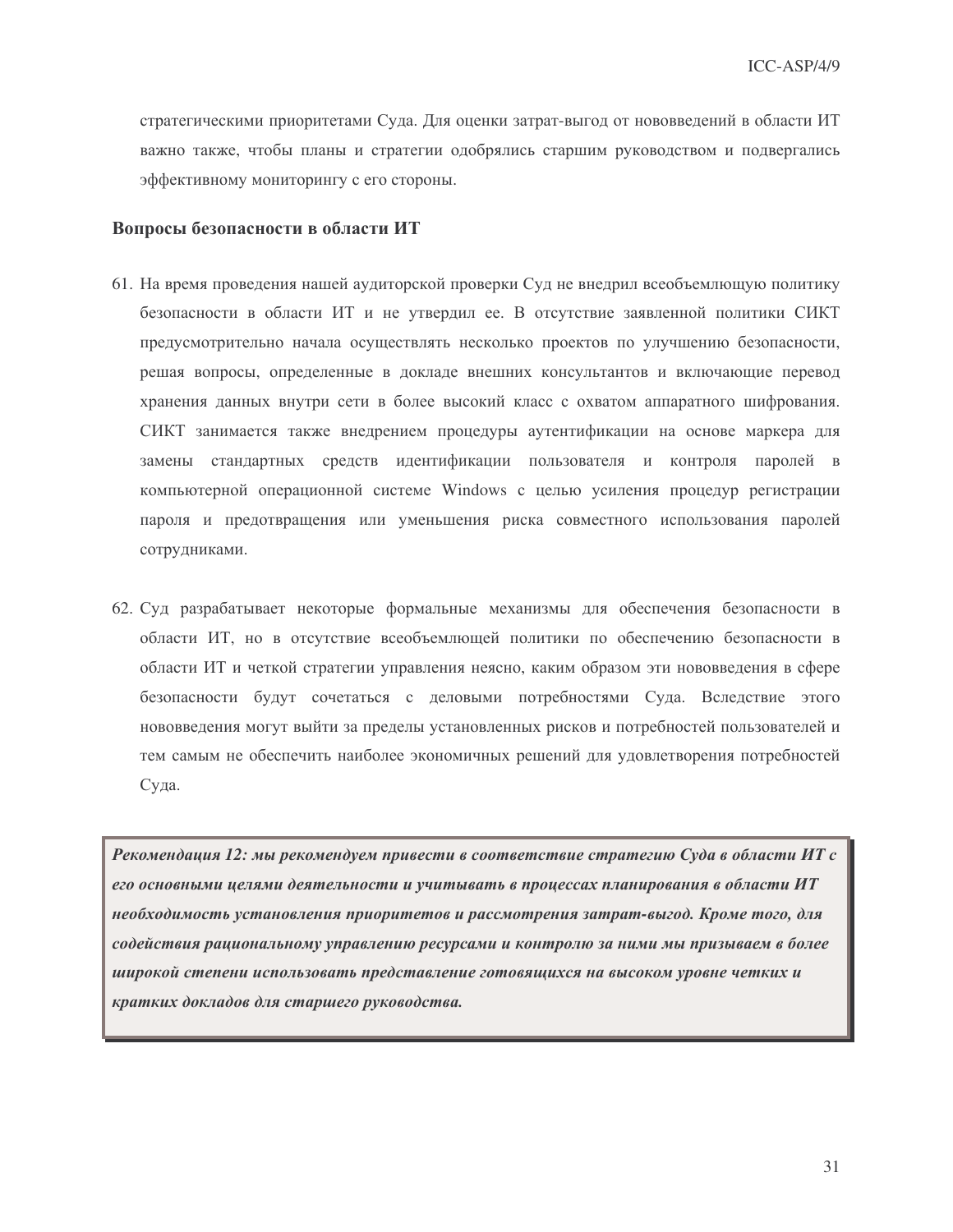стратегическими приоритетами Суда. Для оценки затрат-выгод от нововведений в области ИТ важно также, чтобы планы и стратегии одобрялись старшим руководством и подвергались эффективному мониторингу с его стороны.

### Вопросы безопасности в области ИТ

61. На время проведения нашей аудиторской проверки Суд не внедрил всеобъемлющую политику безопасности в области ИТ и не утвердил ее. В отсутствие заявленной политики СИКТ предусмотрительно начала осуществлять несколько проектов по улучшению безопасности, решая вопросы, определенные в докладе внешних консультантов и включающие перевод хранения данных внутри сети в более высокий класс с охватом аппаратного шифрования. СИКТ занимается также внедрением процедуры аутентификации на основе маркера для замены стандартных средств идентификации пользователя и контроля паролей в компьютерной операционной системе Windows с целью усиления процедур регистрации пароля и предотвращения или уменьшения риска совместного использования паролей сотрудниками.

62. Суд разрабатывает некоторые формальные механизмы для обеспечения безопасности в области ИТ, но в отсутствие всеобъемлющей политики по обеспечению безопасности в области ИТ и четкой стратегии управления неясно, каким образом эти нововведения в сфере безопасности будут сочетаться с деловыми потребностями Суда. Вследствие этого нововведения могут выйти за пределы установленных рисков и потребностей пользователей и тем самым не обеспечить наиболее экономичных решений для удовлетворения потребностей Суда.

> ***Рекомендация 12: мы рекомендуем привести в соответствие стратегию Суда в области ИТ с его основными целями деятельности и учитывать в процессах планирования в области ИТ необходимость установления приоритетов и рассмотрения затрат-выгод. Кроме того, для содействия рациональному управлению ресурсами и контролю за ними мы призываем в более широкой степени использовать представление готовящихся на высоком уровне четких и кратких докладов для старшего руководства.***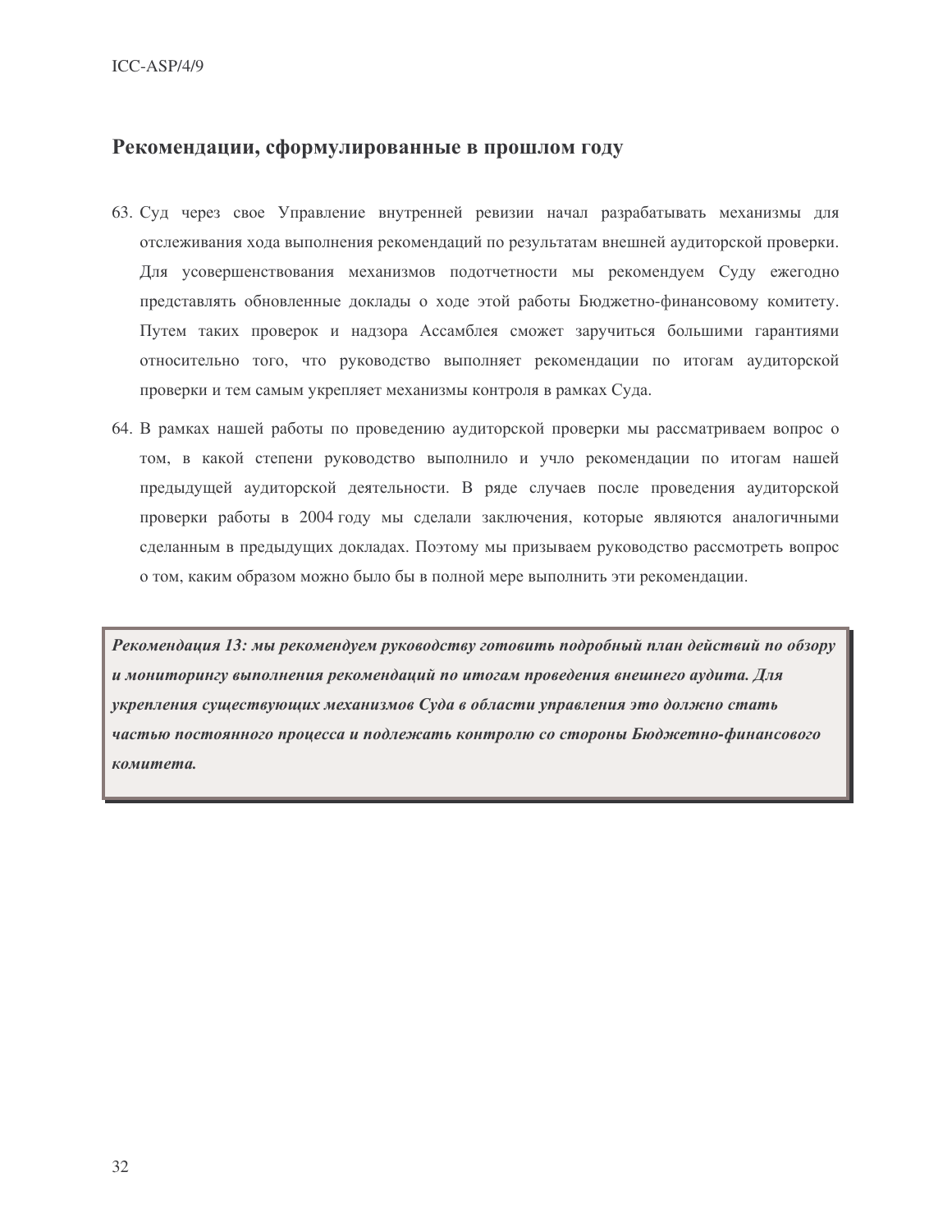## Рекомендации, сформулированные в прошлом году

63. Суд через свое Управление внутренней ревизии начал разрабатывать механизмы для отслеживания хода выполнения рекомендаций по результатам внешней аудиторской проверки. Для усовершенствования механизмов подотчетности мы рекомендуем Суду ежегодно представлять обновленные доклады о ходе этой работы Бюджетно-финансовому комитету. Путем таких проверок и надзора Ассамблея сможет заручиться большими гарантиями относительно того, что руководство выполняет рекомендации по итогам аудиторской проверки и тем самым укрепляет механизмы контроля в рамках Суда.

64. В рамках нашей работы по проведению аудиторской проверки мы рассматриваем вопрос о том, в какой степени руководство выполнило и учло рекомендации по итогам нашей предыдущей аудиторской деятельности. В ряде случаев после проведения аудиторской проверки работы в 2004 году мы сделали заключения, которые являются аналогичными сделанным в предыдущих докладах. Поэтому мы призываем руководство рассмотреть вопрос о том, каким образом можно было бы в полной мере выполнить эти рекомендации.

***Рекомендация 13: мы рекомендуем руководству готовить подробный план действий по обзору и мониторингу выполнения рекомендаций по итогам проведения внешнего аудита. Для укрепления существующих механизмов Суда в области управления это должно стать частью постоянного процесса и подлежать контролю со стороны Бюджетно-финансового комитета.***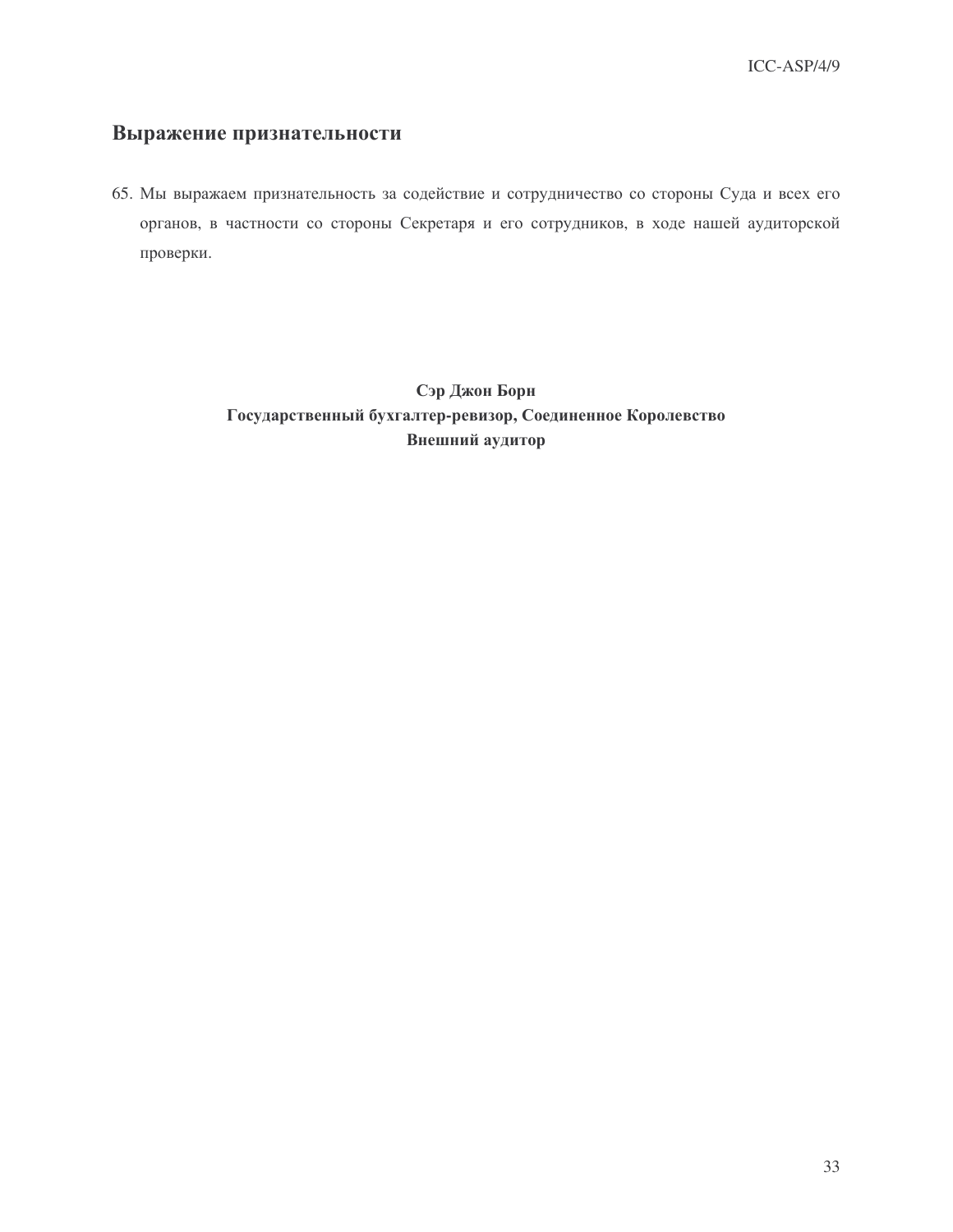## Выражение признательности

65. Мы выражаем признательность за содействие и сотрудничество со стороны Суда и всех его органов, в частности со стороны Секретаря и его сотрудников, в ходе нашей аудиторской проверки.

**Сэр Джон Борн**
**Государственный бухгалтер-ревизор, Соединенное Королевство**
**Внешний аудитор**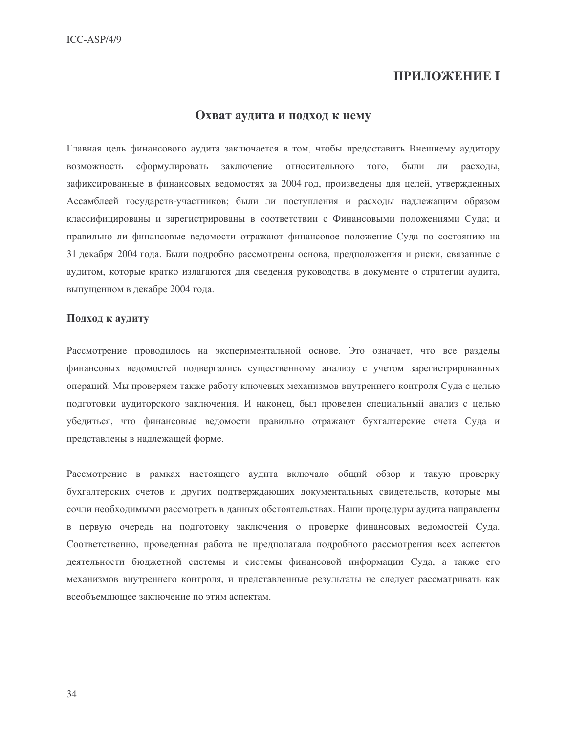# ПРИЛОЖЕНИЕ I

## Охват аудита и подход к нему

Главная цель финансового аудита заключается в том, чтобы предоставить Внешнему аудитору возможность сформулировать заключение относительного того, были ли расходы, зафиксированные в финансовых ведомостях за 2004 год, произведены для целей, утвержденных Ассамблеей государств-участников; были ли поступления и расходы надлежащим образом классифицированы и зарегистрированы в соответствии с Финансовыми положениями Суда; и правильно ли финансовые ведомости отражают финансовое положение Суда по состоянию на 31 декабря 2004 года. Были подробно рассмотрены основа, предположения и риски, связанные с аудитом, которые кратко излагаются для сведения руководства в документе о стратегии аудита, выпущенном в декабре 2004 года.

### Подход к аудиту

Рассмотрение проводилось на экспериментальной основе. Это означает, что все разделы финансовых ведомостей подвергались существенному анализу с учетом зарегистрированных операций. Мы проверяем также работу ключевых механизмов внутреннего контроля Суда с целью подготовки аудиторского заключения. И наконец, был проведен специальный анализ с целью убедиться, что финансовые ведомости правильно отражают бухгалтерские счета Суда и представлены в надлежащей форме.

Рассмотрение в рамках настоящего аудита включало общий обзор и такую проверку бухгалтерских счетов и других подтверждающих документальных свидетельств, которые мы сочли необходимыми рассмотреть в данных обстоятельствах. Наши процедуры аудита направлены в первую очередь на подготовку заключения о проверке финансовых ведомостей Суда. Соответственно, проведенная работа не предполагала подробного рассмотрения всех аспектов деятельности бюджетной системы и системы финансовой информации Суда, а также его механизмов внутреннего контроля, и представленные результаты не следует рассматривать как всеобъемлющее заключение по этим аспектам.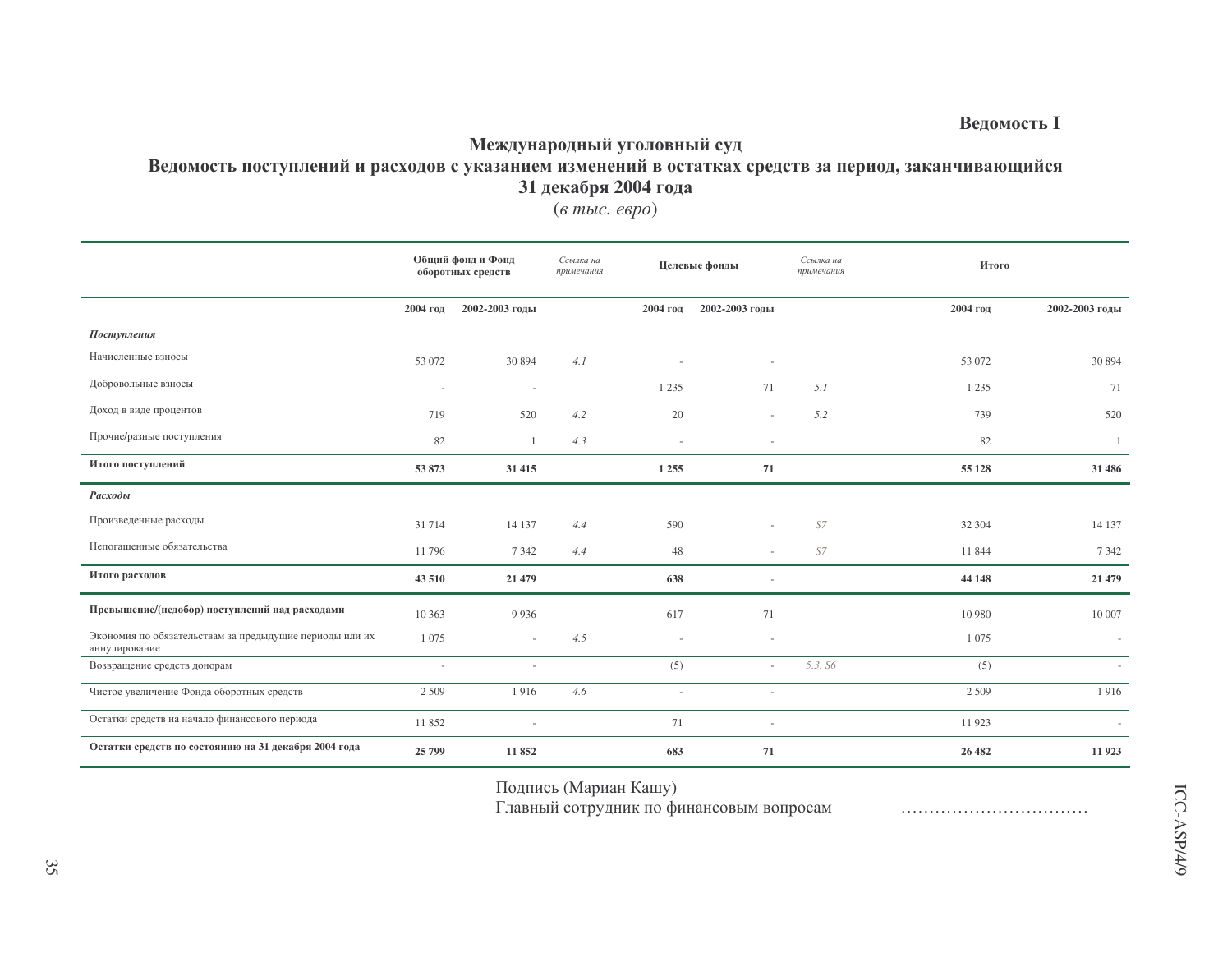**Ведомость I**

## Международный уголовный суд

## Ведомость поступлений и расходов с указанием изменений в остатках средств за период, заканчивающийся 31 декабря 2004 года

(*в тыс. евро*)

| | Общий фонд и Фонд оборотных средств | | *Ссылка на примечания* | Целевые фонды | | *Ссылка на примечания* | Итого | |
|---|---|---|---|---|---|---|---|---|
| | 2004 год | 2002-2003 годы | | 2004 год | 2002-2003 годы | | 2004 год | 2002-2003 годы |
| ***Поступления*** | | | | | | | | |
| Начисленные взносы | 53 072 | 30 894 | *4.1* | - | - | | 53 072 | 30 894 |
| Добровольные взносы | - | - | | 1 235 | 71 | *5.1* | 1 235 | 71 |
| Доход в виде процентов | 719 | 520 | *4.2* | 20 | - | *5.2* | 739 | 520 |
| Прочие/разные поступления | 82 | 1 | *4.3* | - | - | | 82 | 1 |
| **Итого поступлений** | **53 873** | **31 415** | | **1 255** | **71** | | **55 128** | **31 486** |
| ***Расходы*** | | | | | | | | |
| Произведенные расходы | 31 714 | 14 137 | *4.4* | 590 | - | *S7* | 32 304 | 14 137 |
| Непогашенные обязательства | 11 796 | 7 342 | *4.4* | 48 | - | *S7* | 11 844 | 7 342 |
| **Итого расходов** | **43 510** | **21 479** | | **638** | - | | **44 148** | **21 479** |
| **Превышение/(недобор) поступлений над расходами** | 10 363 | 9 936 | | 617 | 71 | | 10 980 | 10 007 |
| Экономия по обязательствам за предыдущие периоды или их аннулирование | 1 075 | - | *4.5* | - | - | | 1 075 | - |
| Возвращение средств донорам | - | - | | (5) | - | *5.3, S6* | (5) | - |
| Чистое увеличение Фонда оборотных средств | 2 509 | 1 916 | *4.6* | - | - | | 2 509 | 1 916 |
| Остатки средств на начало финансового периода | 11 852 | - | | 71 | - | | 11 923 | - |
| **Остатки средств по состоянию на 31 декабря 2004 года** | **25 799** | **11 852** | | **683** | **71** | | **26 482** | **11 923** |

Подпись (Мариан Кашу)
Главный сотрудник по финансовым вопросам .................................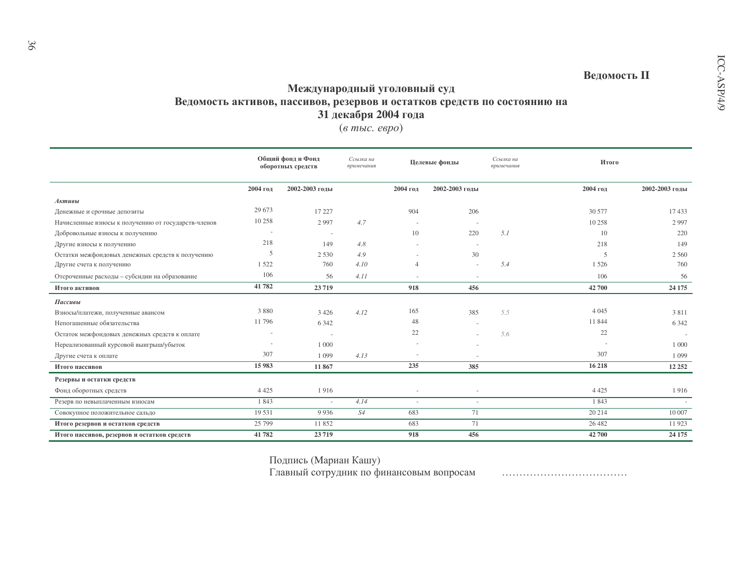**Ведомость II**

## Международный уголовный суд
## Ведомость активов, пассивов, резервов и остатков средств по состоянию на 31 декабря 2004 года

(*в тыс. евро*)

| | Общий фонд и Фонд оборотных средств | | *Ссылка на примечания* | Целевые фонды | | *Ссылка на примечания* | Итого | |
|---|---|---|---|---|---|---|---|---|
| | 2004 год | 2002-2003 годы | | 2004 год | 2002-2003 годы | | 2004 год | 2002-2003 годы |
| ***Активы*** | | | | | | | | |
| Денежные и срочные депозиты | 29 673 | 17 227 | | 904 | 206 | | 30 577 | 17 433 |
| Начисленные взносы к получению от государств-членов | 10 258 | 2 997 | *4.7* | - | - | | 10 258 | 2 997 |
| Добровольные взносы к получению | - | - | | 10 | 220 | *5.1* | 10 | 220 |
| Другие взносы к получению | 218 | 149 | *4.8* | - | - | | 218 | 149 |
| Остатки межфондовых денежных средств к получению | 5 | 2 530 | *4.9* | - | 30 | | 5 | 2 560 |
| Другие счета к получению | 1 522 | 760 | *4.10* | 4 | - | *5.4* | 1 526 | 760 |
| Отсроченные расходы – субсидии на образование | 106 | 56 | *4.11* | - | - | | 106 | 56 |
| **Итого активов** | **41 782** | **23 719** | | **918** | **456** | | **42 700** | **24 175** |
| ***Пассивы*** | | | | | | | | |
| Взносы/платежи, полученные авансом | 3 880 | 3 426 | *4.12* | 165 | 385 | *5.5* | 4 045 | 3 811 |
| Непогашенные обязательства | 11 796 | 6 342 | | 48 | - | | 11 844 | 6 342 |
| Остаток межфондовых денежных средств к оплате | - | - | | 22 | - | *5.6* | 22 | - |
| Нереализованный курсовой выигрыш/убыток | - | 1 000 | | - | - | | - | 1 000 |
| Другие счета к оплате | 307 | 1 099 | *4.13* | - | - | | 307 | 1 099 |
| **Итого пассивов** | **15 983** | **11 867** | | **235** | **385** | | **16 218** | **12 252** |
| **Резервы и остатки средств** | | | | | | | | |
| Фонд оборотных средств | 4 425 | 1 916 | | - | - | | 4 425 | 1 916 |
| Резерв по невыплаченным взносам | 1 843 | - | *4.14* | - | - | | 1 843 | - |
| Совокупное положительное сальдо | 19 531 | 9 936 | *S4* | 683 | 71 | | 20 214 | 10 007 |
| **Итого резервов и остатков средств** | 25 799 | 11 852 | | 683 | 71 | | 26 482 | 11 923 |
| **Итого пассивов, резервов и остатков средств** | **41 782** | **23 719** | | **918** | **456** | | **42 700** | **24 175** |

Подпись (Мариан Кашу)
Главный сотрудник по финансовым вопросам ………………………………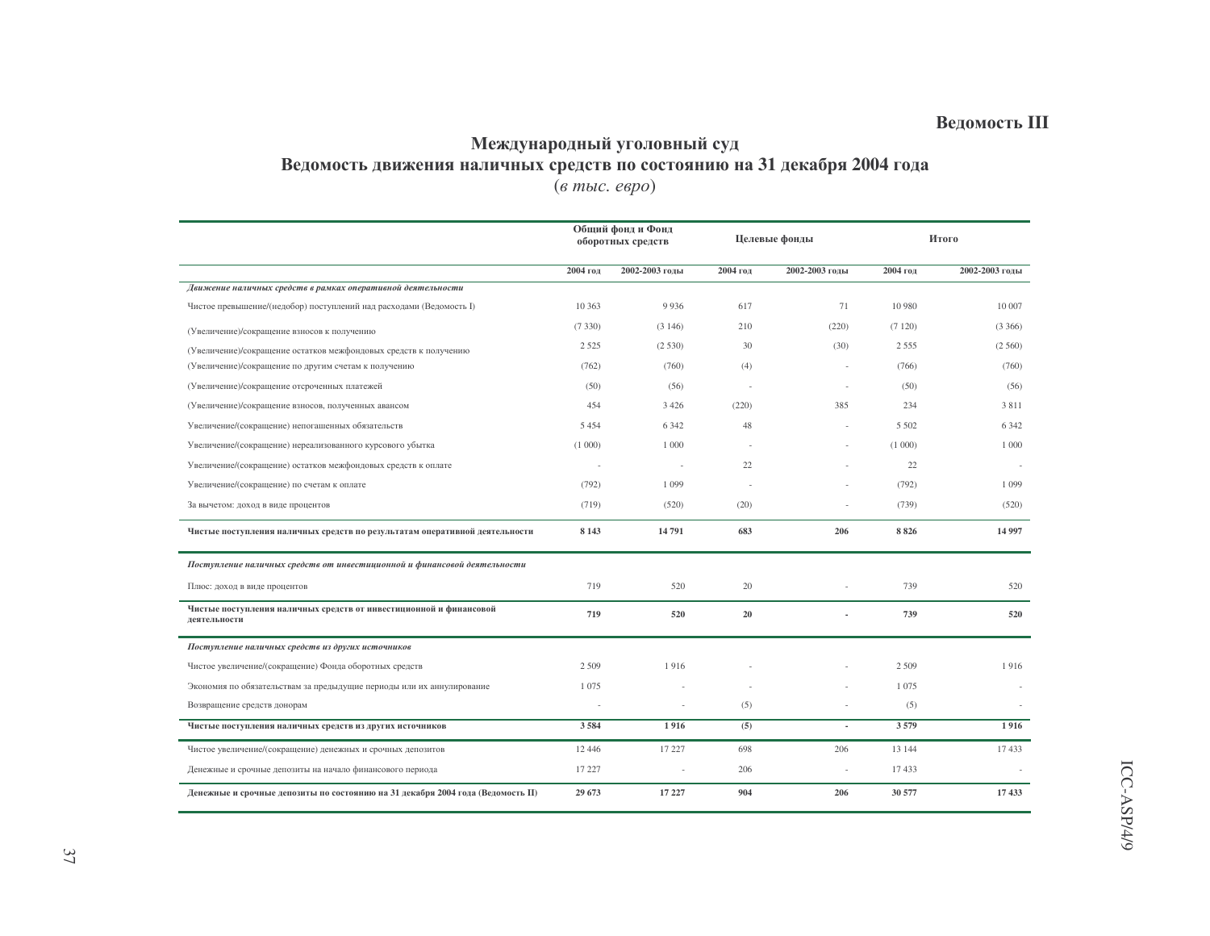**Ведомость III**

# Международный уголовный суд
## Ведомость движения наличных средств по состоянию на 31 декабря 2004 года
(*в тыс. евро*)

| | Общий фонд и Фонд оборотных средств | | Целевые фонды | | Итого | |
|---|---|---|---|---|---|---|
| | 2004 год | 2002-2003 годы | 2004 год | 2002-2003 годы | 2004 год | 2002-2003 годы |
| ***Движение наличных средств в рамках оперативной деятельности*** | | | | | | |
| Чистое превышение/(недобор) поступлений над расходами (Ведомость I) | 10 363 | 9 936 | 617 | 71 | 10 980 | 10 007 |
| (Увеличение)/сокращение взносов к получению | (7 330) | (3 146) | 210 | (220) | (7 120) | (3 366) |
| (Увеличение)/сокращение остатков межфондовых средств к получению | 2 525 | (2 530) | 30 | (30) | 2 555 | (2 560) |
| (Увеличение)/сокращение по другим счетам к получению | (762) | (760) | (4) | - | (766) | (760) |
| (Увеличение)/сокращение отсроченных платежей | (50) | (56) | - | - | (50) | (56) |
| (Увеличение)/сокращение взносов, полученных авансом | 454 | 3 426 | (220) | 385 | 234 | 3 811 |
| Увеличение/(сокращение) непогашенных обязательств | 5 454 | 6 342 | 48 | - | 5 502 | 6 342 |
| Увеличение/(сокращение) нереализованного курсового убытка | (1 000) | 1 000 | - | - | (1 000) | 1 000 |
| Увеличение/(сокращение) остатков межфондовых средств к оплате | - | - | 22 | - | 22 | - |
| Увеличение/(сокращение) по счетам к оплате | (792) | 1 099 | - | - | (792) | 1 099 |
| За вычетом: доход в виде процентов | (719) | (520) | (20) | - | (739) | (520) |
| **Чистые поступления наличных средств по результатам оперативной деятельности** | **8 143** | **14 791** | **683** | **206** | **8 826** | **14 997** |
| ***Поступление наличных средств от инвестиционной и финансовой деятельности*** | | | | | | |
| Плюс: доход в виде процентов | 719 | 520 | 20 | - | 739 | 520 |
| **Чистые поступления наличных средств от инвестиционной и финансовой деятельности** | **719** | **520** | **20** | **-** | **739** | **520** |
| ***Поступление наличных средств из других источников*** | | | | | | |
| Чистое увеличение/(сокращение) Фонда оборотных средств | 2 509 | 1 916 | - | - | 2 509 | 1 916 |
| Экономия по обязательствам за предыдущие периоды или их аннулирование | 1 075 | - | - | - | 1 075 | - |
| Возвращение средств донорам | - | - | (5) | - | (5) | - |
| **Чистые поступления наличных средств из других источников** | **3 584** | **1 916** | **(5)** | **-** | **3 579** | **1 916** |
| Чистое увеличение/(сокращение) денежных и срочных депозитов | 12 446 | 17 227 | 698 | 206 | 13 144 | 17 433 |
| Денежные и срочные депозиты на начало финансового периода | 17 227 | - | 206 | - | 17 433 | - |
| **Денежные и срочные депозиты по состоянию на 31 декабря 2004 года (Ведомость II)** | **29 673** | **17 227** | **904** | **206** | **30 577** | **17 433** |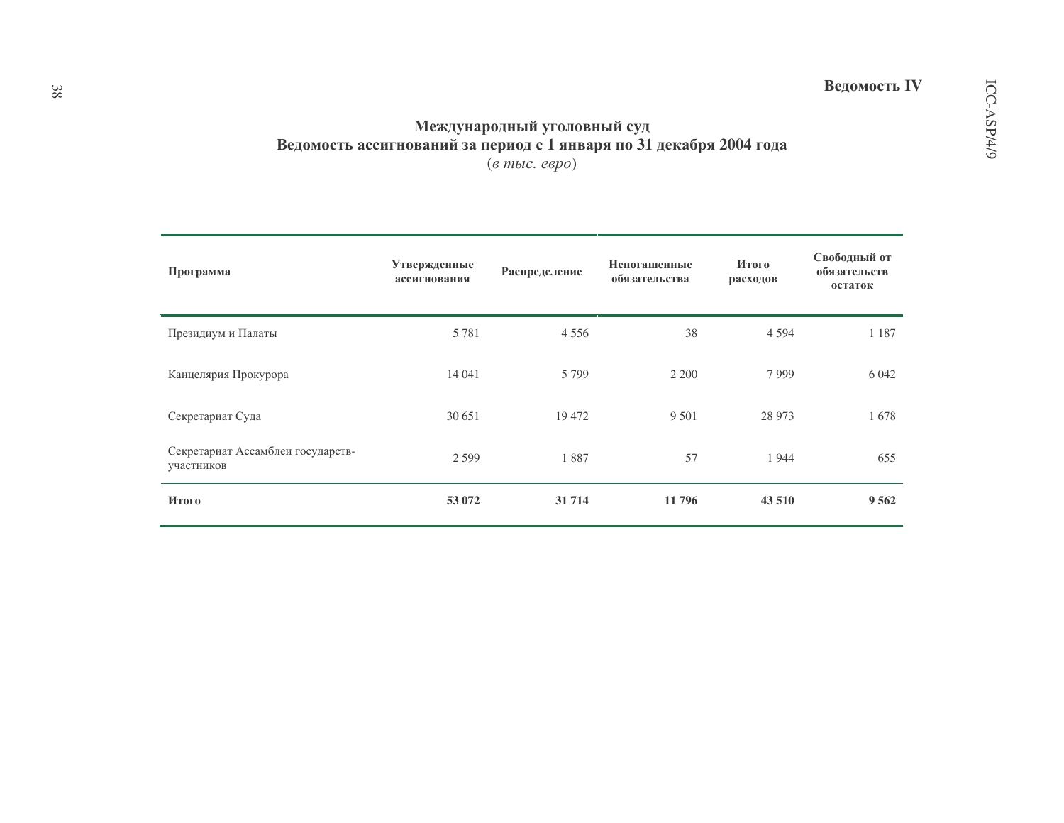**Ведомость IV**

## Международный уголовный суд
## Ведомость ассигнований за период с 1 января по 31 декабря 2004 года

(*в тыс. евро*)

| Программа | Утвержденные ассигнования | Распределение | Непогашенные обязательства | Итого расходов | Свободный от обязательств остаток |
|---|---|---|---|---|---|
| Президиум и Палаты | 5 781 | 4 556 | 38 | 4 594 | 1 187 |
| Канцелярия Прокурора | 14 041 | 5 799 | 2 200 | 7 999 | 6 042 |
| Секретариат Суда | 30 651 | 19 472 | 9 501 | 28 973 | 1 678 |
| Секретариат Ассамблеи государств-участников | 2 599 | 1 887 | 57 | 1 944 | 655 |
| **Итого** | **53 072** | **31 714** | **11 796** | **43 510** | **9 562** |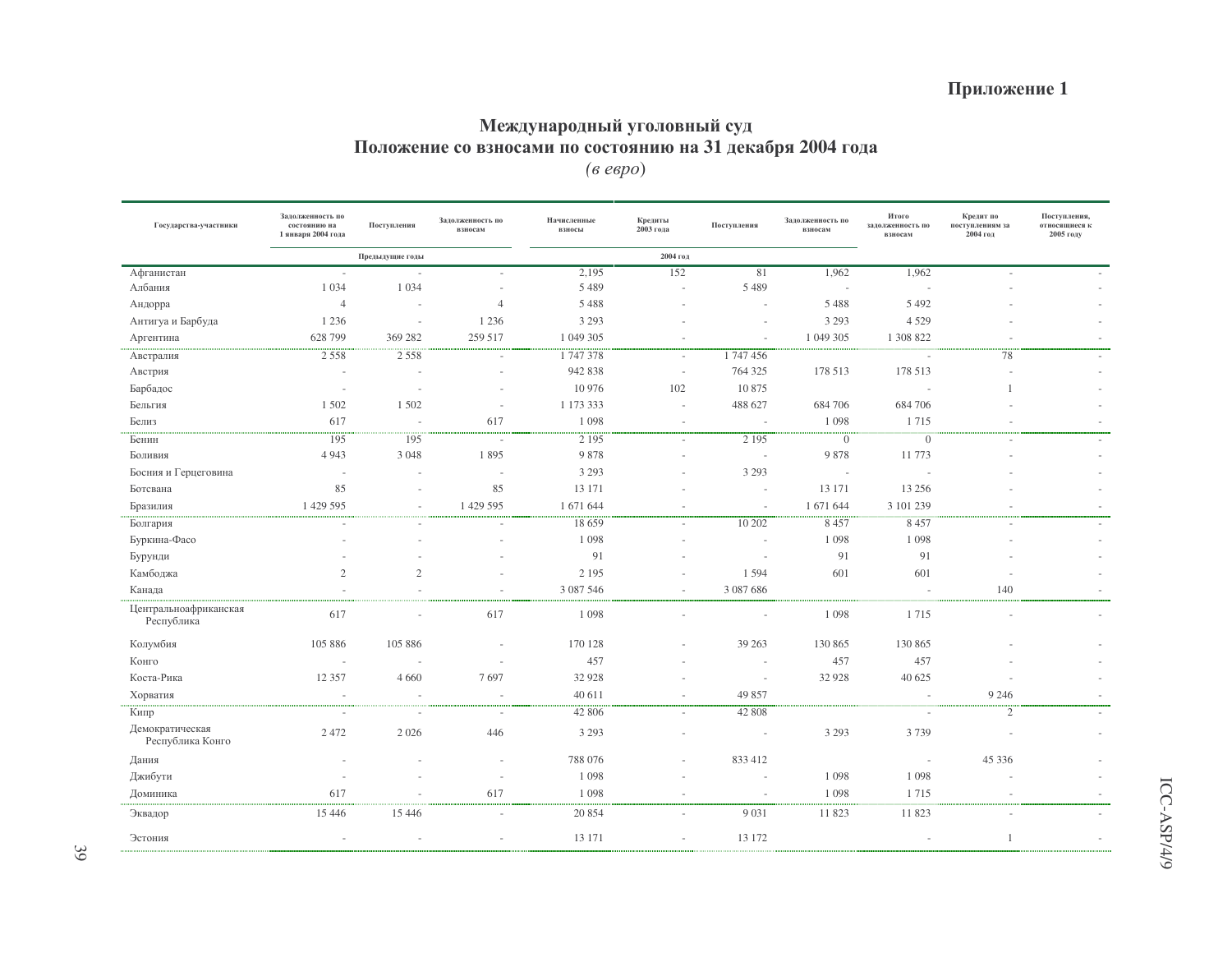**Приложение 1**

## Международный уголовный суд
## Положение со взносами по состоянию на 31 декабря 2004 года
*(в евро)*

| Государства-участники | Задолженность по состоянию на 1 январи 2004 года | Поступления | Задолженность по взносам | Начисленные взносы | Кредиты 2003 года | Поступления | Задолженность по взносам | Итого задолженность по взносам | Кредит по поступлениям за 2004 год | Поступления, относящиеся к 2005 году |
|---|---|---|---|---|---|---|---|---|---|---|
| | Предыдущие годы | | | 2004 год | | | | | | |
| Афганистан | - | - | - | 2,195 | 152 | 81 | 1,962 | 1,962 | - | - |
| Албания | 1 034 | 1 034 | - | 5 489 | - | 5 489 | - | - | - | - |
| Андорра | 4 | - | 4 | 5 488 | - | - | 5 488 | 5 492 | - | - |
| Антигуа и Барбуда | 1 236 | - | 1 236 | 3 293 | - | - | 3 293 | 4 529 | - | - |
| Аргентина | 628 799 | 369 282 | 259 517 | 1 049 305 | - | - | 1 049 305 | 1 308 822 | - | - |
| Австралия | 2 558 | 2 558 | - | 1 747 378 | - | 1 747 456 | | - | 78 | - |
| Австрия | - | - | - | 942 838 | - | 764 325 | 178 513 | 178 513 | - | - |
| Барбадос | - | - | - | 10 976 | 102 | 10 875 | | - | 1 | - |
| Бельгия | 1 502 | 1 502 | - | 1 173 333 | - | 488 627 | 684 706 | 684 706 | - | - |
| Белиз | 617 | - | 617 | 1 098 | - | - | 1 098 | 1 715 | - | - |
| Бенин | 195 | 195 | - | 2 195 | - | 2 195 | 0 | 0 | - | - |
| Боливия | 4 943 | 3 048 | 1 895 | 9 878 | - | - | 9 878 | 11 773 | - | - |
| Босния и Герцеговина | - | - | - | 3 293 | - | 3 293 | - | - | - | - |
| Ботсвана | 85 | - | 85 | 13 171 | - | - | 13 171 | 13 256 | - | - |
| Бразилия | 1 429 595 | - | 1 429 595 | 1 671 644 | - | - | 1 671 644 | 3 101 239 | - | - |
| Болгария | - | - | - | 18 659 | - | 10 202 | 8 457 | 8 457 | - | - |
| Буркина-Фасо | - | - | - | 1 098 | - | - | 1 098 | 1 098 | - | - |
| Бурунди | - | - | - | 91 | - | - | 91 | 91 | - | - |
| Камбоджа | 2 | 2 | - | 2 195 | - | 1 594 | 601 | 601 | - | - |
| Канада | - | - | - | 3 087 546 | - | 3 087 686 | | - | 140 | - |
| Центральноафриканская Республика | 617 | - | 617 | 1 098 | - | - | 1 098 | 1 715 | - | - |
| Колумбия | 105 886 | 105 886 | - | 170 128 | - | 39 263 | 130 865 | 130 865 | - | - |
| Конго | - | - | - | 457 | - | - | 457 | 457 | - | - |
| Коста-Рика | 12 357 | 4 660 | 7 697 | 32 928 | - | - | 32 928 | 40 625 | - | - |
| Хорватия | - | - | - | 40 611 | - | 49 857 | | - | 9 246 | - |
| Кипр | - | - | - | 42 806 | - | 42 808 | | - | 2 | - |
| Демократическая Республика Конго | 2 472 | 2 026 | 446 | 3 293 | - | - | 3 293 | 3 739 | - | - |
| Дания | - | - | - | 788 076 | - | 833 412 | | - | 45 336 | - |
| Джибути | - | - | - | 1 098 | - | - | 1 098 | 1 098 | - | - |
| Доминика | 617 | - | 617 | 1 098 | - | - | 1 098 | 1 715 | - | - |
| Эквадор | 15 446 | 15 446 | - | 20 854 | - | 9 031 | 11 823 | 11 823 | - | - |
| Эстония | - | - | - | 13 171 | - | 13 172 | | - | 1 | - |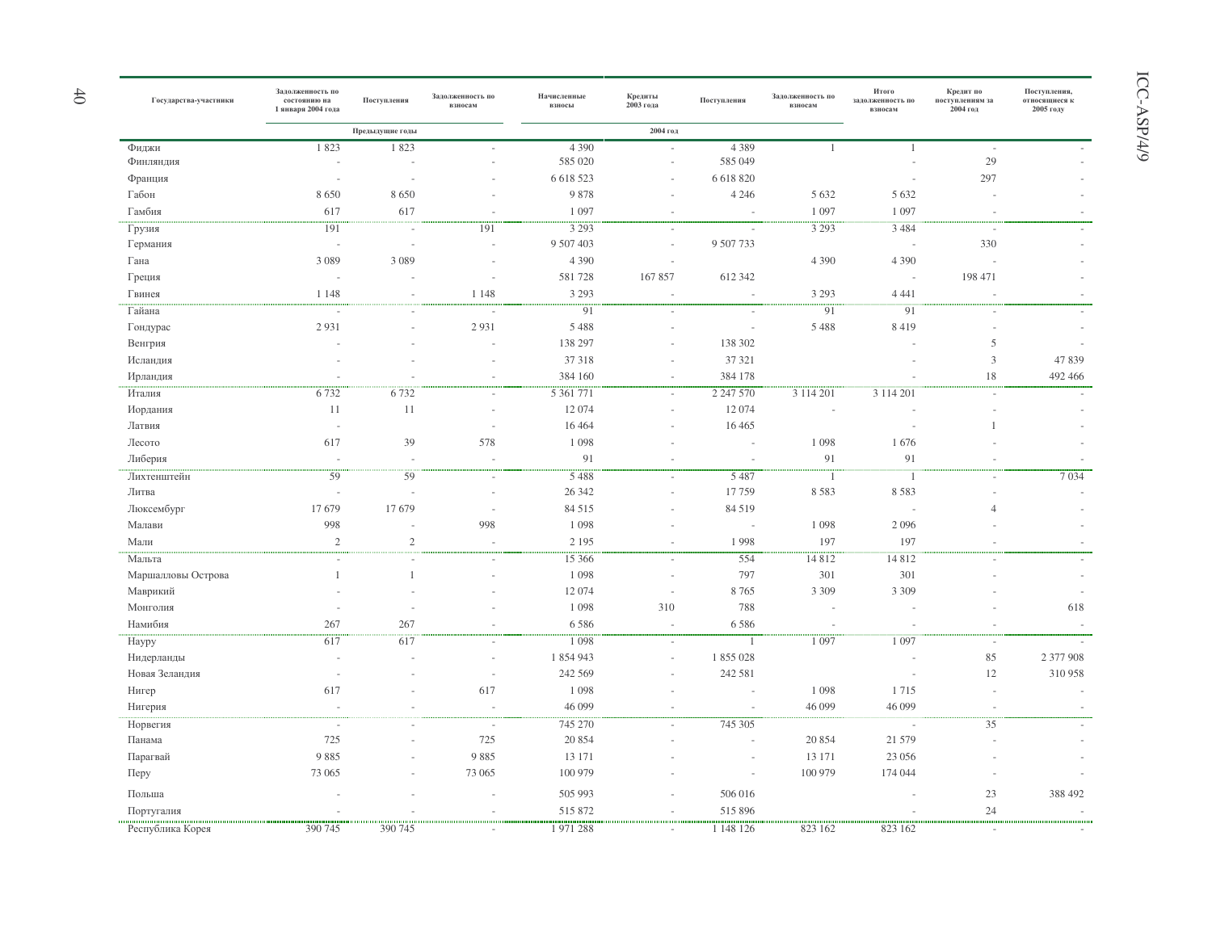| Государства-участники | Задолженность по состоянию на 1 января 2004 года | Поступления | Задолженность по взносам | Начисленные взносы | Кредиты 2003 года | Поступления | Задолженность по взносам | Итого задолженность по взносам | Кредит по поступлениям за 2004 год | Поступления, относящиеся к 2005 году |
|---|---|---|---|---|---|---|---|---|---|---|
| | Предыдущие годы | | | 2004 год | | | | | | |
| Фиджи | 1 823 | 1 823 | - | 4 390 | - | 4 389 | 1 | 1 | - | - |
| Финляндия | - | - | - | 585 020 | - | 585 049 | | - | 29 | - |
| Франция | - | - | - | 6 618 523 | - | 6 618 820 | | - | 297 | - |
| Габон | 8 650 | 8 650 | - | 9 878 | - | 4 246 | 5 632 | 5 632 | - | - |
| Гамбия | 617 | 617 | - | 1 097 | - | - | 1 097 | 1 097 | - | - |
| Грузия | 191 | - | 191 | 3 293 | - | - | 3 293 | 3 484 | - | - |
| Германия | - | - | - | 9 507 403 | - | 9 507 733 | | - | 330 | - |
| Гана | 3 089 | 3 089 | - | 4 390 | - | | 4 390 | 4 390 | - | - |
| Греция | - | - | - | 581 728 | 167 857 | 612 342 | | - | 198 471 | - |
| Гвинея | 1 148 | - | 1 148 | 3 293 | - | - | 3 293 | 4 441 | - | - |
| Гайана | - | - | - | 91 | - | - | 91 | 91 | - | - |
| Гондурас | 2 931 | - | 2 931 | 5 488 | - | - | 5 488 | 8 419 | - | - |
| Венгрия | - | - | - | 138 297 | - | 138 302 | | - | 5 | - |
| Исландия | - | - | - | 37 318 | - | 37 321 | | - | 3 | 47 839 |
| Ирландия | - | - | - | 384 160 | - | 384 178 | | - | 18 | 492 466 |
| Италия | 6 732 | 6 732 | - | 5 361 771 | - | 2 247 570 | 3 114 201 | 3 114 201 | - | - |
| Иордания | 11 | 11 | - | 12 074 | - | 12 074 | - | - | - | - |
| Латвия | - | | - | 16 464 | - | 16 465 | | - | 1 | - |
| Лесото | 617 | 39 | 578 | 1 098 | - | - | 1 098 | 1 676 | - | - |
| Либерия | - | - | - | 91 | - | - | 91 | 91 | - | - |
| Лихтенштейн | 59 | 59 | - | 5 488 | - | 5 487 | 1 | 1 | - | 7 034 |
| Литва | - | - | - | 26 342 | - | 17 759 | 8 583 | 8 583 | - | - |
| Люксембург | 17 679 | 17 679 | - | 84 515 | - | 84 519 | | - | 4 | - |
| Малави | 998 | - | 998 | 1 098 | - | - | 1 098 | 2 096 | - | - |
| Мали | 2 | 2 | - | 2 195 | - | 1 998 | 197 | 197 | - | - |
| Мальта | - | - | - | 15 366 | - | 554 | 14 812 | 14 812 | - | - |
| Маршалловы Острова | 1 | 1 | - | 1 098 | - | 797 | 301 | 301 | - | - |
| Маврикий | - | - | - | 12 074 | - | 8 765 | 3 309 | 3 309 | - | - |
| Монголия | - | - | - | 1 098 | 310 | 788 | - | - | - | 618 |
| Намибия | 267 | 267 | - | 6 586 | - | 6 586 | - | - | - | - |
| Науру | 617 | 617 | - | 1 098 | - | 1 | 1 097 | 1 097 | - | - |
| Нидерланды | - | - | - | 1 854 943 | - | 1 855 028 | | - | 85 | 2 377 908 |
| Новая Зеландия | - | - | - | 242 569 | - | 242 581 | | - | 12 | 310 958 |
| Нигер | 617 | - | 617 | 1 098 | - | - | 1 098 | 1 715 | - | - |
| Нигерия | - | - | - | 46 099 | - | - | 46 099 | 46 099 | - | - |
| Норвегия | - | - | - | 745 270 | - | 745 305 | | - | 35 | - |
| Панама | 725 | - | 725 | 20 854 | - | - | 20 854 | 21 579 | - | - |
| Парагвай | 9 885 | - | 9 885 | 13 171 | - | - | 13 171 | 23 056 | - | - |
| Перу | 73 065 | - | 73 065 | 100 979 | - | - | 100 979 | 174 044 | - | - |
| Польша | - | - | - | 505 993 | - | 506 016 | | - | 23 | 388 492 |
| Португалия | - | - | - | 515 872 | - | 515 896 | | - | 24 | - |
| Республика Корея | 390 745 | 390 745 | - | 1 971 288 | - | 1 148 126 | 823 162 | 823 162 | - | - |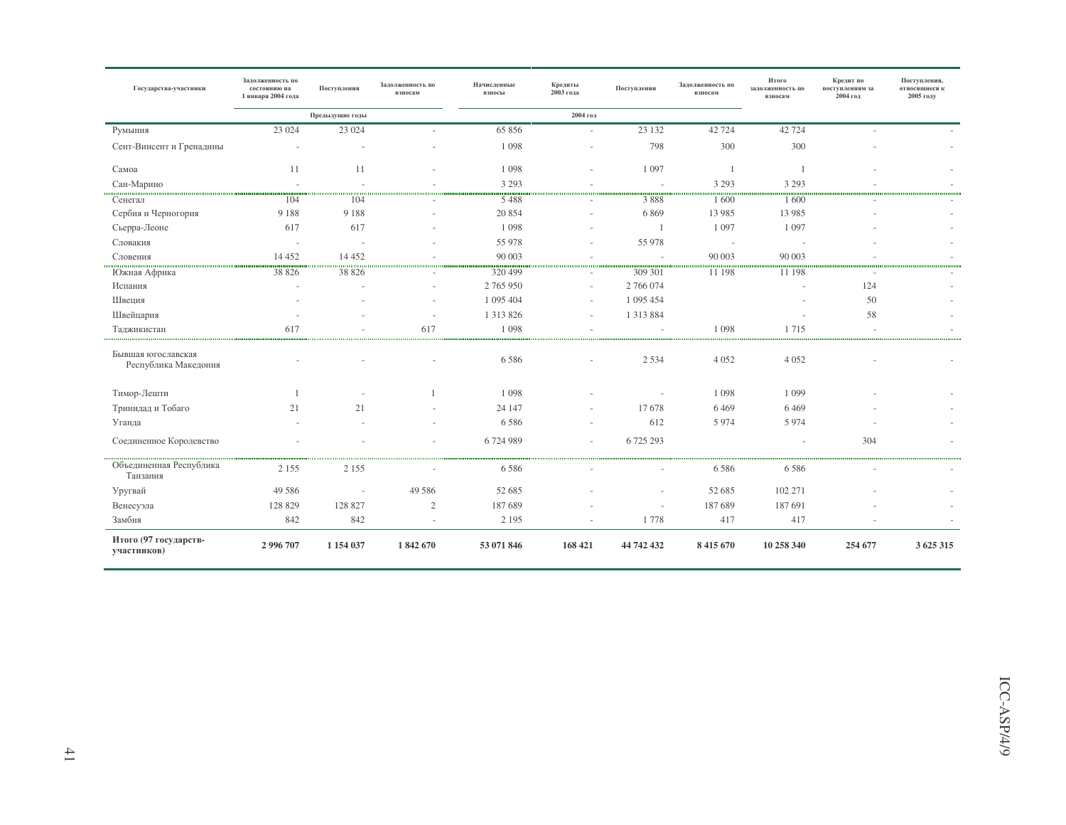| Государства-участники | Задолженность по состоянию на 1 января 2004 года | Поступления | Задолженность по взносам | Начисленные взносы | Кредиты 2003 года | Поступления | Задолженность по взносам | Итого задолженность по взносам | Кредит по поступлениям за 2004 год | Поступления, относящиеся к 2005 году |
|---|---|---|---|---|---|---|---|---|---|---|
| | Предыдущие годы | | | 2004 год | | | | | | |
| Румыния | 23 024 | 23 024 | - | 65 856 | - | 23 132 | 42 724 | 42 724 | - | - |
| Сент-Винсент и Гренадины | - | - | - | 1 098 | - | 798 | 300 | 300 | - | - |
| Самоа | 11 | 11 | - | 1 098 | - | 1 097 | 1 | 1 | - | - |
| Сан-Марино | - | - | - | 3 293 | - | - | 3 293 | 3 293 | - | - |
| Сенегал | 104 | 104 | - | 5 488 | - | 3 888 | 1 600 | 1 600 | - | - |
| Сербия и Черногория | 9 188 | 9 188 | - | 20 854 | - | 6 869 | 13 985 | 13 985 | - | - |
| Сьерра-Леоне | 617 | 617 | - | 1 098 | - | 1 | 1 097 | 1 097 | - | - |
| Словакия | - | - | - | 55 978 | - | 55 978 | - | - | - | - |
| Словения | 14 452 | 14 452 | - | 90 003 | - | - | 90 003 | 90 003 | - | - |
| Южная Африка | 38 826 | 38 826 | - | 320 499 | - | 309 301 | 11 198 | 11 198 | - | - |
| Испания | - | - | - | 2 765 950 | - | 2 766 074 | | - | 124 | - |
| Швеция | - | - | - | 1 095 404 | - | 1 095 454 | | - | 50 | - |
| Швейцария | - | - | - | 1 313 826 | - | 1 313 884 | | - | 58 | - |
| Таджикистан | 617 | - | 617 | 1 098 | - | - | 1 098 | 1 715 | - | - |
| Бывшая югославская Республика Македония | - | - | - | 6 586 | - | 2 534 | 4 052 | 4 052 | - | - |
| Тимор-Лешти | 1 | - | 1 | 1 098 | - | - | 1 098 | 1 099 | - | - |
| Тринидад и Тобаго | 21 | 21 | - | 24 147 | - | 17 678 | 6 469 | 6 469 | - | - |
| Уганда | - | - | - | 6 586 | - | 612 | 5 974 | 5 974 | - | - |
| Соединенное Королевство | - | - | - | 6 724 989 | - | 6 725 293 | | - | 304 | - |
| Объединенная Республика Танзания | 2 155 | 2 155 | - | 6 586 | - | - | 6 586 | 6 586 | - | - |
| Уругвай | 49 586 | - | 49 586 | 52 685 | - | - | 52 685 | 102 271 | - | - |
| Венесуэла | 128 829 | 128 827 | 2 | 187 689 | - | - | 187 689 | 187 691 | - | - |
| Замбия | 842 | 842 | - | 2 195 | - | 1 778 | 417 | 417 | - | - |
| **Итого (97 государств-участников)** | **2 996 707** | **1 154 037** | **1 842 670** | **53 071 846** | **168 421** | **44 742 432** | **8 415 670** | **10 258 340** | **254 677** | **3 625 315** |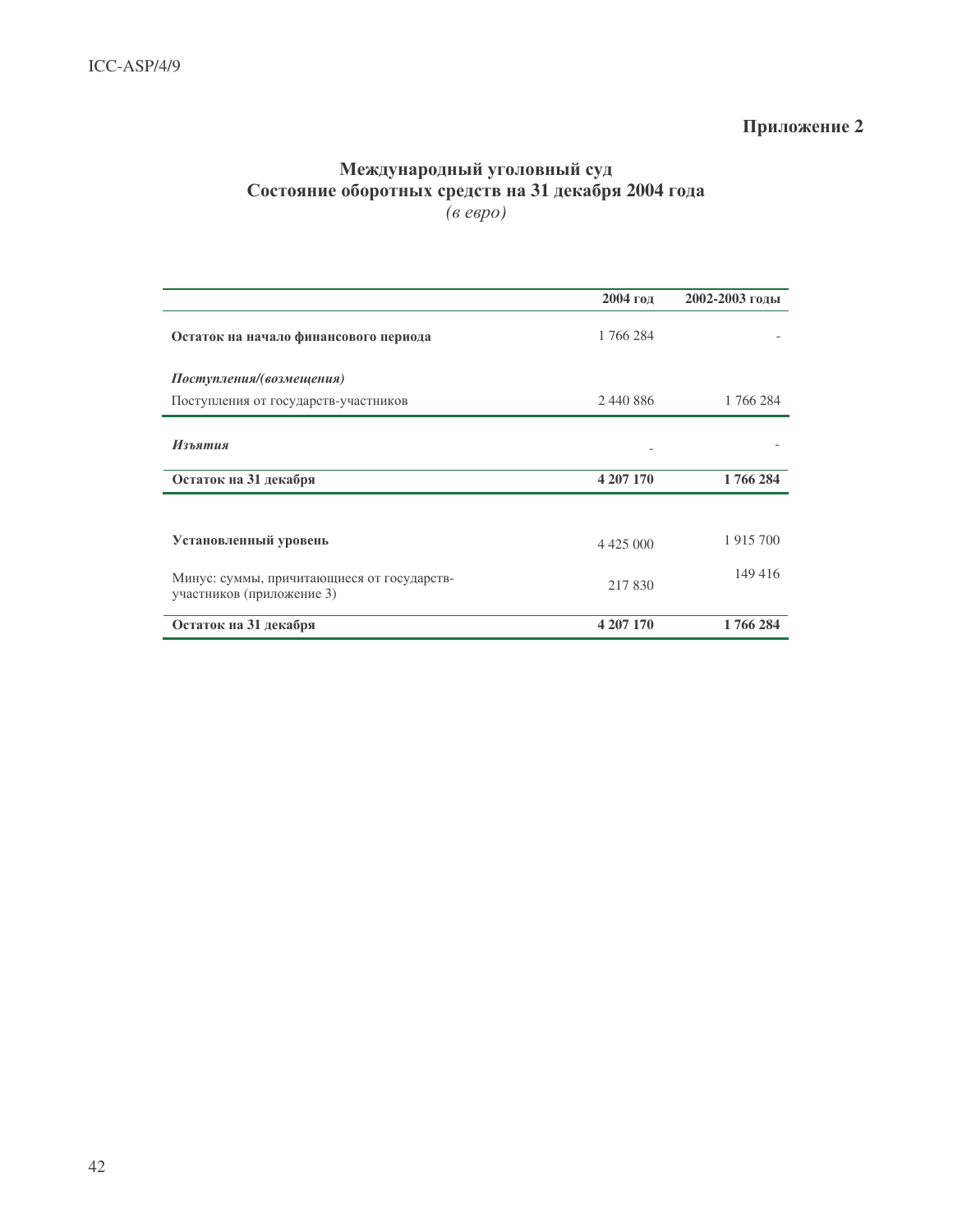**Приложение 2**

## Международный уголовный суд
## Состояние оборотных средств на 31 декабря 2004 года

*(в евро)*

| | 2004 год | 2002-2003 годы |
|---|---|---|
| **Остаток на начало финансового периода** | 1 766 284 | - |
| ***Поступления/(возмещения)*** | | |
| Поступления от государств-участников | 2 440 886 | 1 766 284 |
| ***Изъятия*** | - | - |
| **Остаток на 31 декабря** | **4 207 170** | **1 766 284** |
| **Установленный уровень** | 4 425 000 | 1 915 700 |
| Минус: суммы, причитающиеся от государств-участников (приложение 3) | 217 830 | 149 416 |
| **Остаток на 31 декабря** | **4 207 170** | **1 766 284** |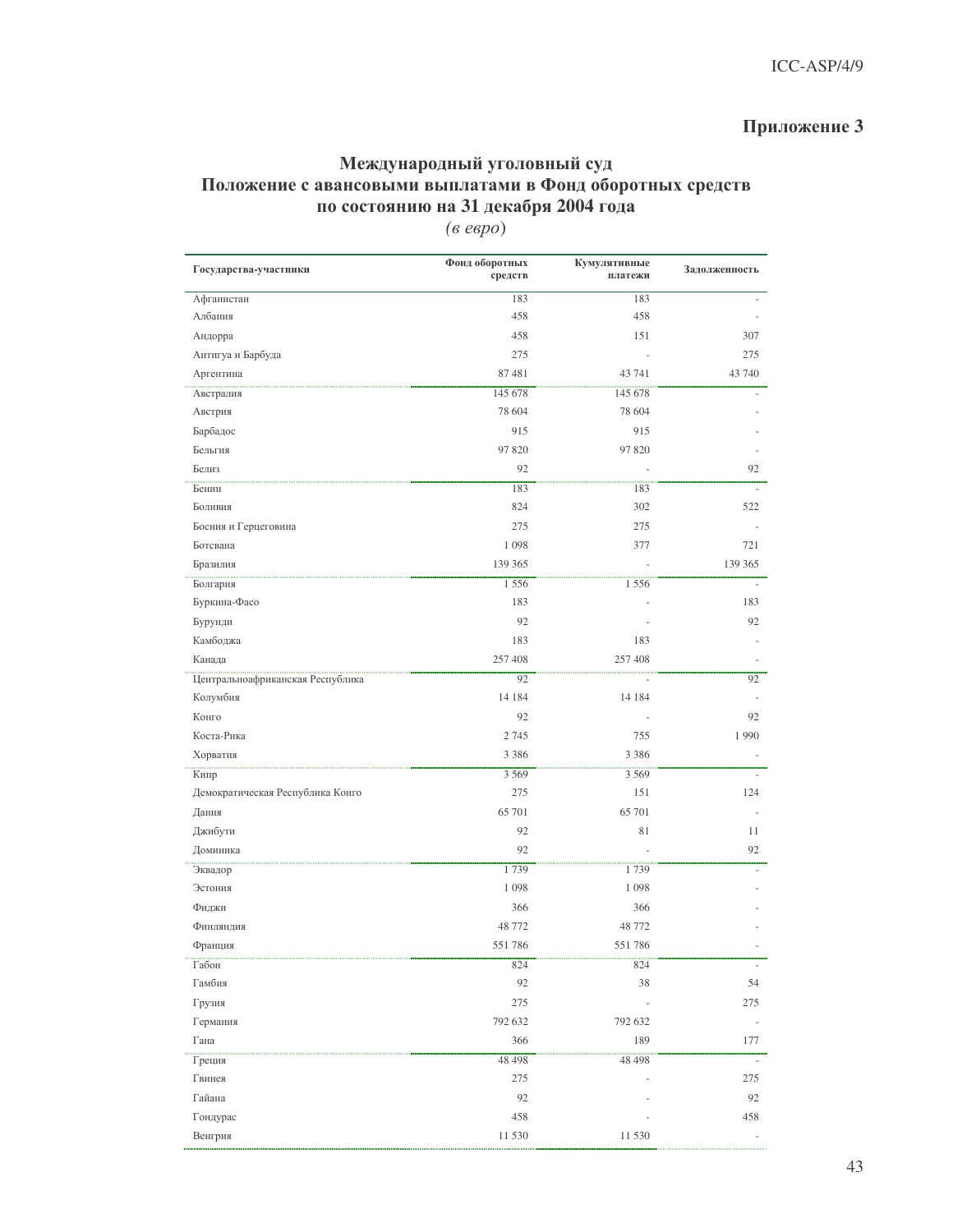## Приложение 3

### Международный уголовный суд
### Положение с авансовыми выплатами в Фонд оборотных средств по состоянию на 31 декабря 2004 года

*(в евро)*

| Государства-участники | Фонд оборотных средств | Кумулятивные платежи | Задолженность |
|---|---|---|---|
| Афганистан | 183 | 183 | - |
| Албания | 458 | 458 | - |
| Андорра | 458 | 151 | 307 |
| Антигуа и Барбуда | 275 | - | 275 |
| Аргентина | 87 481 | 43 741 | 43 740 |
| Австралия | 145 678 | 145 678 | - |
| Австрия | 78 604 | 78 604 | - |
| Барбадос | 915 | 915 | - |
| Бельгия | 97 820 | 97 820 | - |
| Белиз | 92 | - | 92 |
| Бенин | 183 | 183 | - |
| Боливия | 824 | 302 | 522 |
| Босния и Герцеговина | 275 | 275 | - |
| Ботсвана | 1 098 | 377 | 721 |
| Бразилия | 139 365 | - | 139 365 |
| Болгария | 1 556 | 1 556 | - |
| Буркина-Фасо | 183 | - | 183 |
| Бурунди | 92 | - | 92 |
| Камбоджа | 183 | 183 | - |
| Канада | 257 408 | 257 408 | - |
| Центральноафриканская Республика | 92 | - | 92 |
| Колумбия | 14 184 | 14 184 | - |
| Конго | 92 | - | 92 |
| Коста-Рика | 2 745 | 755 | 1 990 |
| Хорватия | 3 386 | 3 386 | - |
| Кипр | 3 569 | 3 569 | - |
| Демократическая Республика Конго | 275 | 151 | 124 |
| Дания | 65 701 | 65 701 | - |
| Джибути | 92 | 81 | 11 |
| Доминика | 92 | - | 92 |
| Эквадор | 1 739 | 1 739 | - |
| Эстония | 1 098 | 1 098 | - |
| Фиджи | 366 | 366 | - |
| Финляндия | 48 772 | 48 772 | - |
| Франция | 551 786 | 551 786 | - |
| Габон | 824 | 824 | - |
| Гамбия | 92 | 38 | 54 |
| Грузия | 275 | - | 275 |
| Германия | 792 632 | 792 632 | - |
| Гана | 366 | 189 | 177 |
| Греция | 48 498 | 48 498 | - |
| Гвинея | 275 | - | 275 |
| Гайана | 92 | - | 92 |
| Гондурас | 458 | - | 458 |
| Венгрия | 11 530 | 11 530 | - |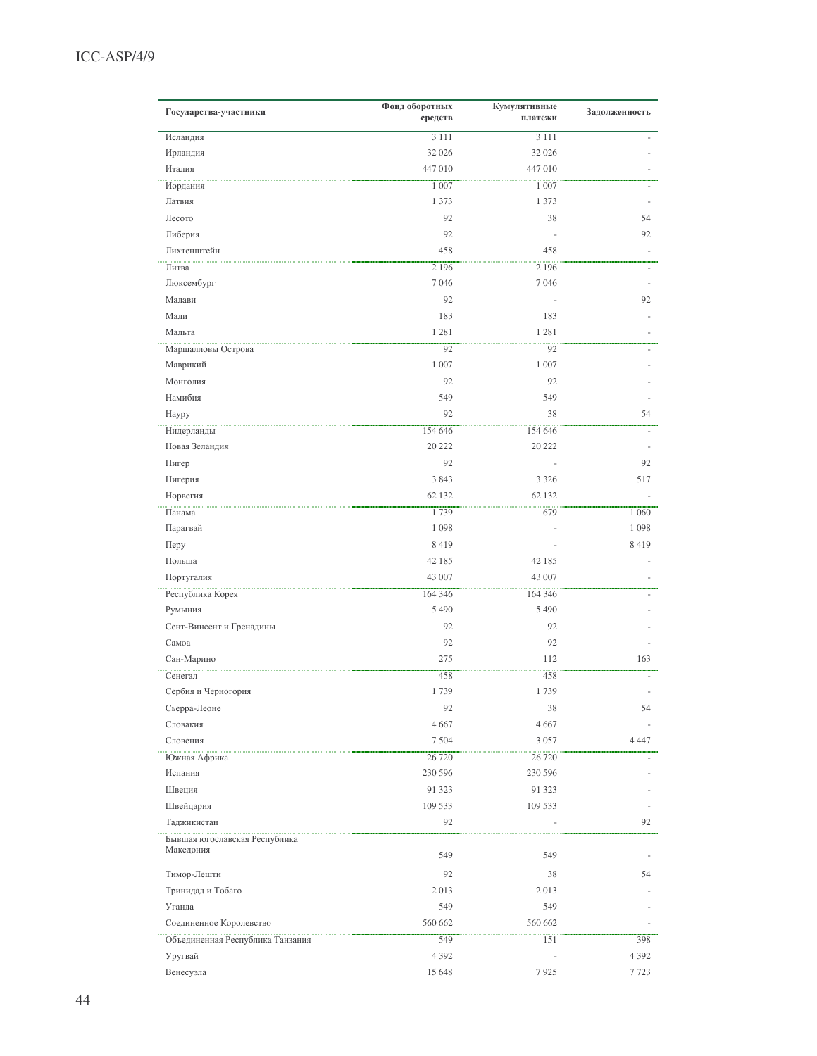| Государства-участники | Фонд оборотных средств | Кумулятивные платежи | Задолженность |
|---|---|---|---|
| Исландия | 3 111 | 3 111 | - |
| Ирландия | 32 026 | 32 026 | - |
| Италия | 447 010 | 447 010 | - |
| Иордания | 1 007 | 1 007 | - |
| Латвия | 1 373 | 1 373 | - |
| Лесото | 92 | 38 | 54 |
| Либерия | 92 | - | 92 |
| Лихтенштейн | 458 | 458 | - |
| Литва | 2 196 | 2 196 | - |
| Люксембург | 7 046 | 7 046 | - |
| Малави | 92 | - | 92 |
| Мали | 183 | 183 | - |
| Мальта | 1 281 | 1 281 | - |
| Маршалловы Острова | 92 | 92 | - |
| Маврикий | 1 007 | 1 007 | - |
| Монголия | 92 | 92 | - |
| Намибия | 549 | 549 | - |
| Науру | 92 | 38 | 54 |
| Нидерланды | 154 646 | 154 646 | - |
| Новая Зеландия | 20 222 | 20 222 | - |
| Нигер | 92 | - | 92 |
| Нигерия | 3 843 | 3 326 | 517 |
| Норвегия | 62 132 | 62 132 | - |
| Панама | 1 739 | 679 | 1 060 |
| Парагвай | 1 098 | - | 1 098 |
| Перу | 8 419 | - | 8 419 |
| Польша | 42 185 | 42 185 | - |
| Португалия | 43 007 | 43 007 | - |
| Республика Корея | 164 346 | 164 346 | - |
| Румыния | 5 490 | 5 490 | - |
| Сент-Винсент и Гренадины | 92 | 92 | - |
| Самоа | 92 | 92 | - |
| Сан-Марино | 275 | 112 | 163 |
| Сенегал | 458 | 458 | - |
| Сербия и Черногория | 1 739 | 1 739 | - |
| Сьерра-Леоне | 92 | 38 | 54 |
| Словакия | 4 667 | 4 667 | - |
| Словения | 7 504 | 3 057 | 4 447 |
| Южная Африка | 26 720 | 26 720 | - |
| Испания | 230 596 | 230 596 | - |
| Швеция | 91 323 | 91 323 | - |
| Швейцария | 109 533 | 109 533 | - |
| Таджикистан | 92 | - | 92 |
| Бывшая югославская Республика Македония | 549 | 549 | - |
| Тимор-Лешти | 92 | 38 | 54 |
| Тринидад и Тобаго | 2 013 | 2 013 | - |
| Уганда | 549 | 549 | - |
| Соединенное Королевство | 560 662 | 560 662 | - |
| Объединенная Республика Танзания | 549 | 151 | 398 |
| Уругвай | 4 392 | - | 4 392 |
| Венесуэла | 15 648 | 7 925 | 7 723 |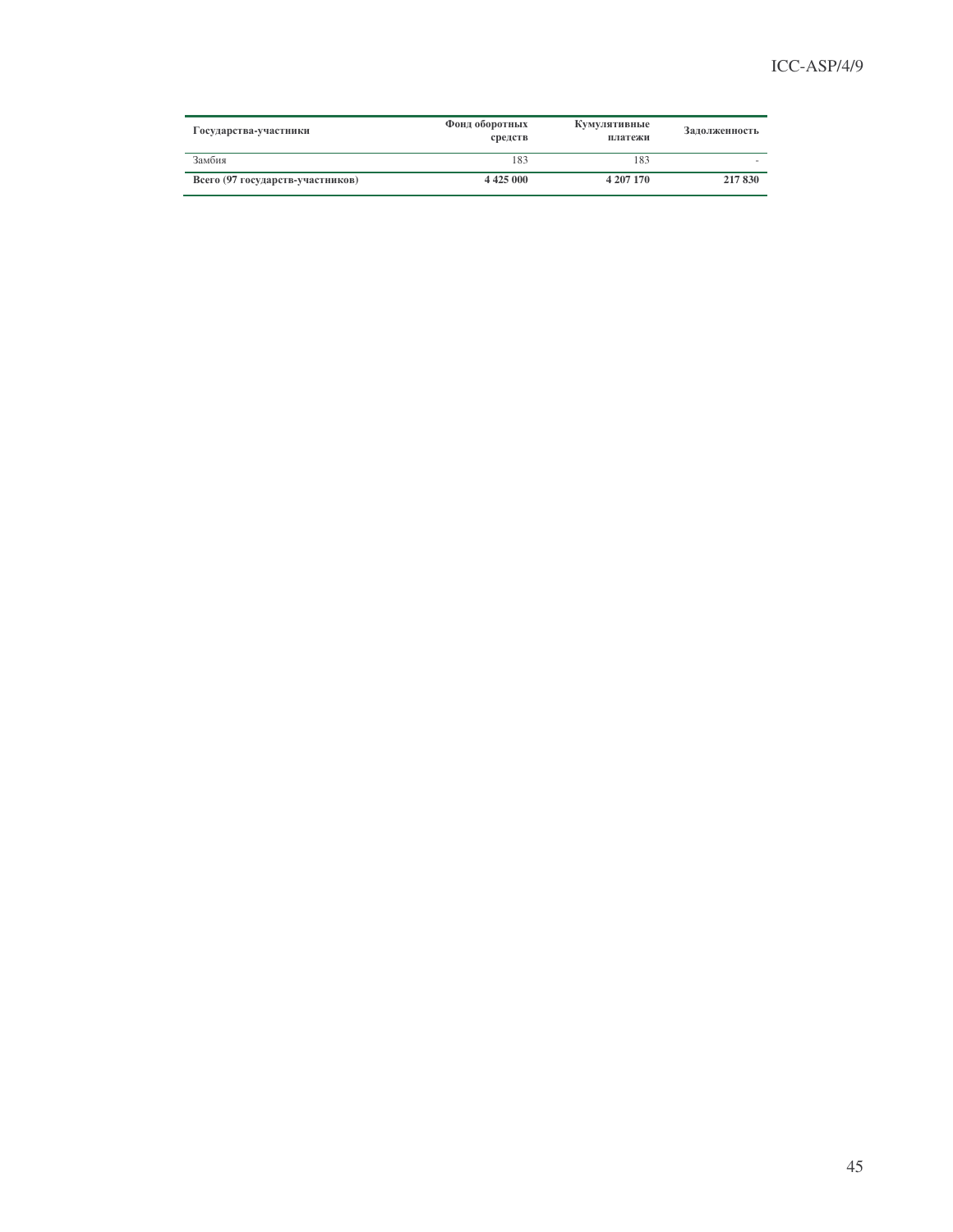| **Государства-участники** | **Фонд оборотных средств** | **Кумулятивные платежи** | **Задолженность** |
|---|---|---|---|
| Замбия | 183 | 183 | - |
| **Всего (97 государств-участников)** | **4 425 000** | **4 207 170** | **217 830** |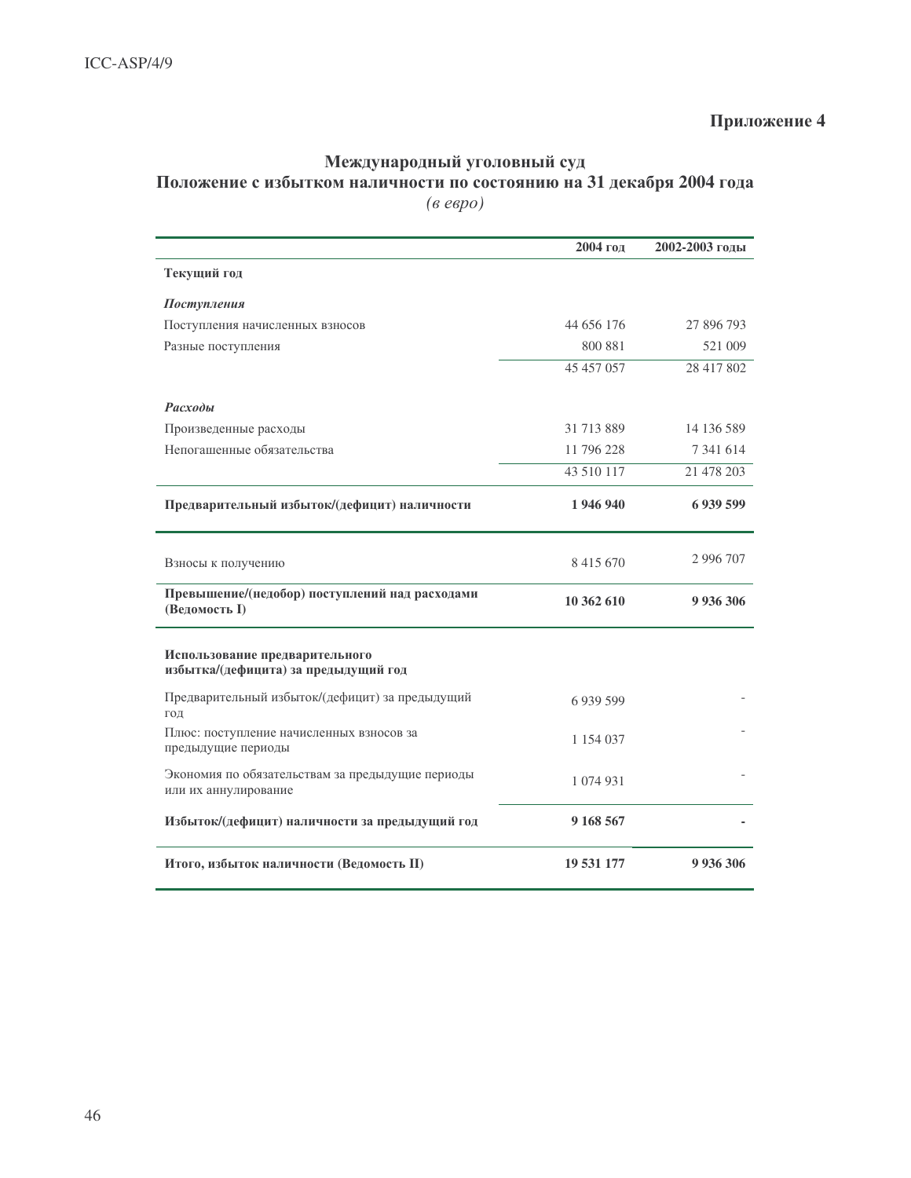**Приложение 4**

## Международный уголовный суд
## Положение с избытком наличности по состоянию на 31 декабря 2004 года
*(в евро)*

| | 2004 год | 2002-2003 годы |
|---|---|---|
| **Текущий год** | | |
| ***Поступления*** | | |
| Поступления начисленных взносов | 44 656 176 | 27 896 793 |
| Разные поступления | 800 881 | 521 009 |
| | 45 457 057 | 28 417 802 |
| ***Расходы*** | | |
| Произведенные расходы | 31 713 889 | 14 136 589 |
| Непогашенные обязательства | 11 796 228 | 7 341 614 |
| | 43 510 117 | 21 478 203 |
| **Предварительный избыток/(дефицит) наличности** | **1 946 940** | **6 939 599** |
| Взносы к получению | 8 415 670 | 2 996 707 |
| **Превышение/(недобор) поступлений над расходами (Ведомость I)** | **10 362 610** | **9 936 306** |
| **Использование предварительного избытка/(дефицита) за предыдущий год** | | |
| Предварительный избыток/(дефицит) за предыдущий год | 6 939 599 | - |
| Плюс: поступление начисленных взносов за предыдущие периоды | 1 154 037 | - |
| Экономия по обязательствам за предыдущие периоды или их аннулирование | 1 074 931 | - |
| **Избыток/(дефицит) наличности за предыдущий год** | **9 168 567** | **-** |
| **Итого, избыток наличности (Ведомость II)** | **19 531 177** | **9 936 306** |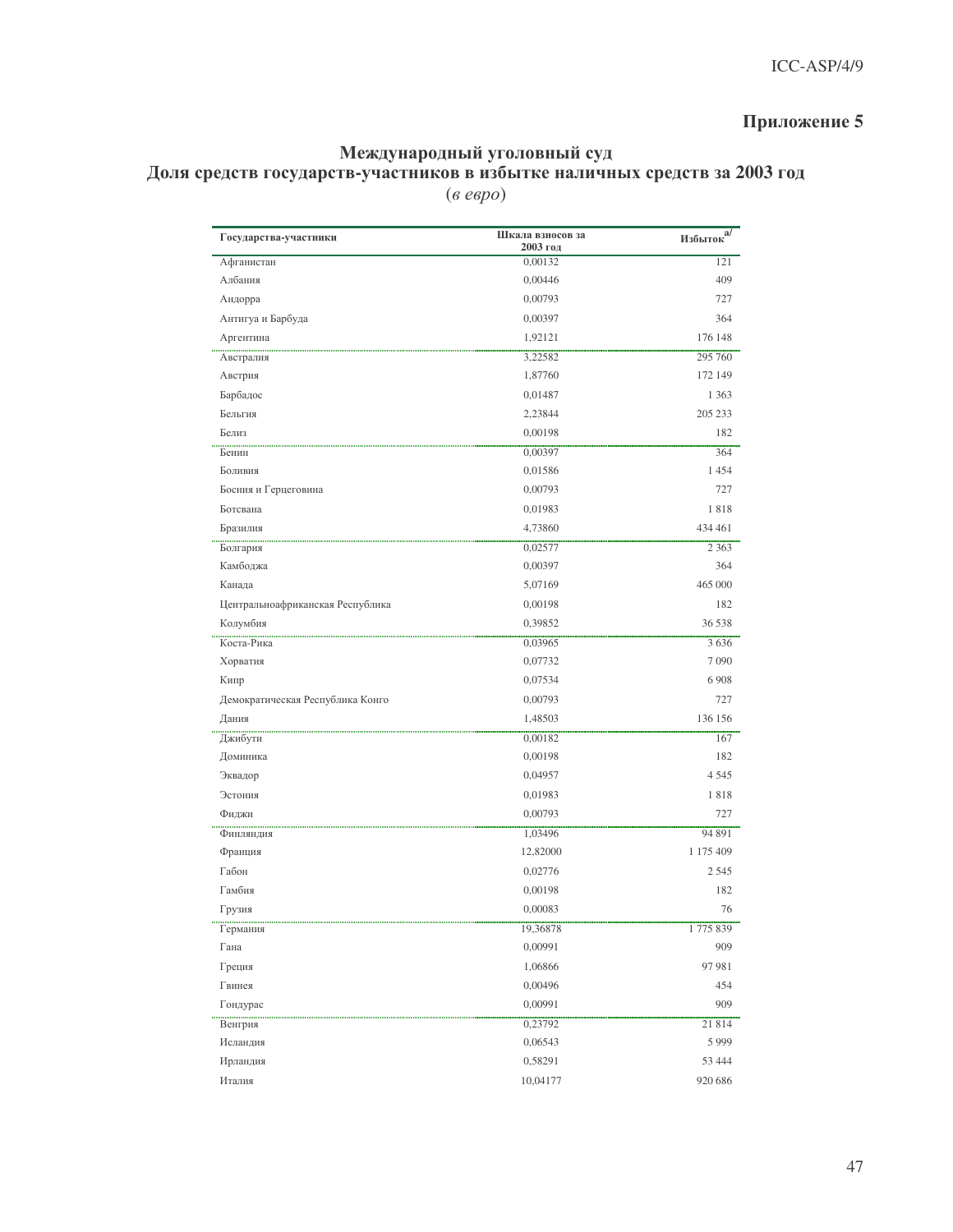## Приложение 5

### Международный уголовный суд
### Доля средств государств-участников в избытке наличных средств за 2003 год
(*в евро*)

| Государства-участники | Шкала взносов за 2003 год | Избыток[a/] |
|---|---|---|
| Афганистан | 0,00132 | 121 |
| Албания | 0,00446 | 409 |
| Андорра | 0,00793 | 727 |
| Антигуа и Барбуда | 0,00397 | 364 |
| Аргентина | 1,92121 | 176 148 |
| Австралия | 3,22582 | 295 760 |
| Австрия | 1,87760 | 172 149 |
| Барбадос | 0,01487 | 1 363 |
| Бельгия | 2,23844 | 205 233 |
| Белиз | 0,00198 | 182 |
| Бенин | 0,00397 | 364 |
| Боливия | 0,01586 | 1 454 |
| Босния и Герцеговина | 0,00793 | 727 |
| Ботсвана | 0,01983 | 1 818 |
| Бразилия | 4,73860 | 434 461 |
| Болгария | 0,02577 | 2 363 |
| Камбоджа | 0,00397 | 364 |
| Канада | 5,07169 | 465 000 |
| Центральноафриканская Республика | 0,00198 | 182 |
| Колумбия | 0,39852 | 36 538 |
| Коста-Рика | 0,03965 | 3 636 |
| Хорватия | 0,07732 | 7 090 |
| Кипр | 0,07534 | 6 908 |
| Демократическая Республика Конго | 0,00793 | 727 |
| Дания | 1,48503 | 136 156 |
| Джибути | 0,00182 | 167 |
| Доминика | 0,00198 | 182 |
| Эквадор | 0,04957 | 4 545 |
| Эстония | 0,01983 | 1 818 |
| Фиджи | 0,00793 | 727 |
| Финляндия | 1,03496 | 94 891 |
| Франция | 12,82000 | 1 175 409 |
| Габон | 0,02776 | 2 545 |
| Гамбия | 0,00198 | 182 |
| Грузия | 0,00083 | 76 |
| Германия | 19,36878 | 1 775 839 |
| Гана | 0,00991 | 909 |
| Греция | 1,06866 | 97 981 |
| Гвинея | 0,00496 | 454 |
| Гондурас | 0,00991 | 909 |
| Венгрия | 0,23792 | 21 814 |
| Исландия | 0,06543 | 5 999 |
| Ирландия | 0,58291 | 53 444 |
| Италия | 10,04177 | 920 686 |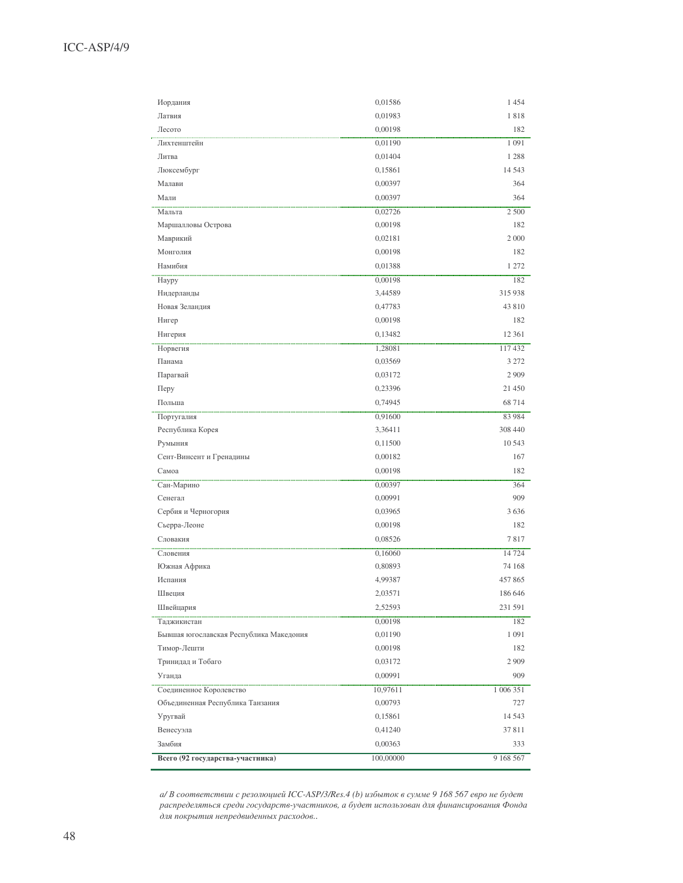| | | |
|---|---|---|
| Иордания | 0,01586 | 1 454 |
| Латвия | 0,01983 | 1 818 |
| Лесото | 0,00198 | 182 |
| Лихтенштейн | 0,01190 | 1 091 |
| Литва | 0,01404 | 1 288 |
| Люксембург | 0,15861 | 14 543 |
| Малави | 0,00397 | 364 |
| Мали | 0,00397 | 364 |
| Мальта | 0,02726 | 2 500 |
| Маршалловы Острова | 0,00198 | 182 |
| Маврикий | 0,02181 | 2 000 |
| Монголия | 0,00198 | 182 |
| Намибия | 0,01388 | 1 272 |
| Науру | 0,00198 | 182 |
| Нидерланды | 3,44589 | 315 938 |
| Новая Зеландия | 0,47783 | 43 810 |
| Нигер | 0,00198 | 182 |
| Нигерия | 0,13482 | 12 361 |
| Норвегия | 1,28081 | 117 432 |
| Панама | 0,03569 | 3 272 |
| Парагвай | 0,03172 | 2 909 |
| Перу | 0,23396 | 21 450 |
| Польша | 0,74945 | 68 714 |
| Португалия | 0,91600 | 83 984 |
| Республика Корея | 3,36411 | 308 440 |
| Румыния | 0,11500 | 10 543 |
| Сент-Винсент и Гренадины | 0,00182 | 167 |
| Самоа | 0,00198 | 182 |
| Сан-Марино | 0,00397 | 364 |
| Сенегал | 0,00991 | 909 |
| Сербия и Черногория | 0,03965 | 3 636 |
| Сьерра-Леоне | 0,00198 | 182 |
| Словакия | 0,08526 | 7 817 |
| Словения | 0,16060 | 14 724 |
| Южная Африка | 0,80893 | 74 168 |
| Испания | 4,99387 | 457 865 |
| Швеция | 2,03571 | 186 646 |
| Швейцария | 2,52593 | 231 591 |
| Таджикистан | 0,00198 | 182 |
| Бывшая югославская Республика Македония | 0,01190 | 1 091 |
| Тимор-Лешти | 0,00198 | 182 |
| Тринидад и Тобаго | 0,03172 | 2 909 |
| Уганда | 0,00991 | 909 |
| Соединенное Королевство | 10,97611 | 1 006 351 |
| Объединенная Республика Танзания | 0,00793 | 727 |
| Уругвай | 0,15861 | 14 543 |
| Венесуэла | 0,41240 | 37 811 |
| Замбия | 0,00363 | 333 |
| **Всего (92 государства-участника)** | 100,00000 | 9 168 567 |

*a/ В соответствии с резолюцией ICC-ASP/3/Res.4 (b) избыток в сумме 9 168 567 евро не будет распределяться среди государств-участников, а будет использован для финансирования Фонда для покрытия непредвиденных расходов..*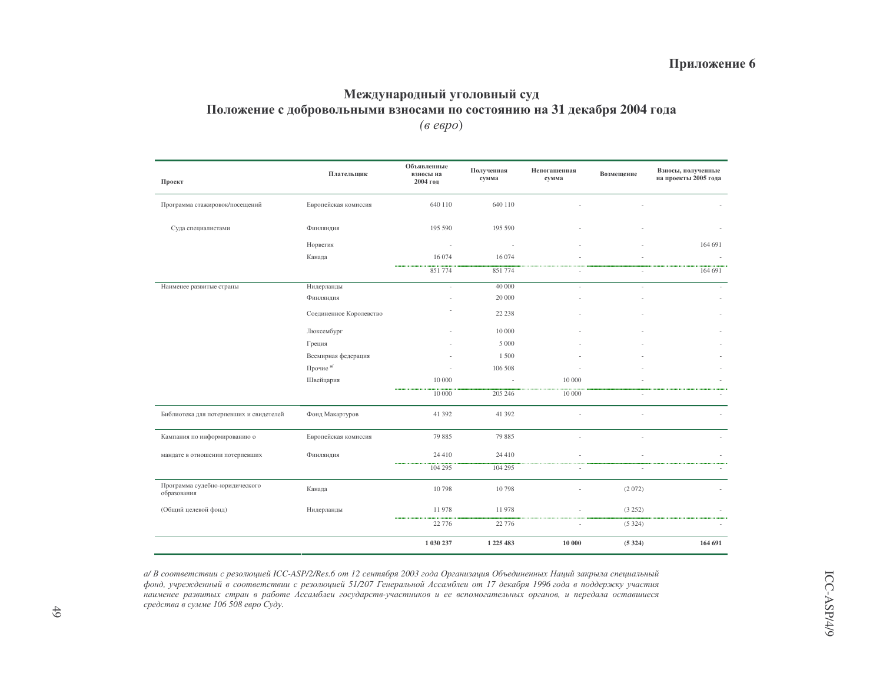Приложение 6

# Международный уголовный суд
## Положение с добровольными взносами по состоянию на 31 декабря 2004 года
*(в евро)*

| Проект | Плательщик | Объявленные взносы на 2004 год | Полученная сумма | Непогашенная сумма | Возмещение | Взносы, полученные на проекты 2005 года |
|---|---|---|---|---|---|---|
| Программа стажировок/посещений | Европейская комиссия | 640 110 | 640 110 | - | - | - |
| Суда специалистами | Финляндия | 195 590 | 195 590 | - | - | - |
| | Норвегия | - | - | - | - | 164 691 |
| | Канада | 16 074 | 16 074 | - | - | - |
| | | 851 774 | 851 774 | - | - | 164 691 |
| Наименее развитые страны | Нидерланды | - | 40 000 | - | - | - |
| | Финляндия | - | 20 000 | - | - | - |
| | Соединенное Королевство | - | 22 238 | - | - | - |
| | Люксембург | - | 10 000 | - | - | - |
| | Греция | - | 5 000 | - | - | - |
| | Всемирная федерация | - | 1 500 | - | - | - |
| | Прочие [a/] | - | 106 508 | - | - | - |
| | Швейцария | 10 000 | - | 10 000 | - | - |
| | | 10 000 | 205 246 | 10 000 | - | - |
| Библиотека для потерпевших и свидетелей | Фонд Макартуров | 41 392 | 41 392 | - | - | - |
| Кампания по информированию о | Европейская комиссия | 79 885 | 79 885 | - | - | - |
| мандате в отношении потерпевших | Финляндия | 24 410 | 24 410 | - | - | - |
| | | 104 295 | 104 295 | - | - | - |
| Программа судебно-юридического образования | Канада | 10 798 | 10 798 | - | (2 072) | - |
| (Общий целевой фонд) | Нидерланды | 11 978 | 11 978 | - | (3 252) | - |
| | | 22 776 | 22 776 | - | (5 324) | - |
| | | **1 030 237** | **1 225 483** | **10 000** | **(5 324)** | **164 691** |

*a/ В соответствии с резолюцией ICC-ASP/2/Res.6 от 12 сентября 2003 года Организация Объединенных Наций закрыла специальный фонд, учрежденный в соответствии с резолюцией 51/207 Генеральной Ассамблеи от 17 декабря 1996 года в поддержку участия наименее развитых стран в работе Ассамблеи государств-участников и ее вспомогательных органов, и передала оставшиеся средства в сумме 106 508 евро Суду.*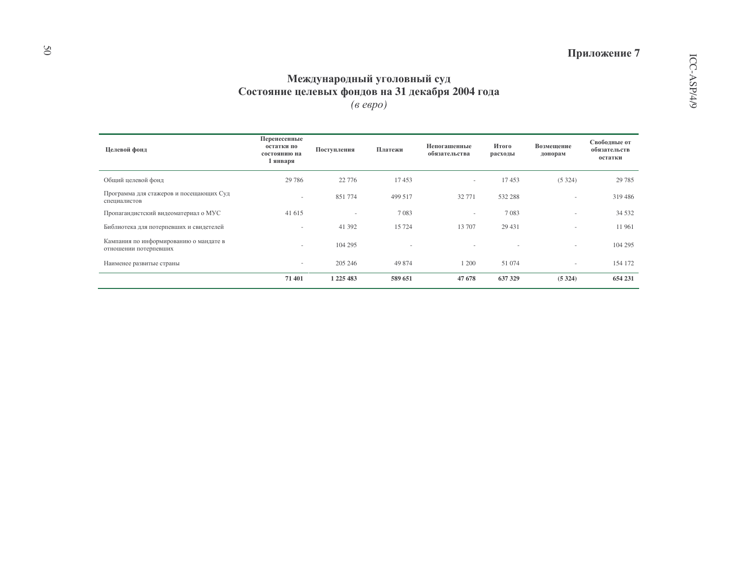## Приложение 7

### Международный уголовный суд
### Состояние целевых фондов на 31 декабря 2004 года
*(в евро)*

| Целевой фонд | Перенесенные остатки по состоянию на 1 января | Поступления | Платежи | Непогашенные обязательства | Итого расходы | Возмещение донорам | Свободные от обязательств остатки |
|---|---|---|---|---|---|---|---|
| Общий целевой фонд | 29 786 | 22 776 | 17 453 | - | 17 453 | (5 324) | 29 785 |
| Программа для стажеров и посещающих Суд специалистов | - | 851 774 | 499 517 | 32 771 | 532 288 | - | 319 486 |
| Пропагандистский видеоматериал о МУС | 41 615 | - | 7 083 | - | 7 083 | - | 34 532 |
| Библиотека для потерпевших и свидетелей | - | 41 392 | 15 724 | 13 707 | 29 431 | - | 11 961 |
| Кампания по информированию о мандате в отношении потерпевших | - | 104 295 | - | - | - | - | 104 295 |
| Наименее развитые страны | - | 205 246 | 49 874 | 1 200 | 51 074 | - | 154 172 |
| | **71 401** | **1 225 483** | **589 651** | **47 678** | **637 329** | **(5 324)** | **654 231** |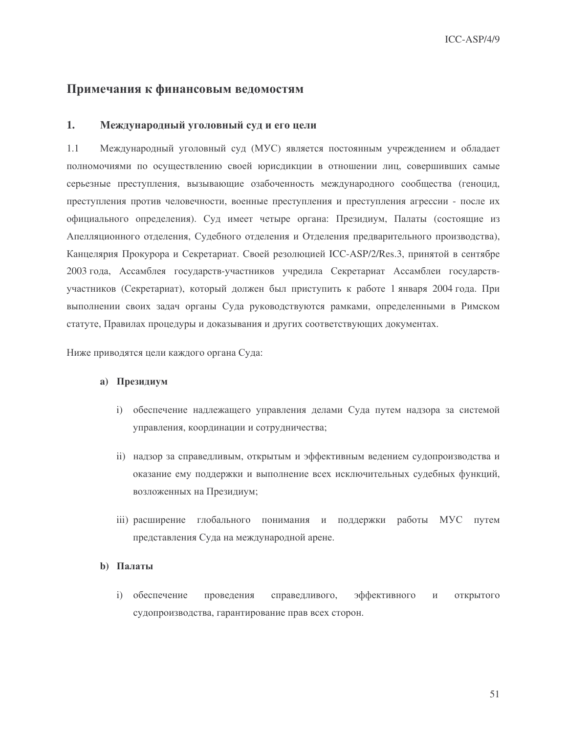# Примечания к финансовым ведомостям

## 1. Международный уголовный суд и его цели

1.1 Международный уголовный суд (МУС) является постоянным учреждением и обладает полномочиями по осуществлению своей юрисдикции в отношении лиц, совершивших самые серьезные преступления, вызывающие озабоченность международного сообщества (геноцид, преступления против человечности, военные преступления и преступления агрессии - после их официального определения). Суд имеет четыре органа: Президиум, Палаты (состоящие из Апелляционного отделения, Судебного отделения и Отделения предварительного производства), Канцелярия Прокурора и Секретариат. Своей резолюцией ICC-ASP/2/Res.3, принятой в сентябре 2003 года, Ассамблея государств-участников учредила Секретариат Ассамблеи государств-участников (Секретариат), который должен был приступить к работе 1 января 2004 года. При выполнении своих задач органы Суда руководствуются рамками, определенными в Римском статуте, Правилах процедуры и доказывания и других соответствующих документах.

Ниже приводятся цели каждого органа Суда:

**a) Президиум**

i) обеспечение надлежащего управления делами Суда путем надзора за системой управления, координации и сотрудничества;

ii) надзор за справедливым, открытым и эффективным ведением судопроизводства и оказание ему поддержки и выполнение всех исключительных судебных функций, возложенных на Президиум;

iii) расширение глобального понимания и поддержки работы МУС путем представления Суда на международной арене.

**b) Палаты**

i) обеспечение проведения справедливого, эффективного и открытого судопроизводства, гарантирование прав всех сторон.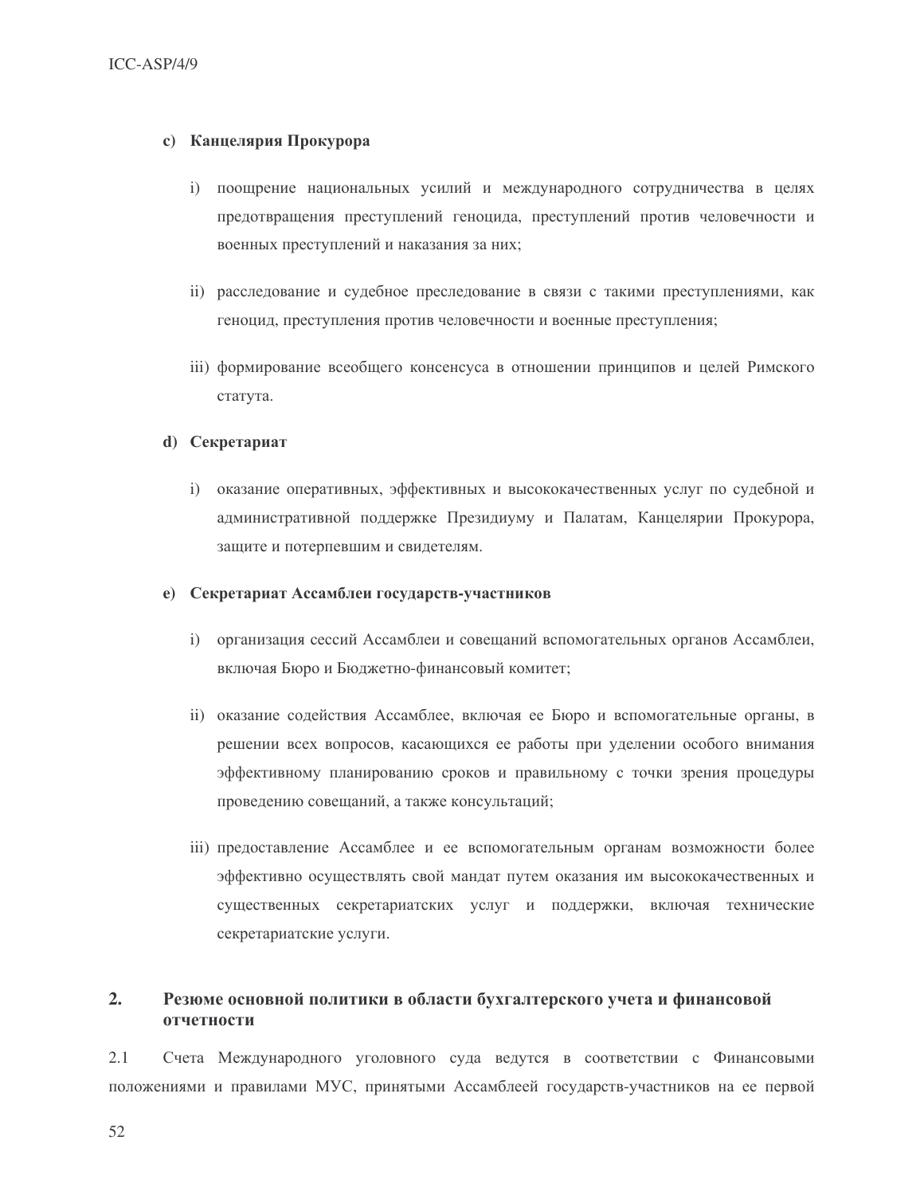**c) Канцелярия Прокурора**

i) поощрение национальных усилий и международного сотрудничества в целях предотвращения преступлений геноцида, преступлений против человечности и военных преступлений и наказания за них;

ii) расследование и судебное преследование в связи с такими преступлениями, как геноцид, преступления против человечности и военные преступления;

iii) формирование всеобщего консенсуса в отношении принципов и целей Римского статута.

**d) Секретариат**

i) оказание оперативных, эффективных и высококачественных услуг по судебной и административной поддержке Президиуму и Палатам, Канцелярии Прокурора, защите и потерпевшим и свидетелям.

**e) Секретариат Ассамблеи государств-участников**

i) организация сессий Ассамблеи и совещаний вспомогательных органов Ассамблеи, включая Бюро и Бюджетно-финансовый комитет;

ii) оказание содействия Ассамблее, включая ее Бюро и вспомогательные органы, в решении всех вопросов, касающихся ее работы при уделении особого внимания эффективному планированию сроков и правильному с точки зрения процедуры проведению совещаний, а также консультаций;

iii) предоставление Ассамблее и ее вспомогательным органам возможности более эффективно осуществлять свой мандат путем оказания им высококачественных и существенных секретариатских услуг и поддержки, включая технические секретариатские услуги.

## 2. Резюме основной политики в области бухгалтерского учета и финансовой отчетности

2.1 Счета Международного уголовного суда ведутся в соответствии с Финансовыми положениями и правилами МУС, принятыми Ассамблеей государств-участников на ее первой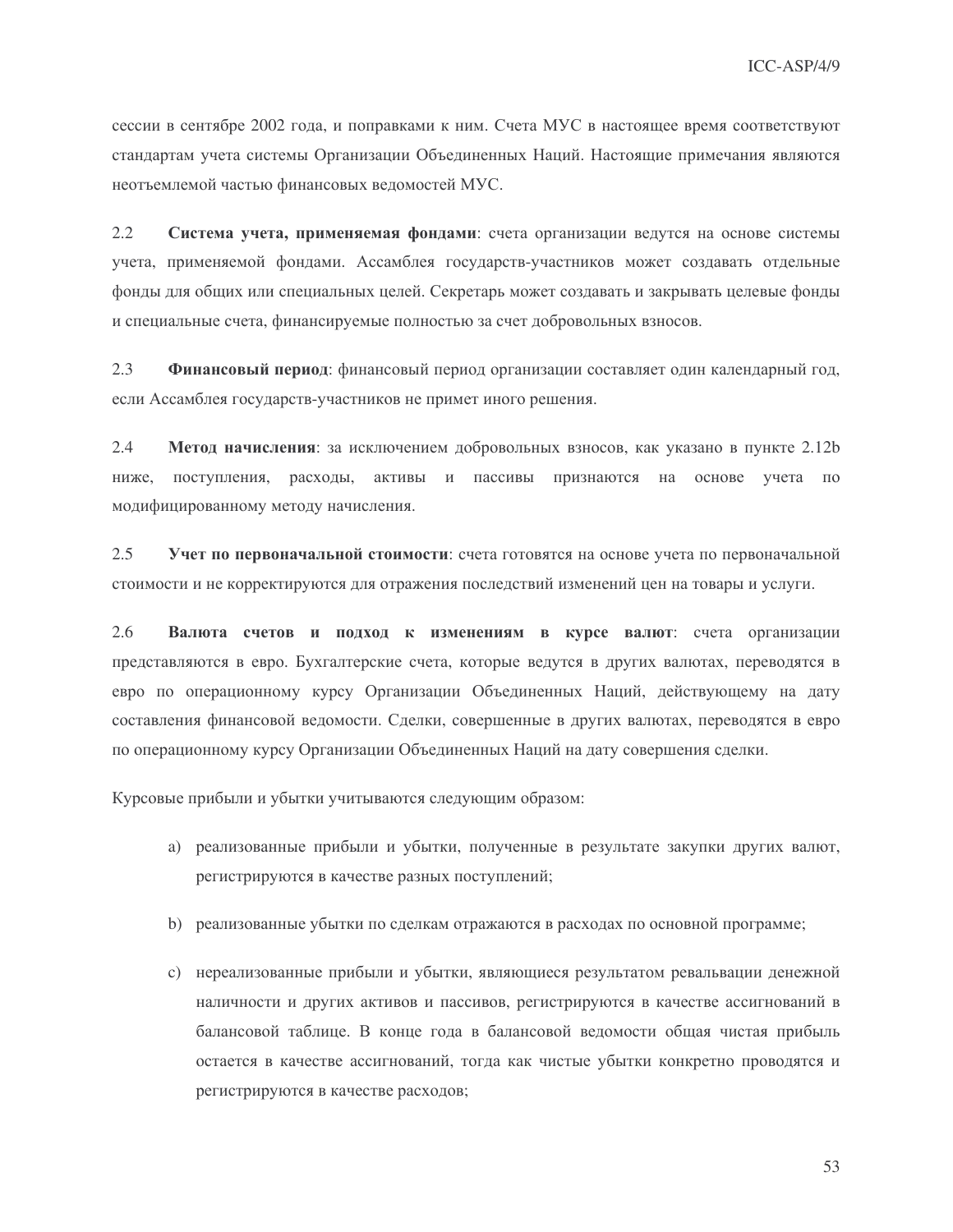сессии в сентябре 2002 года, и поправками к ним. Счета МУС в настоящее время соответствуют стандартам учета системы Организации Объединенных Наций. Настоящие примечания являются неотъемлемой частью финансовых ведомостей МУС.

2.2 **Система учета, применяемая фондами**: счета организации ведутся на основе системы учета, применяемой фондами. Ассамблея государств-участников может создавать отдельные фонды для общих или специальных целей. Секретарь может создавать и закрывать целевые фонды и специальные счета, финансируемые полностью за счет добровольных взносов.

2.3 **Финансовый период**: финансовый период организации составляет один календарный год, если Ассамблея государств-участников не примет иного решения.

2.4 **Метод начисления**: за исключением добровольных взносов, как указано в пункте 2.12b ниже, поступления, расходы, активы и пассивы признаются на основе учета по модифицированному методу начисления.

2.5 **Учет по первоначальной стоимости**: счета готовятся на основе учета по первоначальной стоимости и не корректируются для отражения последствий изменений цен на товары и услуги.

2.6 **Валюта счетов и подход к изменениям в курсе валют**: счета организации представляются в евро. Бухгалтерские счета, которые ведутся в других валютах, переводятся в евро по операционному курсу Организации Объединенных Наций, действующему на дату составления финансовой ведомости. Сделки, совершенные в других валютах, переводятся в евро по операционному курсу Организации Объединенных Наций на дату совершения сделки.

Курсовые прибыли и убытки учитываются следующим образом:

a) реализованные прибыли и убытки, полученные в результате закупки других валют, регистрируются в качестве разных поступлений;

b) реализованные убытки по сделкам отражаются в расходах по основной программе;

c) нереализованные прибыли и убытки, являющиеся результатом ревальвации денежной наличности и других активов и пассивов, регистрируются в качестве ассигнований в балансовой таблице. В конце года в балансовой ведомости общая чистая прибыль остается в качестве ассигнований, тогда как чистые убытки конкретно проводятся и регистрируются в качестве расходов;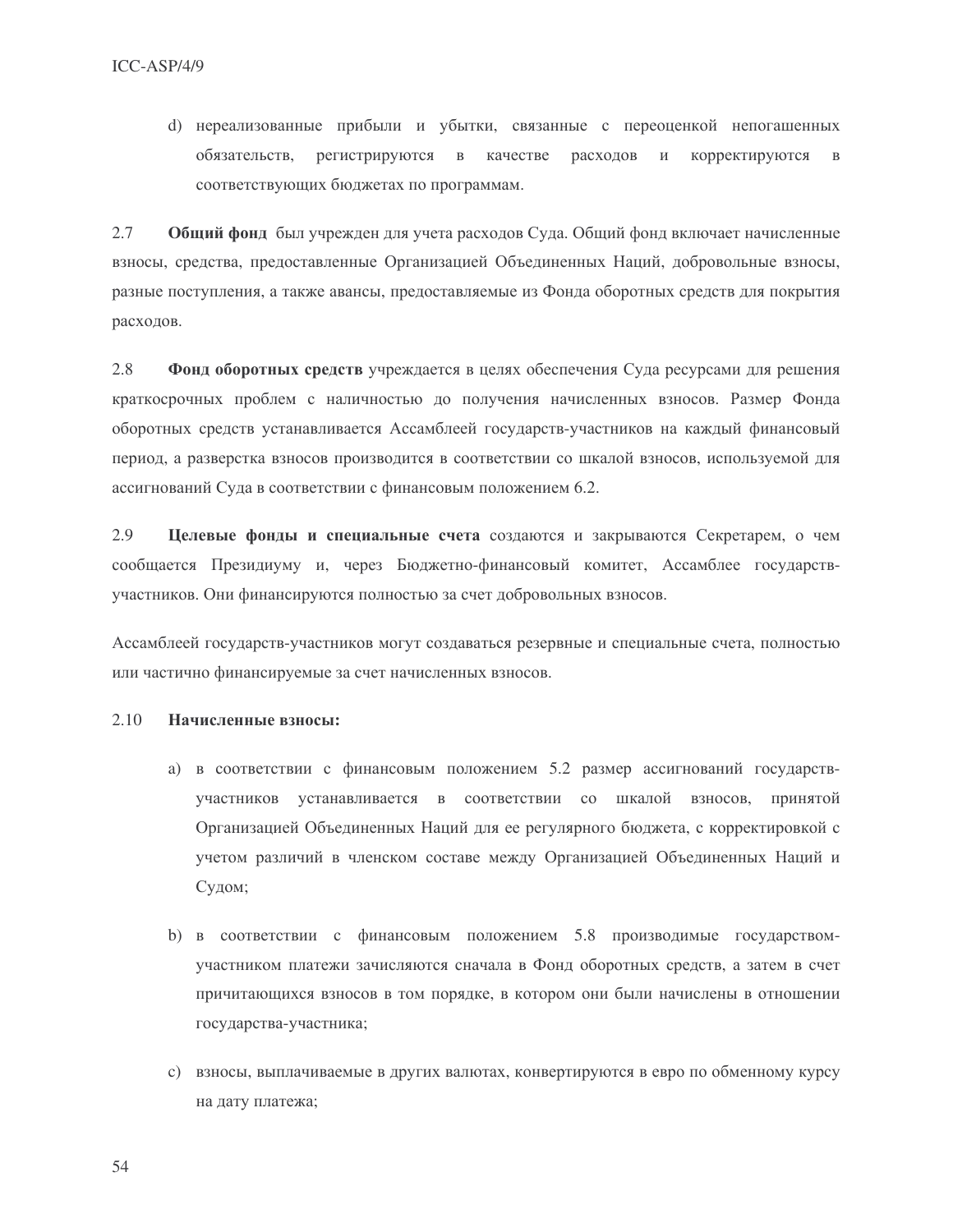d) нереализованные прибыли и убытки, связанные с переоценкой непогашенных обязательств, регистрируются в качестве расходов и корректируются в соответствующих бюджетах по программам.

2.7 **Общий фонд** был учрежден для учета расходов Суда. Общий фонд включает начисленные взносы, средства, предоставленные Организацией Объединенных Наций, добровольные взносы, разные поступления, а также авансы, предоставляемые из Фонда оборотных средств для покрытия расходов.

2.8 **Фонд оборотных средств** учреждается в целях обеспечения Суда ресурсами для решения краткосрочных проблем с наличностью до получения начисленных взносов. Размер Фонда оборотных средств устанавливается Ассамблеей государств-участников на каждый финансовый период, а разверстка взносов производится в соответствии со шкалой взносов, используемой для ассигнований Суда в соответствии с финансовым положением 6.2.

2.9 **Целевые фонды и специальные счета** создаются и закрываются Секретарем, о чем сообщается Президиуму и, через Бюджетно-финансовый комитет, Ассамблее государств-участников. Они финансируются полностью за счет добровольных взносов.

Ассамблеей государств-участников могут создаваться резервные и специальные счета, полностью или частично финансируемые за счет начисленных взносов.

2.10 **Начисленные взносы:**

a) в соответствии с финансовым положением 5.2 размер ассигнований государств-участников устанавливается в соответствии со шкалой взносов, принятой Организацией Объединенных Наций для ее регулярного бюджета, с корректировкой с учетом различий в членском составе между Организацией Объединенных Наций и Судом;

b) в соответствии с финансовым положением 5.8 производимые государством-участником платежи зачисляются сначала в Фонд оборотных средств, а затем в счет причитающихся взносов в том порядке, в котором они были начислены в отношении государства-участника;

c) взносы, выплачиваемые в других валютах, конвертируются в евро по обменному курсу на дату платежа;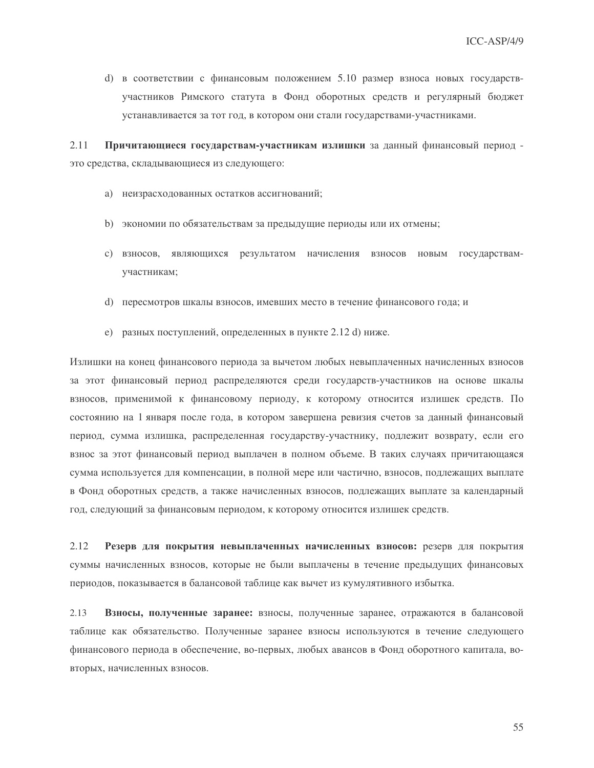d) в соответствии с финансовым положением 5.10 размер взноса новых государств-участников Римского статута в Фонд оборотных средств и регулярный бюджет устанавливается за тот год, в котором они стали государствами-участниками.

2.11 **Причитающиеся государствам-участникам излишки** за данный финансовый период - это средства, складывающиеся из следующего:

a) неизрасходованных остатков ассигнований;

b) экономии по обязательствам за предыдущие периоды или их отмены;

c) взносов, являющихся результатом начисления взносов новым государствам-участникам;

d) пересмотров шкалы взносов, имевших место в течение финансового года; и

e) разных поступлений, определенных в пункте 2.12 d) ниже.

Излишки на конец финансового периода за вычетом любых невыплаченных начисленных взносов за этот финансовый период распределяются среди государств-участников на основе шкалы взносов, применимой к финансовому периоду, к которому относится излишек средств. По состоянию на 1 января после года, в котором завершена ревизия счетов за данный финансовый период, сумма излишка, распределенная государству-участнику, подлежит возврату, если его взнос за этот финансовый период выплачен в полном объеме. В таких случаях причитающаяся сумма используется для компенсации, в полной мере или частично, взносов, подлежащих выплате в Фонд оборотных средств, а также начисленных взносов, подлежащих выплате за календарный год, следующий за финансовым периодом, к которому относится излишек средств.

2.12 **Резерв для покрытия невыплаченных начисленных взносов:** резерв для покрытия суммы начисленных взносов, которые не были выплачены в течение предыдущих финансовых периодов, показывается в балансовой таблице как вычет из кумулятивного избытка.

2.13 **Взносы, полученные заранее:** взносы, полученные заранее, отражаются в балансовой таблице как обязательство. Полученные заранее взносы используются в течение следующего финансового периода в обеспечение, во-первых, любых авансов в Фонд оборотного капитала, во-вторых, начисленных взносов.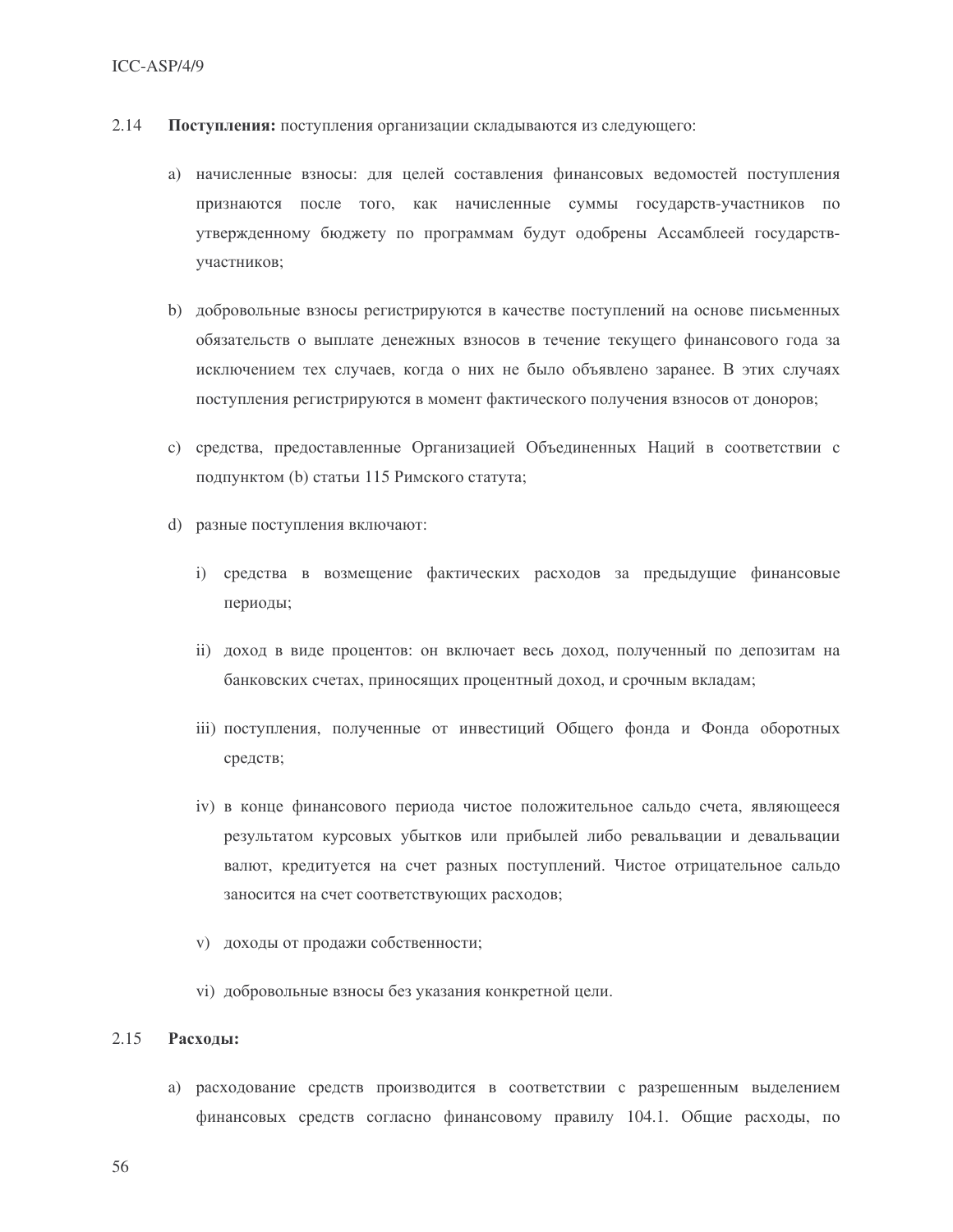2.14 **Поступления:** поступления организации складываются из следующего:

a) начисленные взносы: для целей составления финансовых ведомостей поступления признаются после того, как начисленные суммы государств-участников по утвержденному бюджету по программам будут одобрены Ассамблеей государств-участников;

b) добровольные взносы регистрируются в качестве поступлений на основе письменных обязательств о выплате денежных взносов в течение текущего финансового года за исключением тех случаев, когда о них не было объявлено заранее. В этих случаях поступления регистрируются в момент фактического получения взносов от доноров;

c) средства, предоставленные Организацией Объединенных Наций в соответствии с подпунктом (b) статьи 115 Римского статута;

d) разные поступления включают:

   i) средства в возмещение фактических расходов за предыдущие финансовые периоды;

   ii) доход в виде процентов: он включает весь доход, полученный по депозитам на банковских счетах, приносящих процентный доход, и срочным вкладам;

   iii) поступления, полученные от инвестиций Общего фонда и Фонда оборотных средств;

   iv) в конце финансового периода чистое положительное сальдо счета, являющееся результатом курсовых убытков или прибылей либо ревальвации и девальвации валют, кредитуется на счет разных поступлений. Чистое отрицательное сальдо заносится на счет соответствующих расходов;

   v) доходы от продажи собственности;

   vi) добровольные взносы без указания конкретной цели.

2.15 **Расходы:**

a) расходование средств производится в соответствии с разрешенным выделением финансовых средств согласно финансовому правилу 104.1. Общие расходы, по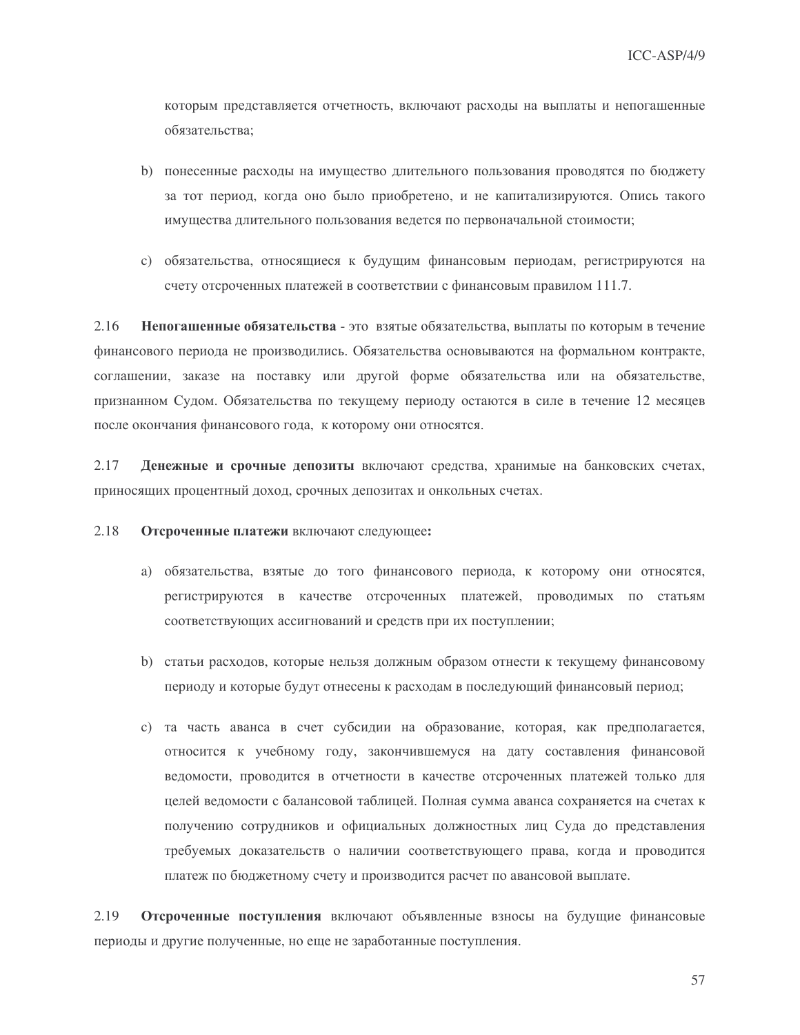которым представляется отчетность, включают расходы на выплаты и непогашенные обязательства;

b) понесенные расходы на имущество длительного пользования проводятся по бюджету за тот период, когда оно было приобретено, и не капитализируются. Опись такого имущества длительного пользования ведется по первоначальной стоимости;

c) обязательства, относящиеся к будущим финансовым периодам, регистрируются на счету отсроченных платежей в соответствии с финансовым правилом 111.7.

2.16 **Непогашенные обязательства** - это взятые обязательства, выплаты по которым в течение финансового периода не производились. Обязательства основываются на формальном контракте, соглашении, заказе на поставку или другой форме обязательства или на обязательстве, признанном Судом. Обязательства по текущему периоду остаются в силе в течение 12 месяцев после окончания финансового года, к которому они относятся.

2.17 **Денежные и срочные депозиты** включают средства, хранимые на банковских счетах, приносящих процентный доход, срочных депозитах и онкольных счетах.

2.18 **Отсроченные платежи** включают следующее**:**

a) обязательства, взятые до того финансового периода, к которому они относятся, регистрируются в качестве отсроченных платежей, проводимых по статьям соответствующих ассигнований и средств при их поступлении;

b) статьи расходов, которые нельзя должным образом отнести к текущему финансовому периоду и которые будут отнесены к расходам в последующий финансовый период;

c) та часть аванса в счет субсидии на образование, которая, как предполагается, относится к учебному году, закончившемуся на дату составления финансовой ведомости, проводится в отчетности в качестве отсроченных платежей только для целей ведомости с балансовой таблицей. Полная сумма аванса сохраняется на счетах к получению сотрудников и официальных должностных лиц Суда до представления требуемых доказательств о наличии соответствующего права, когда и проводится платеж по бюджетному счету и производится расчет по авансовой выплате.

2.19 **Отсроченные поступления** включают объявленные взносы на будущие финансовые периоды и другие полученные, но еще не заработанные поступления.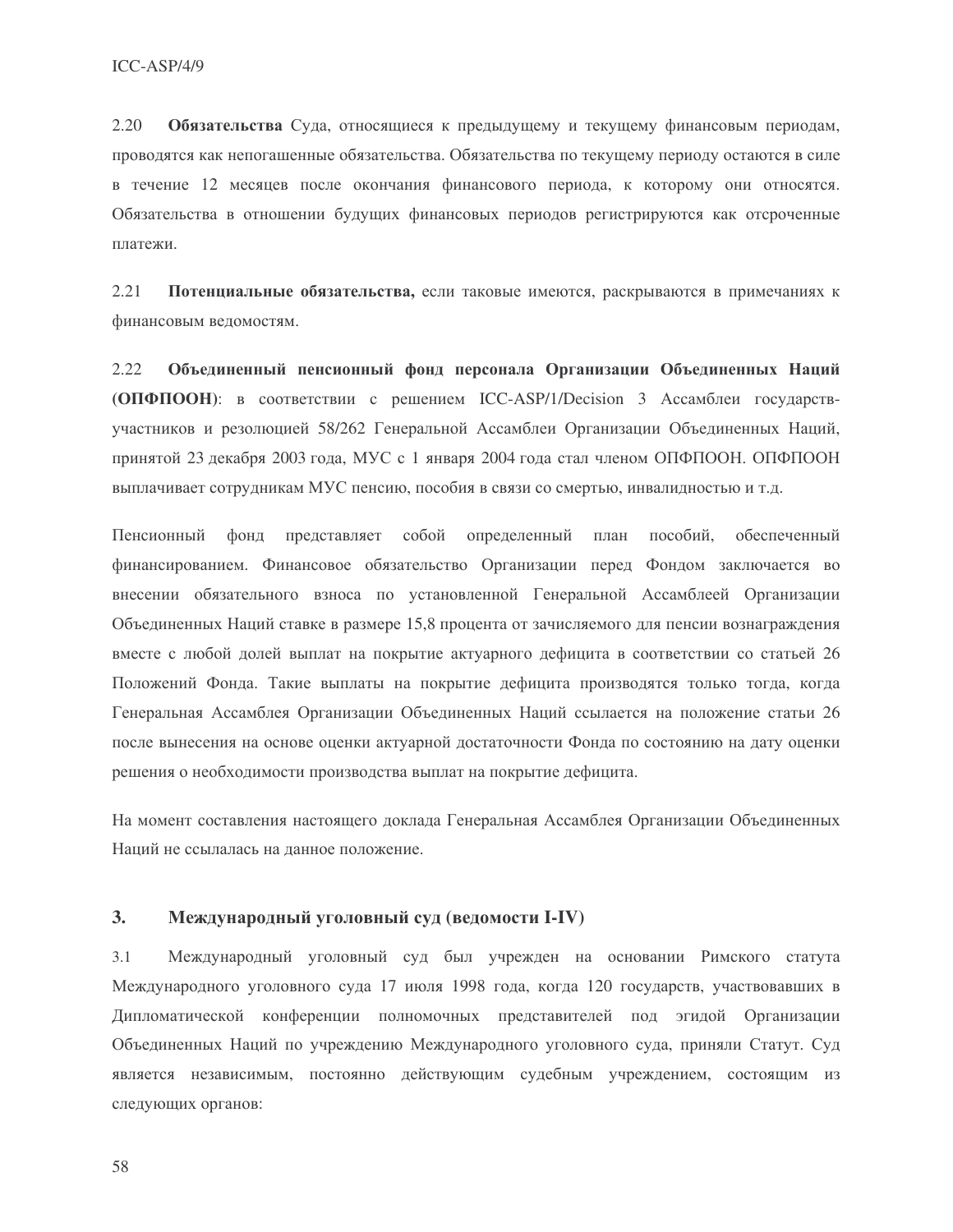2.20 **Обязательства** Суда, относящиеся к предыдущему и текущему финансовым периодам, проводятся как непогашенные обязательства. Обязательства по текущему периоду остаются в силе в течение 12 месяцев после окончания финансового периода, к которому они относятся. Обязательства в отношении будущих финансовых периодов регистрируются как отсроченные платежи.

2.21 **Потенциальные обязательства,** если таковые имеются, раскрываются в примечаниях к финансовым ведомостям.

2.22 **Объединенный пенсионный фонд персонала Организации Объединенных Наций (ОПФПООН)**: в соответствии с решением ICC-ASP/1/Decision 3 Ассамблеи государств-участников и резолюцией 58/262 Генеральной Ассамблеи Организации Объединенных Наций, принятой 23 декабря 2003 года, МУС с 1 января 2004 года стал членом ОПФПООН. ОПФПООН выплачивает сотрудникам МУС пенсию, пособия в связи со смертью, инвалидностью и т.д.

Пенсионный фонд представляет собой определенный план пособий, обеспеченный финансированием. Финансовое обязательство Организации перед Фондом заключается во внесении обязательного взноса по установленной Генеральной Ассамблеей Организации Объединенных Наций ставке в размере 15,8 процента от зачисляемого для пенсии вознаграждения вместе с любой долей выплат на покрытие актуарного дефицита в соответствии со статьей 26 Положений Фонда. Такие выплаты на покрытие дефицита производятся только тогда, когда Генеральная Ассамблея Организации Объединенных Наций ссылается на положение статьи 26 после вынесения на основе оценки актуарной достаточности Фонда по состоянию на дату оценки решения о необходимости производства выплат на покрытие дефицита.

На момент составления настоящего доклада Генеральная Ассамблея Организации Объединенных Наций не ссылалась на данное положение.

## 3. Международный уголовный суд (ведомости I-IV)

3.1 Международный уголовный суд был учрежден на основании Римского статута Международного уголовного суда 17 июля 1998 года, когда 120 государств, участвовавших в Дипломатической конференции полномочных представителей под эгидой Организации Объединенных Наций по учреждению Международного уголовного суда, приняли Статут. Суд является независимым, постоянно действующим судебным учреждением, состоящим из следующих органов: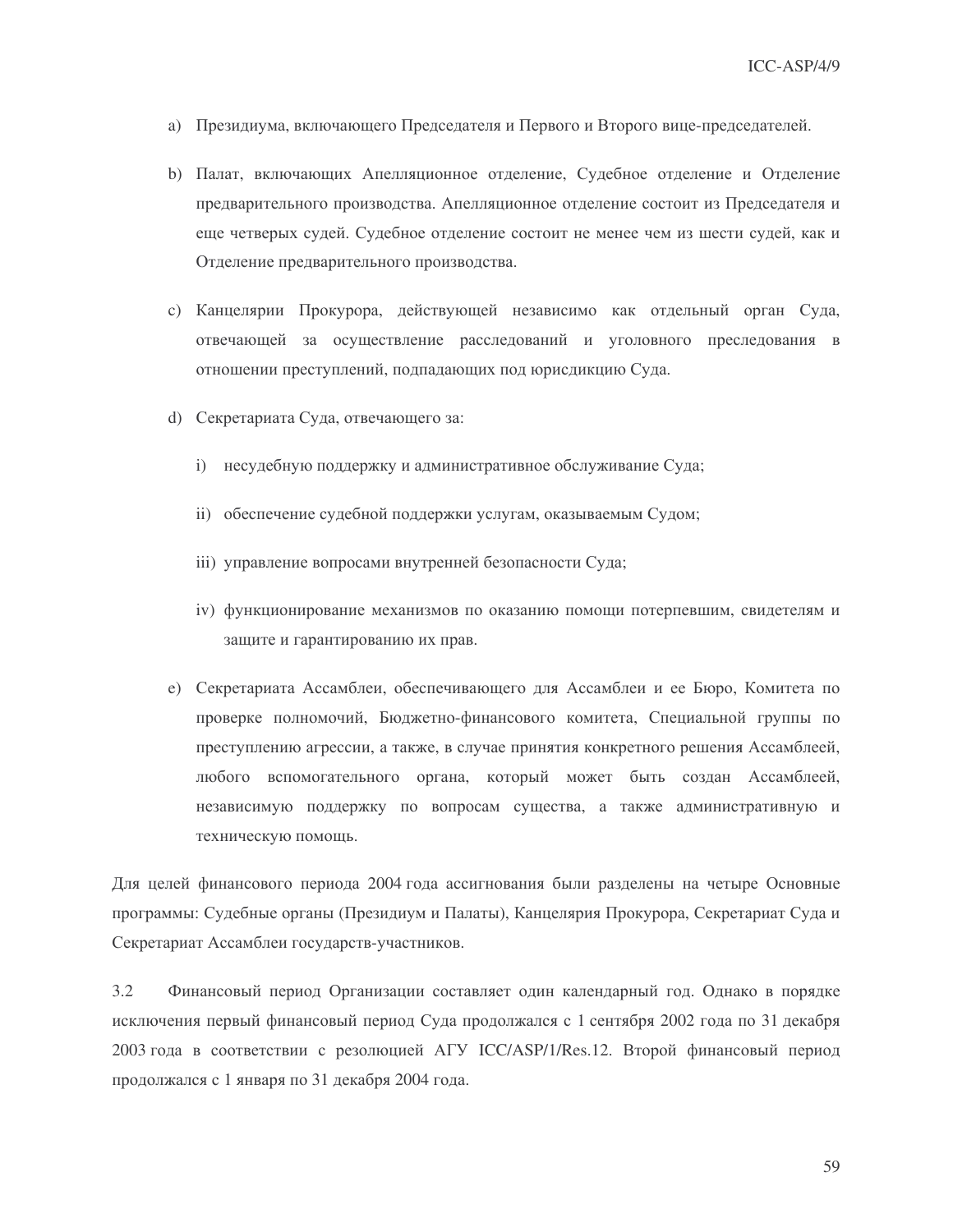a) Президиума, включающего Председателя и Первого и Второго вице-председателей.

b) Палат, включающих Апелляционное отделение, Судебное отделение и Отделение предварительного производства. Апелляционное отделение состоит из Председателя и еще четверых судей. Судебное отделение состоит не менее чем из шести судей, как и Отделение предварительного производства.

c) Канцелярии Прокурора, действующей независимо как отдельный орган Суда, отвечающей за осуществление расследований и уголовного преследования в отношении преступлений, подпадающих под юрисдикцию Суда.

d) Секретариата Суда, отвечающего за:

   i) несудебную поддержку и административное обслуживание Суда;

   ii) обеспечение судебной поддержки услугам, оказываемым Судом;

   iii) управление вопросами внутренней безопасности Суда;

   iv) функционирование механизмов по оказанию помощи потерпевшим, свидетелям и защите и гарантированию их прав.

e) Секретариата Ассамблеи, обеспечивающего для Ассамблеи и ее Бюро, Комитета по проверке полномочий, Бюджетно-финансового комитета, Специальной группы по преступлению агрессии, а также, в случае принятия конкретного решения Ассамблеей, любого вспомогательного органа, который может быть создан Ассамблеей, независимую поддержку по вопросам существа, а также административную и техническую помощь.

Для целей финансового периода 2004 года ассигнования были разделены на четыре Основные программы: Судебные органы (Президиум и Палаты), Канцелярия Прокурора, Секретариат Суда и Секретариат Ассамблеи государств-участников.

3.2 Финансовый период Организации составляет один календарный год. Однако в порядке исключения первый финансовый период Суда продолжался с 1 сентября 2002 года по 31 декабря 2003 года в соответствии с резолюцией АГУ ICC/ASP/1/Res.12. Второй финансовый период продолжался с 1 января по 31 декабря 2004 года.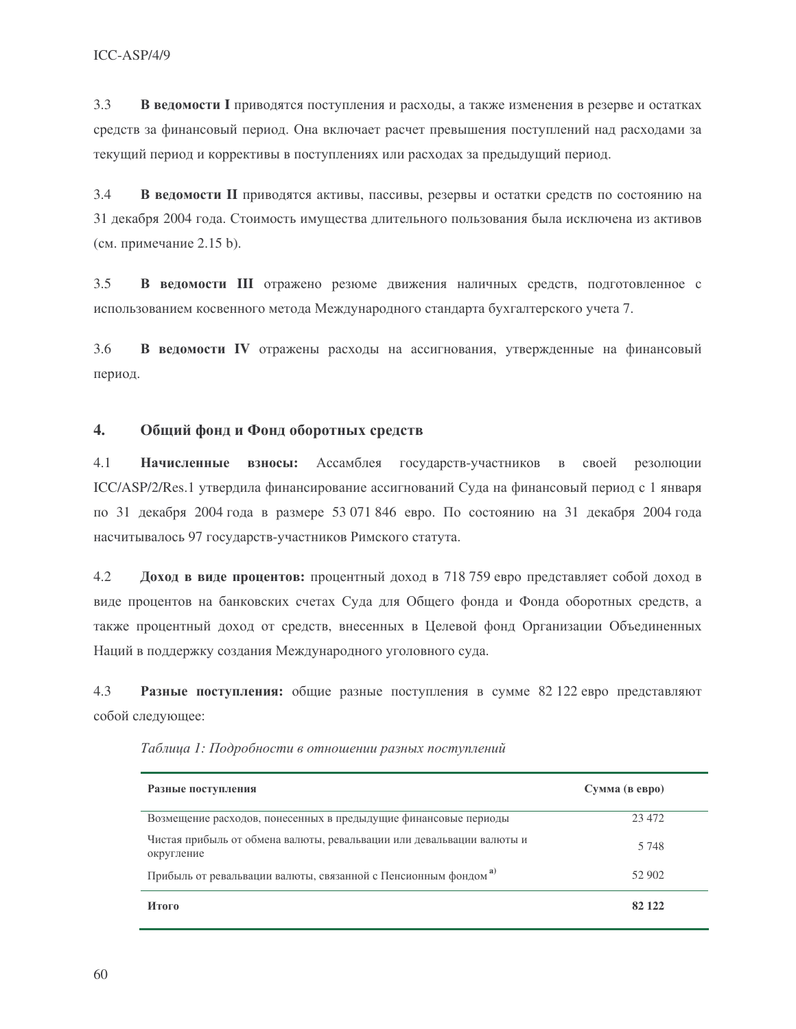3.3 **В ведомости I** приводятся поступления и расходы, а также изменения в резерве и остатках средств за финансовый период. Она включает расчет превышения поступлений над расходами за текущий период и коррективы в поступлениях или расходах за предыдущий период.

3.4 **В ведомости II** приводятся активы, пассивы, резервы и остатки средств по состоянию на 31 декабря 2004 года. Стоимость имущества длительного пользования была исключена из активов (см. примечание 2.15 b).

3.5 **В ведомости III** отражено резюме движения наличных средств, подготовленное с использованием косвенного метода Международного стандарта бухгалтерского учета 7.

3.6 **В ведомости IV** отражены расходы на ассигнования, утвержденные на финансовый период.

## 4. Общий фонд и Фонд оборотных средств

4.1 **Начисленные взносы:** Ассамблея государств-участников в своей резолюции ICC/ASP/2/Res.1 утвердила финансирование ассигнований Суда на финансовый период с 1 января по 31 декабря 2004 года в размере 53 071 846 евро. По состоянию на 31 декабря 2004 года насчитывалось 97 государств-участников Римского статута.

4.2 **Доход в виде процентов:** процентный доход в 718 759 евро представляет собой доход в виде процентов на банковских счетах Суда для Общего фонда и Фонда оборотных средств, а также процентный доход от средств, внесенных в Целевой фонд Организации Объединенных Наций в поддержку создания Международного уголовного суда.

4.3 **Разные поступления:** общие разные поступления в сумме 82 122 евро представляют собой следующее:

*Таблица 1: Подробности в отношении разных поступлений*

| Разные поступления | Сумма (в евро) |
|---|---|
| Возмещение расходов, понесенных в предыдущие финансовые периоды | 23 472 |
| Чистая прибыль от обмена валюты, ревальвации или девальвации валюты и округление | 5 748 |
| Прибыль от ревальвации валюты, связанной с Пенсионным фондом [a)] | 52 902 |
| **Итого** | **82 122** |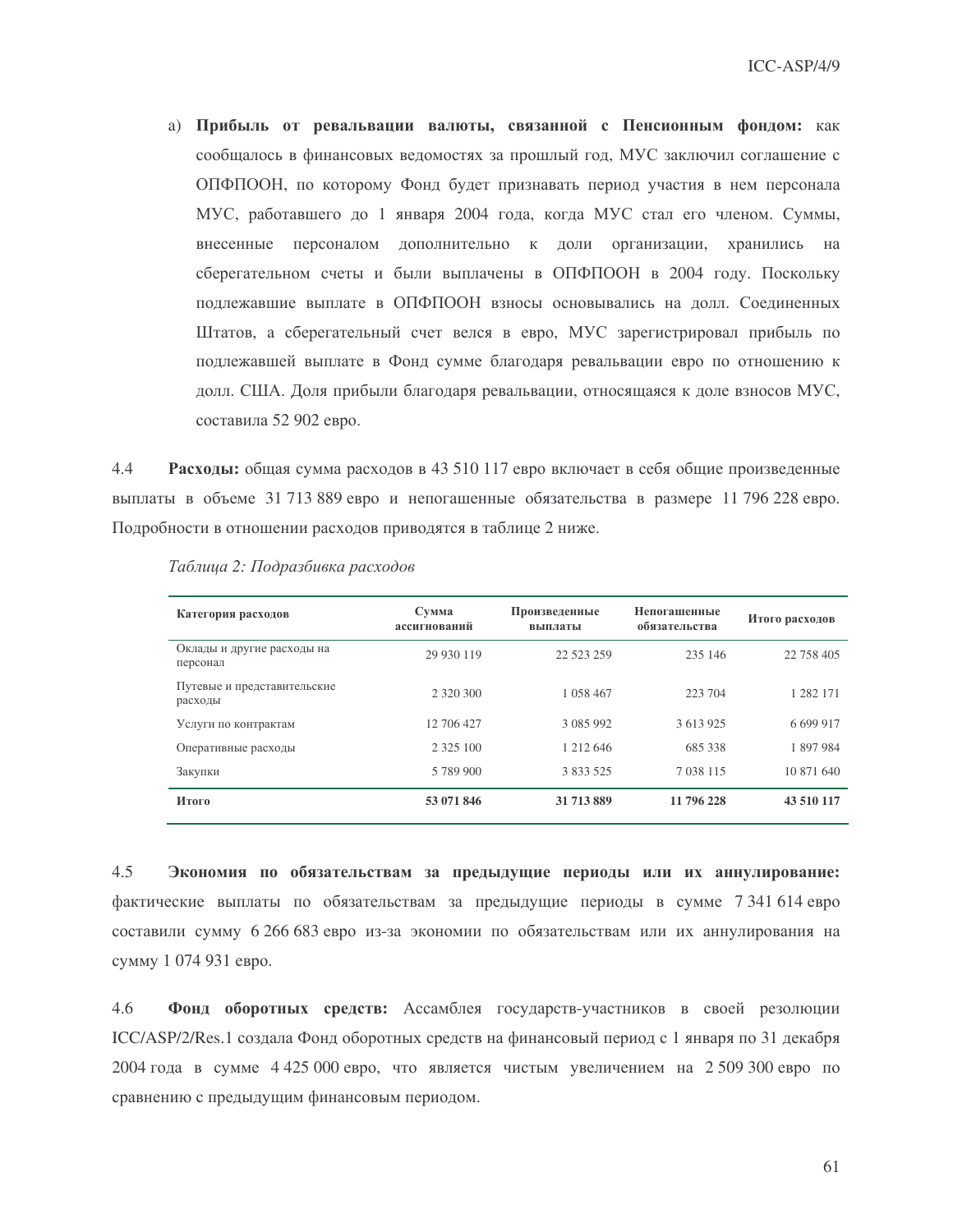a) **Прибыль от ревальвации валюты, связанной с Пенсионным фондом:** как сообщалось в финансовых ведомостях за прошлый год, МУС заключил соглашение с ОПФПООН, по которому Фонд будет признавать период участия в нем персонала МУС, работавшего до 1 января 2004 года, когда МУС стал его членом. Суммы, внесенные персоналом дополнительно к доли организации, хранились на сберегательном счеты и были выплачены в ОПФПООН в 2004 году. Поскольку подлежавшие выплате в ОПФПООН взносы основывались на долл. Соединенных Штатов, а сберегательный счет велся в евро, МУС зарегистрировал прибыль по подлежавшей выплате в Фонд сумме благодаря ревальвации евро по отношению к долл. США. Доля прибыли благодаря ревальвации, относящаяся к доле взносов МУС, составила 52 902 евро.

4.4 **Расходы:** общая сумма расходов в 43 510 117 евро включает в себя общие произведенные выплаты в объеме 31 713 889 евро и непогашенные обязательства в размере 11 796 228 евро. Подробности в отношении расходов приводятся в таблице 2 ниже.

*Таблица 2: Подразбивка расходов*

| Категория расходов | Сумма ассигнований | Произведенные выплаты | Непогашенные обязательства | Итого расходов |
|---|---|---|---|---|
| Оклады и другие расходы на персонал | 29 930 119 | 22 523 259 | 235 146 | 22 758 405 |
| Путевые и представительские расходы | 2 320 300 | 1 058 467 | 223 704 | 1 282 171 |
| Услуги по контрактам | 12 706 427 | 3 085 992 | 3 613 925 | 6 699 917 |
| Оперативные расходы | 2 325 100 | 1 212 646 | 685 338 | 1 897 984 |
| Закупки | 5 789 900 | 3 833 525 | 7 038 115 | 10 871 640 |
| **Итого** | **53 071 846** | **31 713 889** | **11 796 228** | **43 510 117** |

4.5 **Экономия по обязательствам за предыдущие периоды или их аннулирование:** фактические выплаты по обязательствам за предыдущие периоды в сумме 7 341 614 евро составили сумму 6 266 683 евро из-за экономии по обязательствам или их аннулирования на сумму 1 074 931 евро.

4.6 **Фонд оборотных средств:** Ассамблея государств-участников в своей резолюции ICC/ASP/2/Res.1 создала Фонд оборотных средств на финансовый период с 1 января по 31 декабря 2004 года в сумме 4 425 000 евро, что является чистым увеличением на 2 509 300 евро по сравнению с предыдущим финансовым периодом.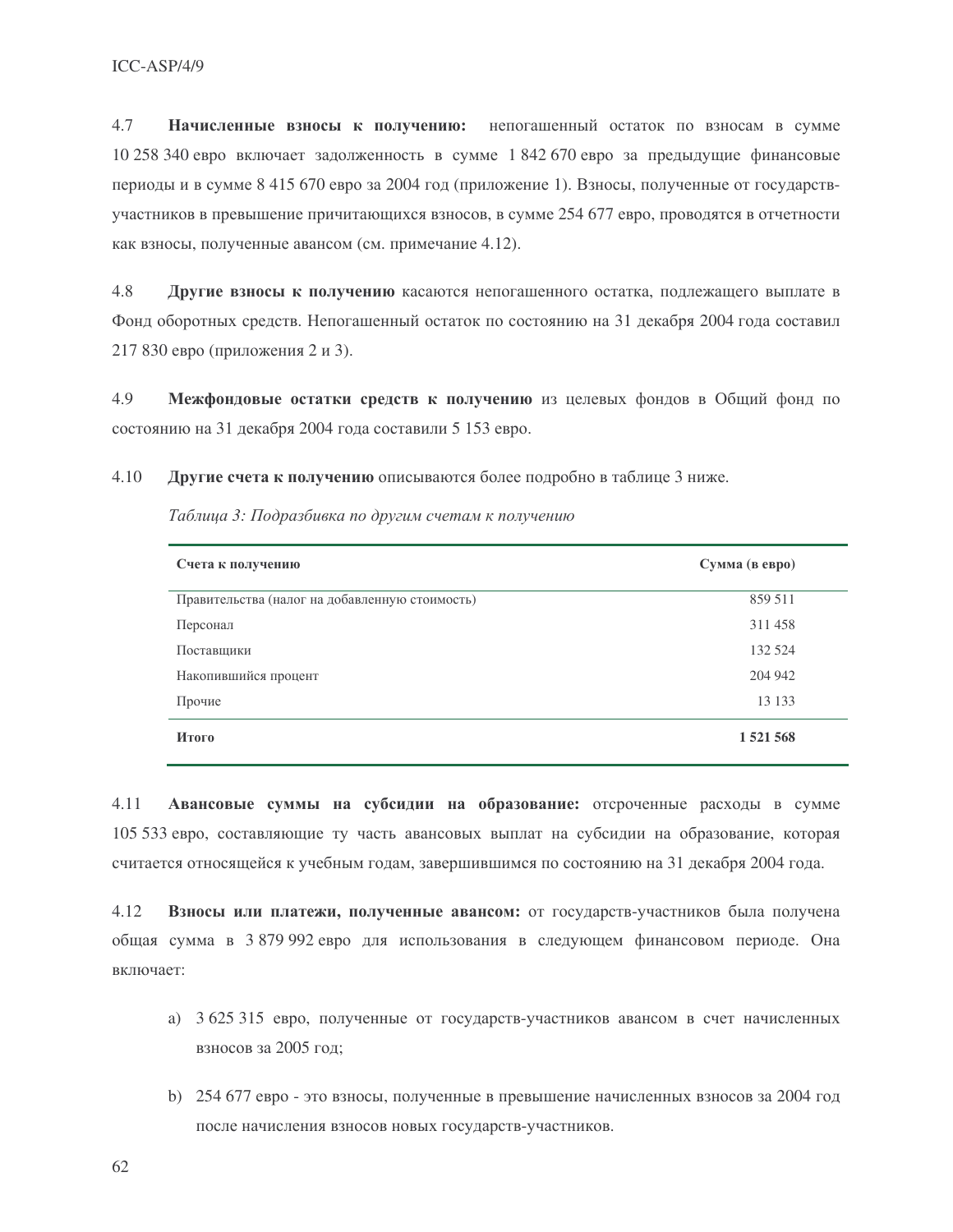4.7 **Начисленные взносы к получению:** непогашенный остаток по взносам в сумме 10 258 340 евро включает задолженность в сумме 1 842 670 евро за предыдущие финансовые периоды и в сумме 8 415 670 евро за 2004 год (приложение 1). Взносы, полученные от государств-участников в превышение причитающихся взносов, в сумме 254 677 евро, проводятся в отчетности как взносы, полученные авансом (см. примечание 4.12).

4.8 **Другие взносы к получению** касаются непогашенного остатка, подлежащего выплате в Фонд оборотных средств. Непогашенный остаток по состоянию на 31 декабря 2004 года составил 217 830 евро (приложения 2 и 3).

4.9 **Межфондовые остатки средств к получению** из целевых фондов в Общий фонд по состоянию на 31 декабря 2004 года составили 5 153 евро.

4.10 **Другие счета к получению** описываются более подробно в таблице 3 ниже.

*Таблица 3: Подразбивка по другим счетам к получению*

| Счета к получению | Сумма (в евро) |
|---|---|
| Правительства (налог на добавленную стоимость) | 859 511 |
| Персонал | 311 458 |
| Поставщики | 132 524 |
| Накопившийся процент | 204 942 |
| Прочие | 13 133 |
| **Итого** | **1 521 568** |

4.11 **Авансовые суммы на субсидии на образование:** отсроченные расходы в сумме 105 533 евро, составляющие ту часть авансовых выплат на субсидии на образование, которая считается относящейся к учебным годам, завершившимся по состоянию на 31 декабря 2004 года.

4.12 **Взносы или платежи, полученные авансом:** от государств-участников была получена общая сумма в 3 879 992 евро для использования в следующем финансовом периоде. Она включает:

a) 3 625 315 евро, полученные от государств-участников авансом в счет начисленных взносов за 2005 год;

b) 254 677 евро - это взносы, полученные в превышение начисленных взносов за 2004 год после начисления взносов новых государств-участников.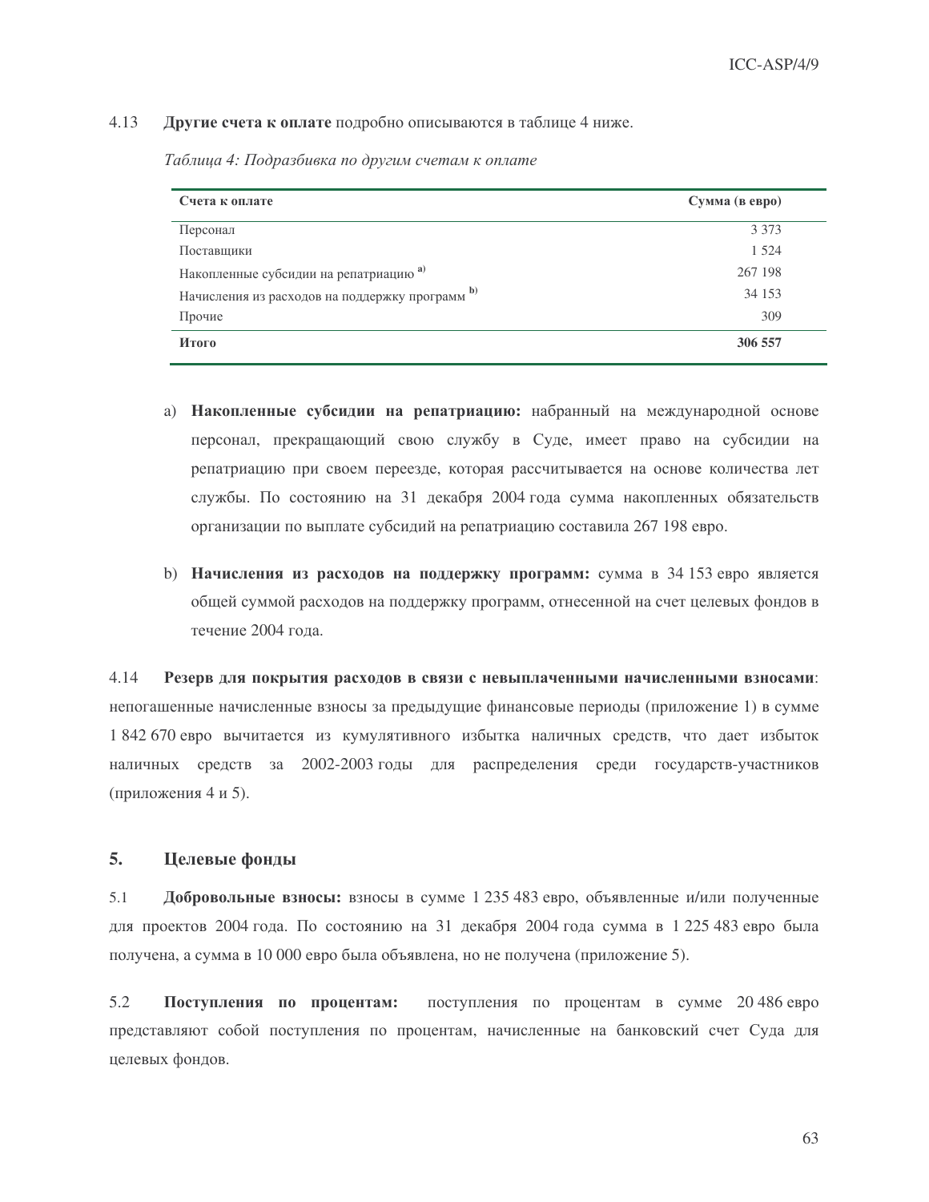4.13 **Другие счета к оплате** подробно описываются в таблице 4 ниже.

*Таблица 4: Подразбивка по другим счетам к оплате*

| Счета к оплате | Сумма (в евро) |
|---|---|
| Персонал | 3 373 |
| Поставщики | 1 524 |
| Накопленные субсидии на репатриацию [a)] | 267 198 |
| Начисления из расходов на поддержку программ [b)] | 34 153 |
| Прочие | 309 |
| **Итого** | **306 557** |

a) **Накопленные субсидии на репатриацию:** набранный на международной основе персонал, прекращающий свою службу в Суде, имеет право на субсидии на репатриацию при своем переезде, которая рассчитывается на основе количества лет службы. По состоянию на 31 декабря 2004 года сумма накопленных обязательств организации по выплате субсидий на репатриацию составила 267 198 евро.

b) **Начисления из расходов на поддержку программ:** сумма в 34 153 евро является общей суммой расходов на поддержку программ, отнесенной на счет целевых фондов в течение 2004 года.

4.14 **Резерв для покрытия расходов в связи с невыплаченными начисленными взносами**: непогашенные начисленные взносы за предыдущие финансовые периоды (приложение 1) в сумме 1 842 670 евро вычитается из кумулятивного избытка наличных средств, что дает избыток наличных средств за 2002-2003 годы для распределения среди государств-участников (приложения 4 и 5).

## 5. Целевые фонды

5.1 **Добровольные взносы:** взносы в сумме 1 235 483 евро, объявленные и/или полученные для проектов 2004 года. По состоянию на 31 декабря 2004 года сумма в 1 225 483 евро была получена, а сумма в 10 000 евро была объявлена, но не получена (приложение 5).

5.2 **Поступления по процентам:** поступления по процентам в сумме 20 486 евро представляют собой поступления по процентам, начисленные на банковский счет Суда для целевых фондов.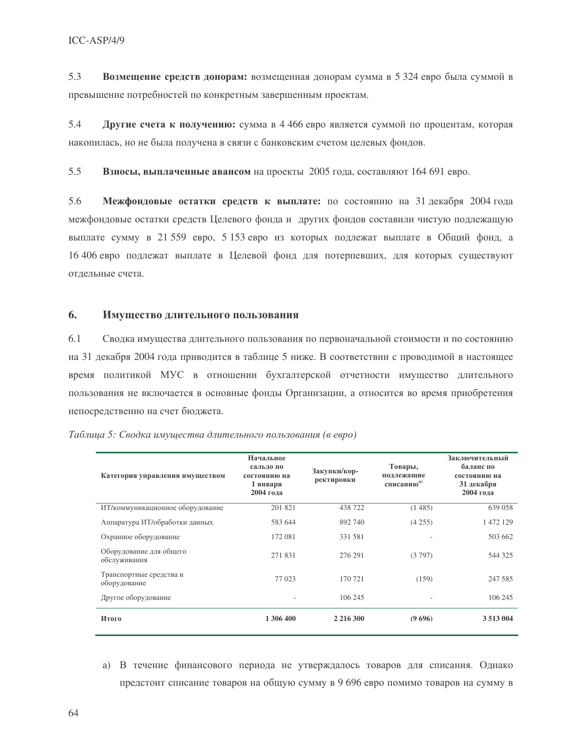5.3 **Возмещение средств донорам:** возмещенная донорам сумма в 5 324 евро была суммой в превышение потребностей по конкретным завершенным проектам.

5.4 **Другие счета к получению:** сумма в 4 466 евро является суммой по процентам, которая накопилась, но не была получена в связи с банковским счетом целевых фондов.

5.5 **Взносы, выплаченные авансом** на проекты 2005 года, составляют 164 691 евро.

5.6 **Межфондовые остатки средств к выплате:** по состоянию на 31 декабря 2004 года межфондовые остатки средств Целевого фонда и других фондов составили чистую подлежащую выплате сумму в 21 559 евро, 5 153 евро из которых подлежат выплате в Общий фонд, а 16 406 евро подлежат выплате в Целевой фонд для потерпевших, для которых существуют отдельные счета.

## 6. Имущество длительного пользования

6.1 Сводка имущества длительного пользования по первоначальной стоимости и по состоянию на 31 декабря 2004 года приводится в таблице 5 ниже. В соответствии с проводимой в настоящее время политикой МУС в отношении бухгалтерской отчетности имущество длительного пользования не включается в основные фонды Организации, а относится во время приобретения непосредственно на счет бюджета.

*Таблица 5: Сводка имущества длительного пользования (в евро)*

| Категория управления имуществом | Начальное сальдо по состоянию на 1 января 2004 года | Закупки/корректировки | Товары, подлежащие списанию[a)] | Заключительный баланс по состоянию на 31 декабря 2004 года |
|---|---|---|---|---|
| ИТ/коммуникационное оборудование | 201 821 | 438 722 | (1 485) | 639 058 |
| Аппаратура ИТ/обработки данных | 583 644 | 892 740 | (4 255) | 1 472 129 |
| Охранное оборудование | 172 081 | 331 581 | - | 503 662 |
| Оборудование для общего обслуживания | 271 831 | 276 291 | (3 797) | 544 325 |
| Транспортные средства и оборудование | 77 023 | 170 721 | (159) | 247 585 |
| Другое оборудование | - | 106 245 | - | 106 245 |
| **Итого** | **1 306 400** | **2 216 300** | **(9 696)** | **3 513 004** |

a) В течение финансового периода не утверждалось товаров для списания. Однако предстоит списание товаров на общую сумму в 9 696 евро помимо товаров на сумму в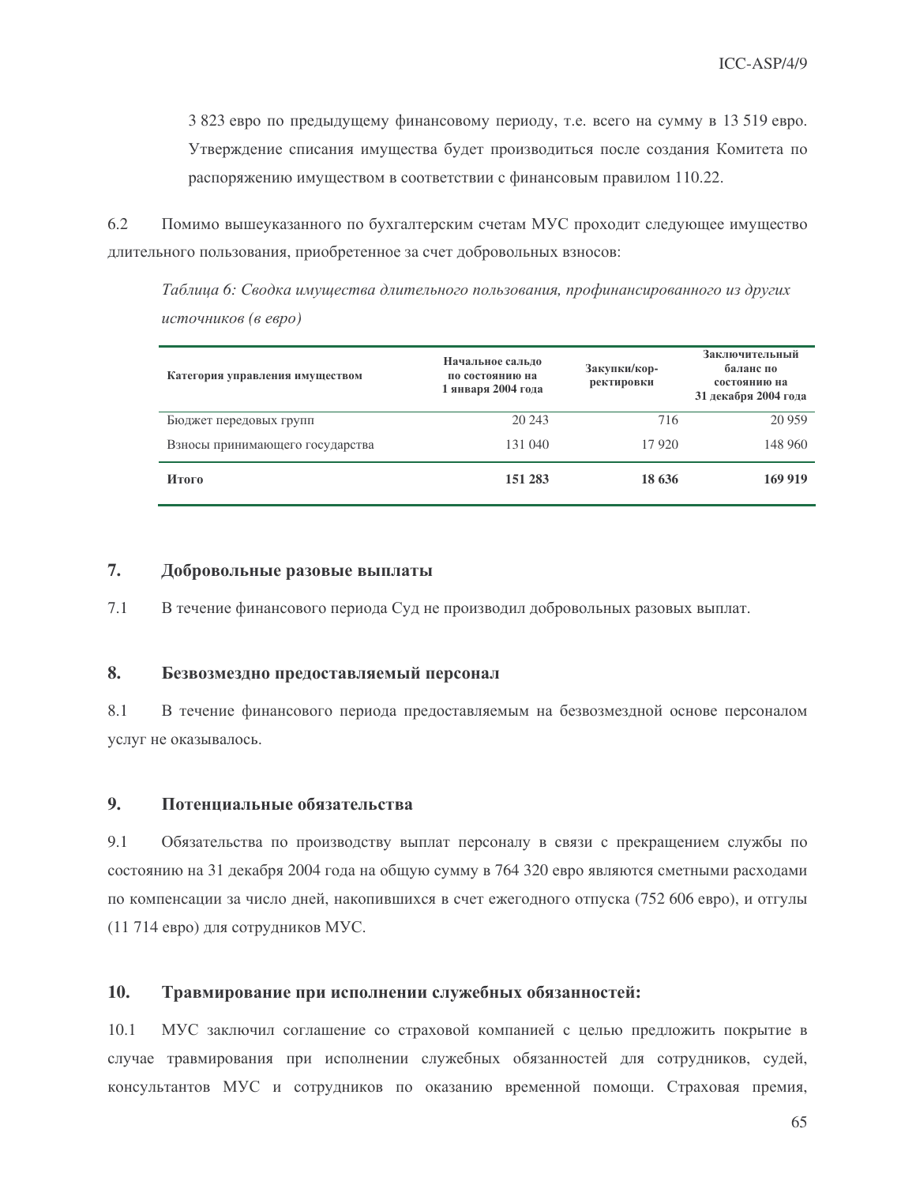3 823 евро по предыдущему финансовому периоду, т.е. всего на сумму в 13 519 евро. Утверждение списания имущества будет производиться после создания Комитета по распоряжению имуществом в соответствии с финансовым правилом 110.22.

6.2 Помимо вышеуказанного по бухгалтерским счетам МУС проходит следующее имущество длительного пользования, приобретенное за счет добровольных взносов:

*Таблица 6: Сводка имущества длительного пользования, профинансированного из других источников (в евро)*

| Категория управления имуществом | Начальное сальдо по состоянию на 1 января 2004 года | Закупки/корректировки | Заключительный баланс по состоянию на 31 декабря 2004 года |
|---|---|---|---|
| Бюджет передовых групп | 20 243 | 716 | 20 959 |
| Взносы принимающего государства | 131 040 | 17 920 | 148 960 |
| **Итого** | **151 283** | **18 636** | **169 919** |

## 7. Добровольные разовые выплаты

7.1 В течение финансового периода Суд не производил добровольных разовых выплат.

## 8. Безвозмездно предоставляемый персонал

8.1 В течение финансового периода предоставляемым на безвозмездной основе персоналом услуг не оказывалось.

## 9. Потенциальные обязательства

9.1 Обязательства по производству выплат персоналу в связи с прекращением службы по состоянию на 31 декабря 2004 года на общую сумму в 764 320 евро являются сметными расходами по компенсации за число дней, накопившихся в счет ежегодного отпуска (752 606 евро), и отгулы (11 714 евро) для сотрудников МУС.

## 10. Травмирование при исполнении служебных обязанностей:

10.1 МУС заключил соглашение со страховой компанией с целью предложить покрытие в случае травмирования при исполнении служебных обязанностей для сотрудников, судей, консультантов МУС и сотрудников по оказанию временной помощи. Страховая премия,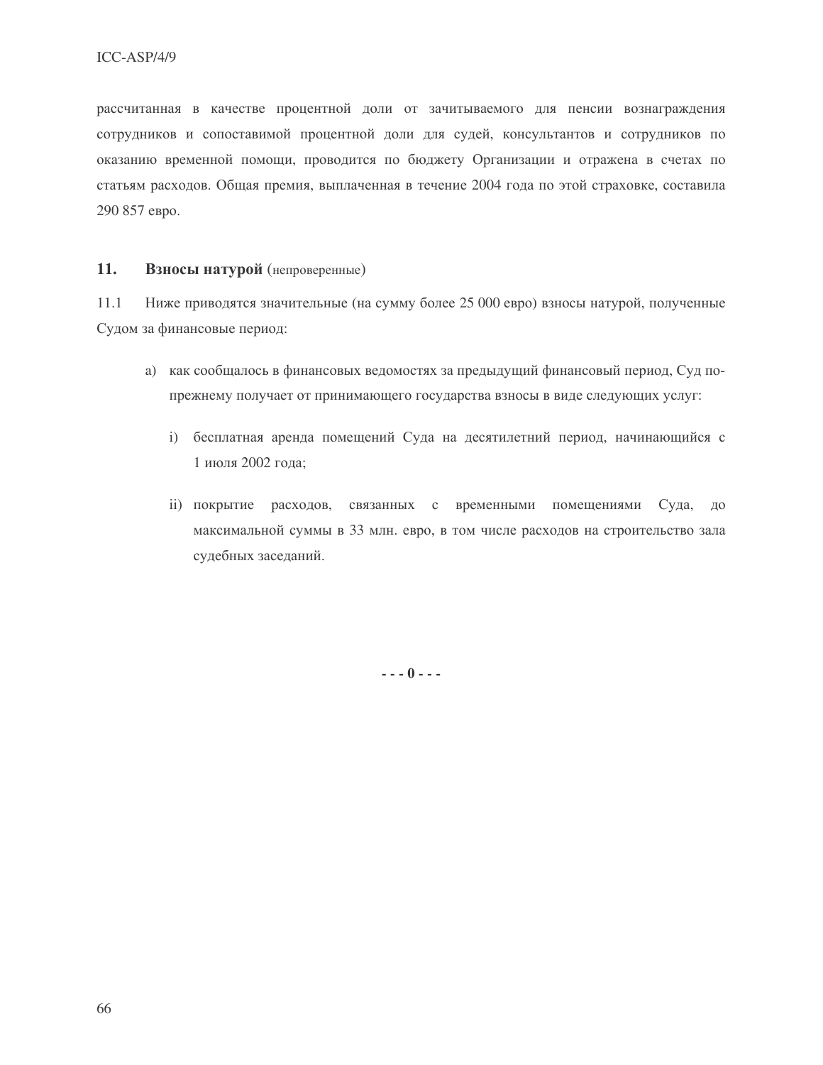рассчитанная в качестве процентной доли от зачитываемого для пенсии вознаграждения сотрудников и сопоставимой процентной доли для судей, консультантов и сотрудников по оказанию временной помощи, проводится по бюджету Организации и отражена в счетах по статьям расходов. Общая премия, выплаченная в течение 2004 года по этой страховке, составила 290 857 евро.

## 11. **Взносы натурой** (непроверенные)

11.1 Ниже приводятся значительные (на сумму более 25 000 евро) взносы натурой, полученные Судом за финансовые период:

a) как сообщалось в финансовых ведомостях за предыдущий финансовый период, Суд по-прежнему получает от принимающего государства взносы в виде следующих услуг:

   i) бесплатная аренда помещений Суда на десятилетний период, начинающийся с 1 июля 2002 года;

   ii) покрытие расходов, связанных с временными помещениями Суда, до максимальной суммы в 33 млн. евро, в том числе расходов на строительство зала судебных заседаний.

**- - - 0 - - -**